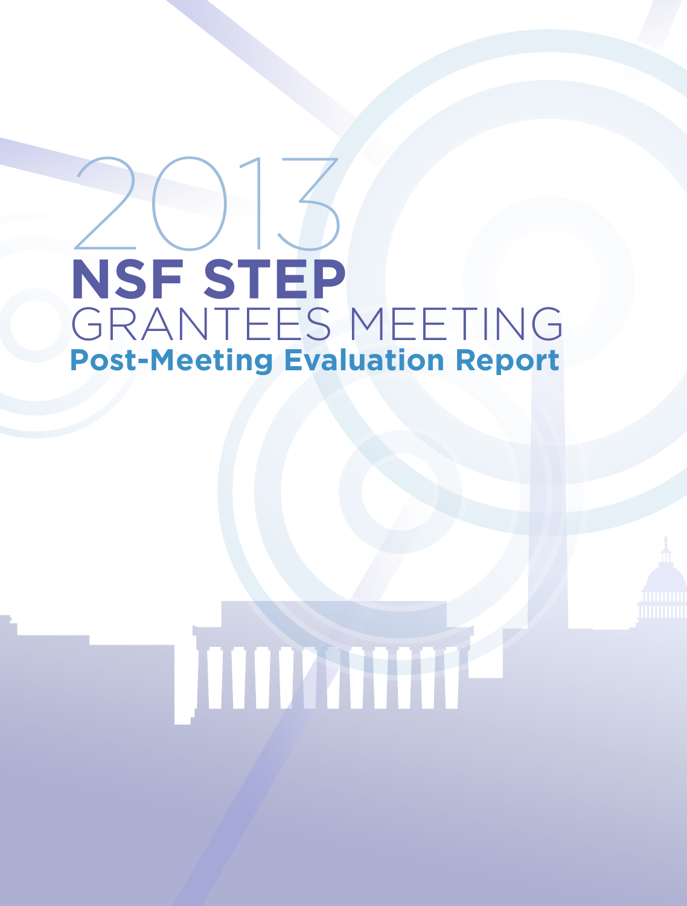# 2013 NSF STEP GRANTEES MEETING

## Post-Meeting Evaluation Report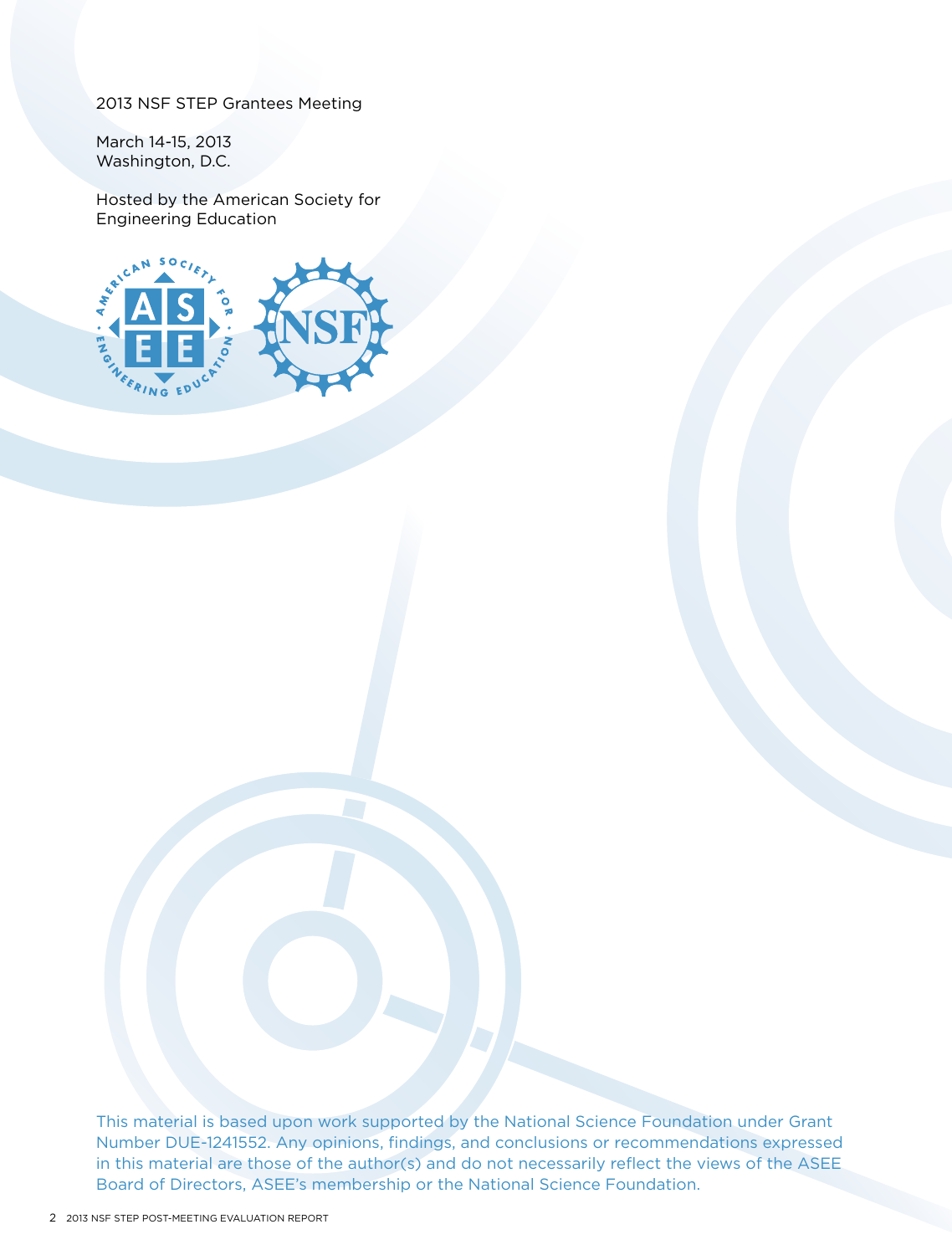2013 NSF STEP Grantees Meeting

March 14-15, 2013
Washington, D.C.

Hosted by the American Society for Engineering Education

This material is based upon work supported by the National Science Foundation under Grant Number DUE-1241552. Any opinions, findings, and conclusions or recommendations expressed in this material are those of the author(s) and do not necessarily reflect the views of the ASEE Board of Directors, ASEE's membership or the National Science Foundation.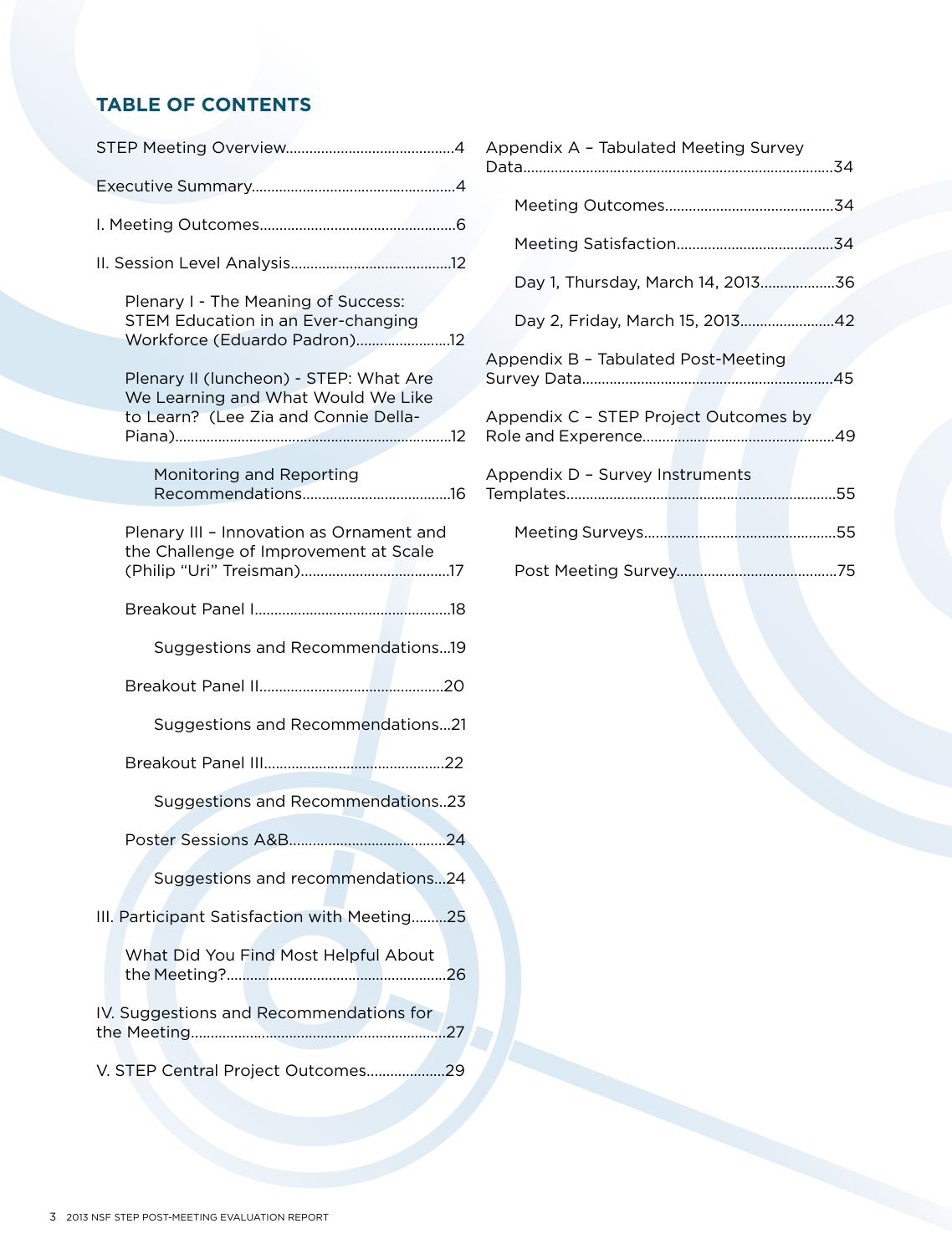## TABLE OF CONTENTS

STEP Meeting Overview....................................................4

Executive Summary........................................................4

I. Meeting Outcomes........................................................6

II. Session Level Analysis...............................................12

- Plenary I - The Meaning of Success: STEM Education in an Ever-changing Workforce (Eduardo Padron)........................12
- Plenary II (luncheon) - STEP: What Are We Learning and What Would We Like to Learn? (Lee Zia and Connie Della-Piana).......................................................................12
  - Monitoring and Reporting Recommendations......................................16
- Plenary III – Innovation as Ornament and the Challenge of Improvement at Scale (Philip "Uri" Treisman)......................................17
- Breakout Panel I..................................................18
  - Suggestions and Recommendations...19
- Breakout Panel II...............................................20
  - Suggestions and Recommendations...21
- Breakout Panel III..............................................22
  - Suggestions and Recommendations..23
- Poster Sessions A&B........................................24
  - Suggestions and recommendations...24

III. Participant Satisfaction with Meeting.........25

- What Did You Find Most Helpful About the Meeting?........................................................26

IV. Suggestions and Recommendations for the Meeting.................................................................27

V. STEP Central Project Outcomes....................29

Appendix A – Tabulated Meeting Survey Data...............................................................................34

- Meeting Outcomes...........................................34
- Meeting Satisfaction........................................34
- Day 1, Thursday, March 14, 2013...................36
- Day 2, Friday, March 15, 2013........................42

Appendix B – Tabulated Post-Meeting Survey Data................................................................45

Appendix C – STEP Project Outcomes by Role and Experence.................................................49

Appendix D – Survey Instruments Templates.....................................................................55

- Meeting Surveys.................................................55
- Post Meeting Survey.........................................75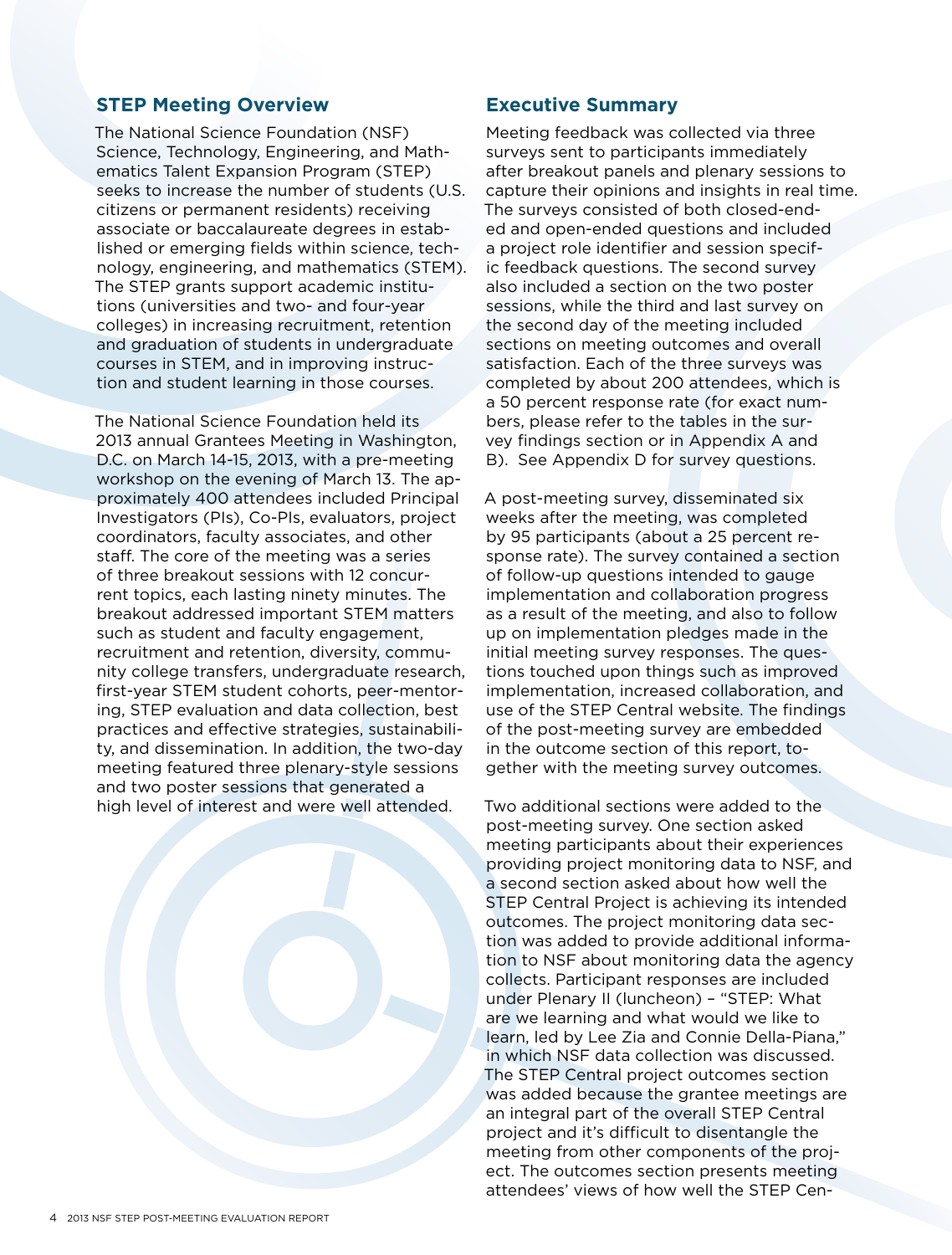## STEP Meeting Overview

The National Science Foundation (NSF) Science, Technology, Engineering, and Mathematics Talent Expansion Program (STEP) seeks to increase the number of students (U.S. citizens or permanent residents) receiving associate or baccalaureate degrees in established or emerging fields within science, technology, engineering, and mathematics (STEM). The STEP grants support academic institutions (universities and two- and four-year colleges) in increasing recruitment, retention and graduation of students in undergraduate courses in STEM, and in improving instruction and student learning in those courses.

The National Science Foundation held its 2013 annual Grantees Meeting in Washington, D.C. on March 14-15, 2013, with a pre-meeting workshop on the evening of March 13. The approximately 400 attendees included Principal Investigators (PIs), Co-PIs, evaluators, project coordinators, faculty associates, and other staff. The core of the meeting was a series of three breakout sessions with 12 concurrent topics, each lasting ninety minutes. The breakout addressed important STEM matters such as student and faculty engagement, recruitment and retention, diversity, community college transfers, undergraduate research, first-year STEM student cohorts, peer-mentoring, STEP evaluation and data collection, best practices and effective strategies, sustainability, and dissemination. In addition, the two-day meeting featured three plenary-style sessions and two poster sessions that generated a high level of interest and were well attended.

## Executive Summary

Meeting feedback was collected via three surveys sent to participants immediately after breakout panels and plenary sessions to capture their opinions and insights in real time. The surveys consisted of both closed-ended and open-ended questions and included a project role identifier and session specific feedback questions. The second survey also included a section on the two poster sessions, while the third and last survey on the second day of the meeting included sections on meeting outcomes and overall satisfaction. Each of the three surveys was completed by about 200 attendees, which is a 50 percent response rate (for exact numbers, please refer to the tables in the survey findings section or in Appendix A and B). See Appendix D for survey questions.

A post-meeting survey, disseminated six weeks after the meeting, was completed by 95 participants (about a 25 percent response rate). The survey contained a section of follow-up questions intended to gauge implementation and collaboration progress as a result of the meeting, and also to follow up on implementation pledges made in the initial meeting survey responses. The questions touched upon things such as improved implementation, increased collaboration, and use of the STEP Central website. The findings of the post-meeting survey are embedded in the outcome section of this report, together with the meeting survey outcomes.

Two additional sections were added to the post-meeting survey. One section asked meeting participants about their experiences providing project monitoring data to NSF, and a second section asked about how well the STEP Central Project is achieving its intended outcomes. The project monitoring data section was added to provide additional information to NSF about monitoring data the agency collects. Participant responses are included under Plenary II (luncheon) – "STEP: What are we learning and what would we like to learn, led by Lee Zia and Connie Della-Piana," in which NSF data collection was discussed. The STEP Central project outcomes section was added because the grantee meetings are an integral part of the overall STEP Central project and it's difficult to disentangle the meeting from other components of the project. The outcomes section presents meeting attendees' views of how well the STEP Cen-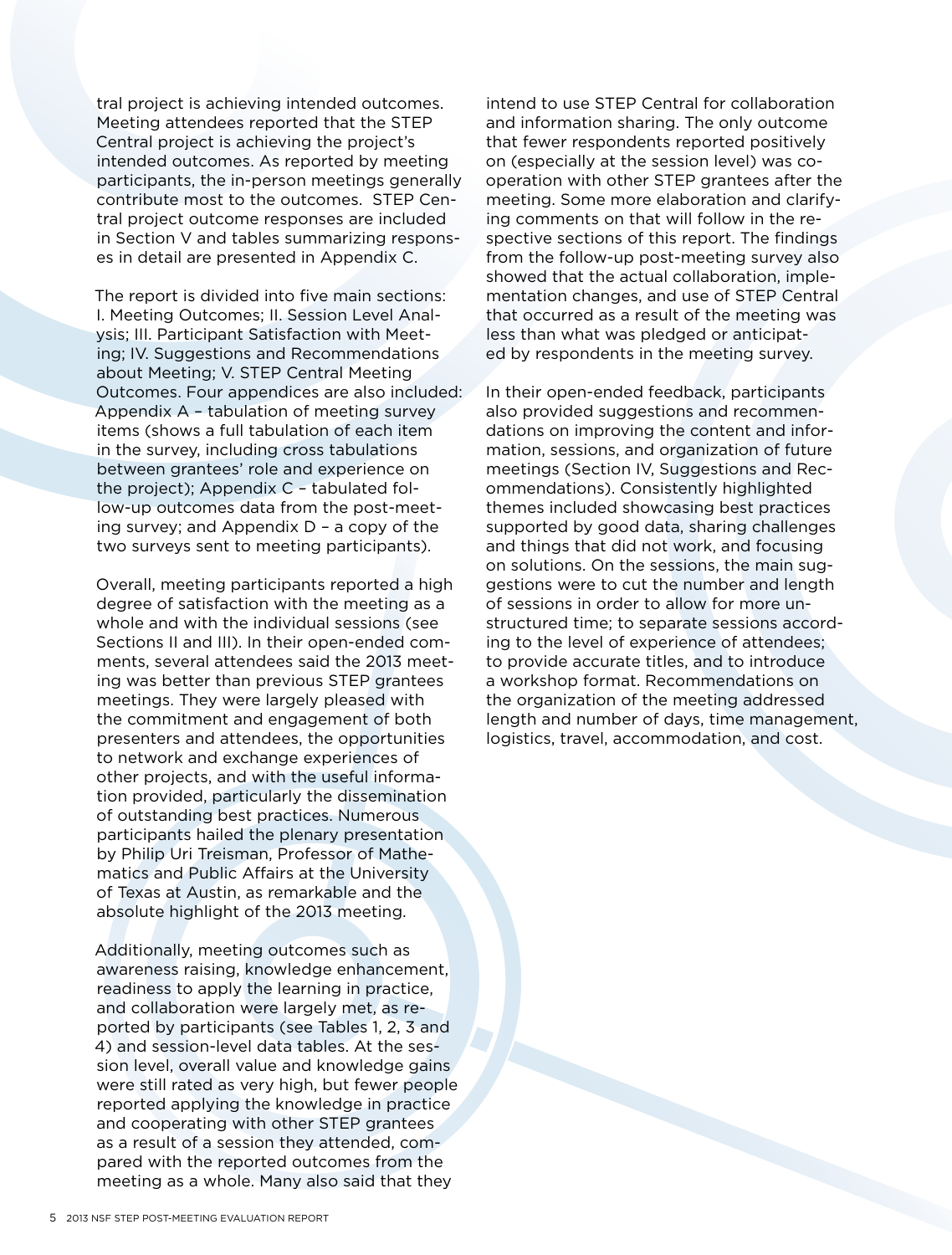tral project is achieving intended outcomes. Meeting attendees reported that the STEP Central project is achieving the project's intended outcomes. As reported by meeting participants, the in-person meetings generally contribute most to the outcomes. STEP Central project outcome responses are included in Section V and tables summarizing responses in detail are presented in Appendix C.

The report is divided into five main sections: I. Meeting Outcomes; II. Session Level Analysis; III. Participant Satisfaction with Meeting; IV. Suggestions and Recommendations about Meeting; V. STEP Central Meeting Outcomes. Four appendices are also included: Appendix A – tabulation of meeting survey items (shows a full tabulation of each item in the survey, including cross tabulations between grantees' role and experience on the project); Appendix C – tabulated follow-up outcomes data from the post-meeting survey; and Appendix D – a copy of the two surveys sent to meeting participants).

Overall, meeting participants reported a high degree of satisfaction with the meeting as a whole and with the individual sessions (see Sections II and III). In their open-ended comments, several attendees said the 2013 meeting was better than previous STEP grantees meetings. They were largely pleased with the commitment and engagement of both presenters and attendees, the opportunities to network and exchange experiences of other projects, and with the useful information provided, particularly the dissemination of outstanding best practices. Numerous participants hailed the plenary presentation by Philip Uri Treisman, Professor of Mathematics and Public Affairs at the University of Texas at Austin, as remarkable and the absolute highlight of the 2013 meeting.

Additionally, meeting outcomes such as awareness raising, knowledge enhancement, readiness to apply the learning in practice, and collaboration were largely met, as reported by participants (see Tables 1, 2, 3 and 4) and session-level data tables. At the session level, overall value and knowledge gains were still rated as very high, but fewer people reported applying the knowledge in practice and cooperating with other STEP grantees as a result of a session they attended, compared with the reported outcomes from the meeting as a whole. Many also said that they intend to use STEP Central for collaboration and information sharing. The only outcome that fewer respondents reported positively on (especially at the session level) was cooperation with other STEP grantees after the meeting. Some more elaboration and clarifying comments on that will follow in the respective sections of this report. The findings from the follow-up post-meeting survey also showed that the actual collaboration, implementation changes, and use of STEP Central that occurred as a result of the meeting was less than what was pledged or anticipated by respondents in the meeting survey.

In their open-ended feedback, participants also provided suggestions and recommendations on improving the content and information, sessions, and organization of future meetings (Section IV, Suggestions and Recommendations). Consistently highlighted themes included showcasing best practices supported by good data, sharing challenges and things that did not work, and focusing on solutions. On the sessions, the main suggestions were to cut the number and length of sessions in order to allow for more unstructured time; to separate sessions according to the level of experience of attendees; to provide accurate titles, and to introduce a workshop format. Recommendations on the organization of the meeting addressed length and number of days, time management, logistics, travel, accommodation, and cost.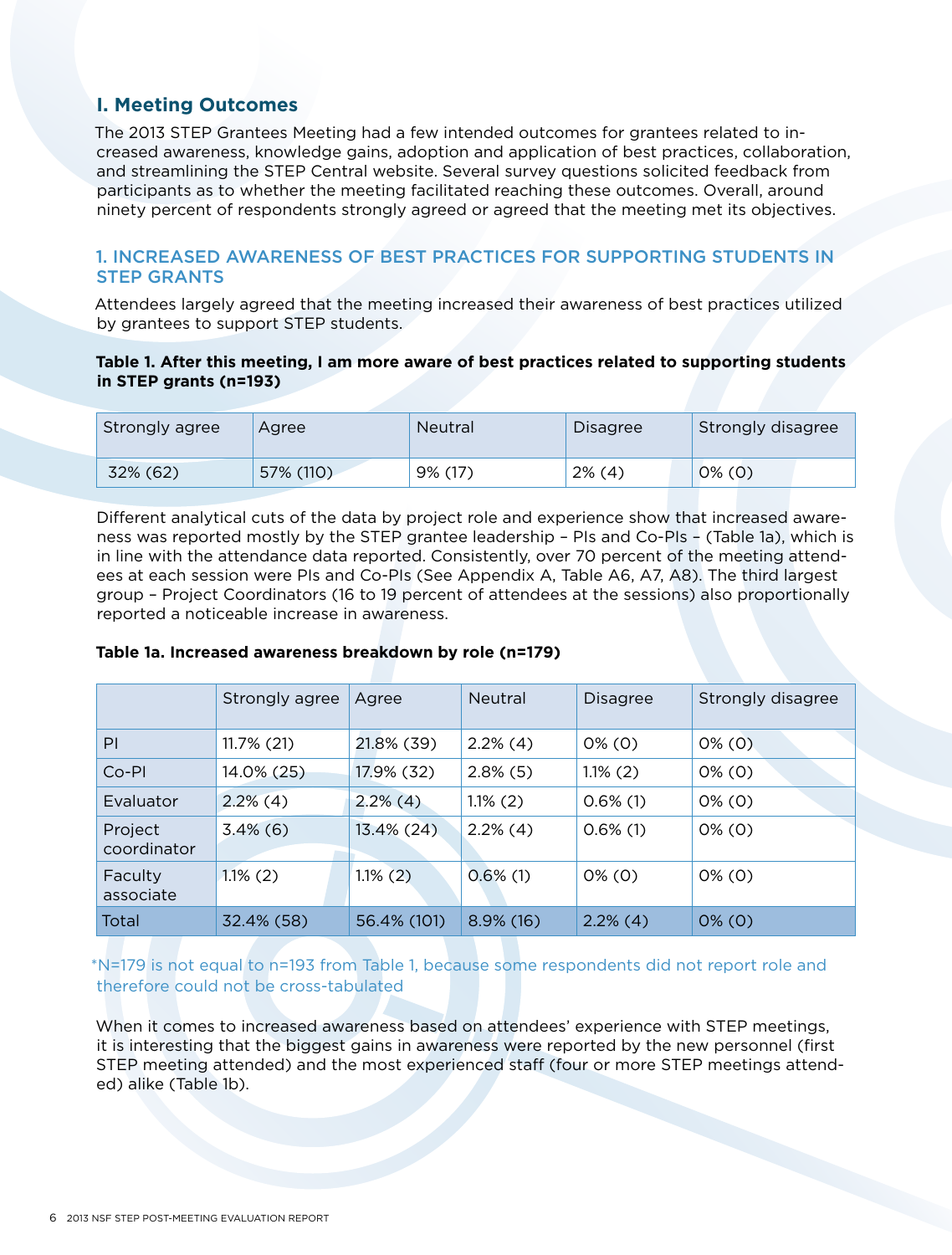## I. Meeting Outcomes

The 2013 STEP Grantees Meeting had a few intended outcomes for grantees related to increased awareness, knowledge gains, adoption and application of best practices, collaboration, and streamlining the STEP Central website. Several survey questions solicited feedback from participants as to whether the meeting facilitated reaching these outcomes. Overall, around ninety percent of respondents strongly agreed or agreed that the meeting met its objectives.

### 1. INCREASED AWARENESS OF BEST PRACTICES FOR SUPPORTING STUDENTS IN STEP GRANTS

Attendees largely agreed that the meeting increased their awareness of best practices utilized by grantees to support STEP students.

**Table 1. After this meeting, I am more aware of best practices related to supporting students in STEP grants (n=193)**

| Strongly agree | Agree | Neutral | Disagree | Strongly disagree |
|---|---|---|---|---|
| 32% (62) | 57% (110) | 9% (17) | 2% (4) | 0% (0) |

Different analytical cuts of the data by project role and experience show that increased awareness was reported mostly by the STEP grantee leadership – PIs and Co-PIs – (Table 1a), which is in line with the attendance data reported. Consistently, over 70 percent of the meeting attendees at each session were PIs and Co-PIs (See Appendix A, Table A6, A7, A8). The third largest group – Project Coordinators (16 to 19 percent of attendees at the sessions) also proportionally reported a noticeable increase in awareness.

**Table 1a. Increased awareness breakdown by role (n=179)**

| | Strongly agree | Agree | Neutral | Disagree | Strongly disagree |
|---|---|---|---|---|---|
| PI | 11.7% (21) | 21.8% (39) | 2.2% (4) | 0% (0) | 0% (0) |
| Co-PI | 14.0% (25) | 17.9% (32) | 2.8% (5) | 1.1% (2) | 0% (0) |
| Evaluator | 2.2% (4) | 2.2% (4) | 1.1% (2) | 0.6% (1) | 0% (0) |
| Project coordinator | 3.4% (6) | 13.4% (24) | 2.2% (4) | 0.6% (1) | 0% (0) |
| Faculty associate | 1.1% (2) | 1.1% (2) | 0.6% (1) | 0% (0) | 0% (0) |
| Total | 32.4% (58) | 56.4% (101) | 8.9% (16) | 2.2% (4) | 0% (0) |

*N=179 is not equal to n=193 from Table 1, because some respondents did not report role and therefore could not be cross-tabulated

When it comes to increased awareness based on attendees' experience with STEP meetings, it is interesting that the biggest gains in awareness were reported by the new personnel (first STEP meeting attended) and the most experienced staff (four or more STEP meetings attended) alike (Table 1b).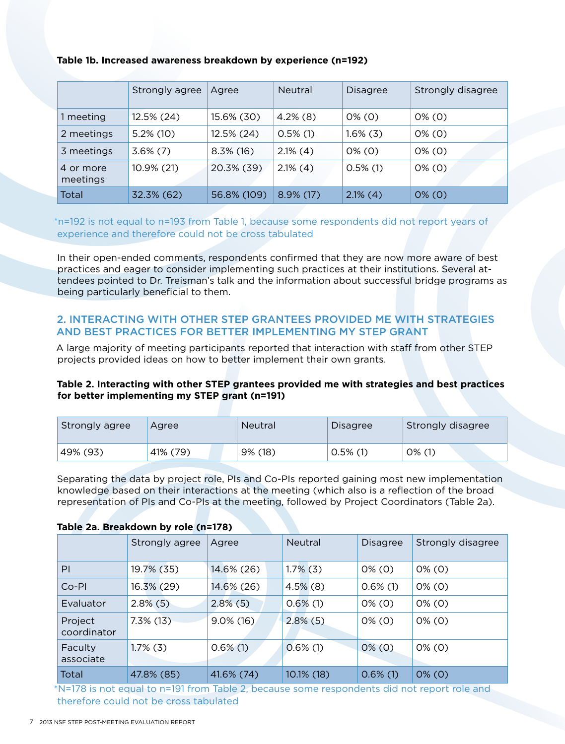**Table 1b. Increased awareness breakdown by experience (n=192)**

| | Strongly agree | Agree | Neutral | Disagree | Strongly disagree |
|---|---|---|---|---|---|
| 1 meeting | 12.5% (24) | 15.6% (30) | 4.2% (8) | 0% (0) | 0% (0) |
| 2 meetings | 5.2% (10) | 12.5% (24) | 0.5% (1) | 1.6% (3) | 0% (0) |
| 3 meetings | 3.6% (7) | 8.3% (16) | 2.1% (4) | 0% (0) | 0% (0) |
| 4 or more meetings | 10.9% (21) | 20.3% (39) | 2.1% (4) | 0.5% (1) | 0% (0) |
| Total | 32.3% (62) | 56.8% (109) | 8.9% (17) | 2.1% (4) | 0% (0) |

*n=192 is not equal to n=193 from Table 1, because some respondents did not report years of experience and therefore could not be cross tabulated

In their open-ended comments, respondents confirmed that they are now more aware of best practices and eager to consider implementing such practices at their institutions. Several attendees pointed to Dr. Treisman's talk and the information about successful bridge programs as being particularly beneficial to them.

## 2. INTERACTING WITH OTHER STEP GRANTEES PROVIDED ME WITH STRATEGIES AND BEST PRACTICES FOR BETTER IMPLEMENTING MY STEP GRANT

A large majority of meeting participants reported that interaction with staff from other STEP projects provided ideas on how to better implement their own grants.

**Table 2. Interacting with other STEP grantees provided me with strategies and best practices for better implementing my STEP grant (n=191)**

| Strongly agree | Agree | Neutral | Disagree | Strongly disagree |
|---|---|---|---|---|
| 49% (93) | 41% (79) | 9% (18) | 0.5% (1) | 0% (1) |

Separating the data by project role, PIs and Co-PIs reported gaining most new implementation knowledge based on their interactions at the meeting (which also is a reflection of the broad representation of PIs and Co-PIs at the meeting, followed by Project Coordinators (Table 2a).

**Table 2a. Breakdown by role (n=178)**

| | Strongly agree | Agree | Neutral | Disagree | Strongly disagree |
|---|---|---|---|---|---|
| PI | 19.7% (35) | 14.6% (26) | 1.7% (3) | 0% (0) | 0% (0) |
| Co-PI | 16.3% (29) | 14.6% (26) | 4.5% (8) | 0.6% (1) | 0% (0) |
| Evaluator | 2.8% (5) | 2.8% (5) | 0.6% (1) | 0% (0) | 0% (0) |
| Project coordinator | 7.3% (13) | 9.0% (16) | 2.8% (5) | 0% (0) | 0% (0) |
| Faculty associate | 1.7% (3) | 0.6% (1) | 0.6% (1) | 0% (0) | 0% (0) |
| Total | 47.8% (85) | 41.6% (74) | 10.1% (18) | 0.6% (1) | 0% (0) |

*N=178 is not equal to n=191 from Table 2, because some respondents did not report role and therefore could not be cross tabulated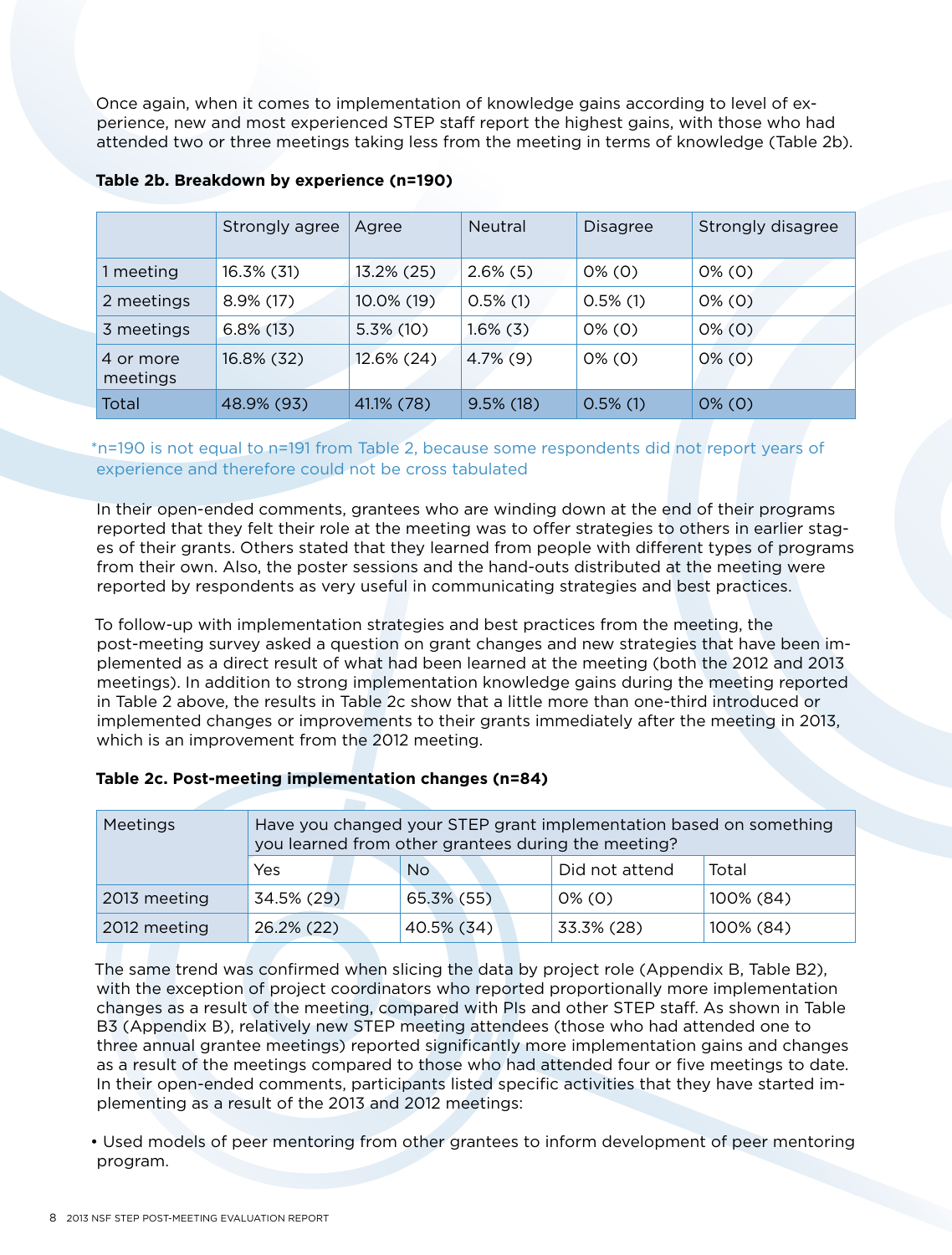Once again, when it comes to implementation of knowledge gains according to level of experience, new and most experienced STEP staff report the highest gains, with those who had attended two or three meetings taking less from the meeting in terms of knowledge (Table 2b).

**Table 2b. Breakdown by experience (n=190)**

| | Strongly agree | Agree | Neutral | Disagree | Strongly disagree |
|---|---|---|---|---|---|
| 1 meeting | 16.3% (31) | 13.2% (25) | 2.6% (5) | 0% (0) | 0% (0) |
| 2 meetings | 8.9% (17) | 10.0% (19) | 0.5% (1) | 0.5% (1) | 0% (0) |
| 3 meetings | 6.8% (13) | 5.3% (10) | 1.6% (3) | 0% (0) | 0% (0) |
| 4 or more meetings | 16.8% (32) | 12.6% (24) | 4.7% (9) | 0% (0) | 0% (0) |
| Total | 48.9% (93) | 41.1% (78) | 9.5% (18) | 0.5% (1) | 0% (0) |

*n=190 is not equal to n=191 from Table 2, because some respondents did not report years of experience and therefore could not be cross tabulated

In their open-ended comments, grantees who are winding down at the end of their programs reported that they felt their role at the meeting was to offer strategies to others in earlier stages of their grants. Others stated that they learned from people with different types of programs from their own. Also, the poster sessions and the hand-outs distributed at the meeting were reported by respondents as very useful in communicating strategies and best practices.

To follow-up with implementation strategies and best practices from the meeting, the post-meeting survey asked a question on grant changes and new strategies that have been implemented as a direct result of what had been learned at the meeting (both the 2012 and 2013 meetings). In addition to strong implementation knowledge gains during the meeting reported in Table 2 above, the results in Table 2c show that a little more than one-third introduced or implemented changes or improvements to their grants immediately after the meeting in 2013, which is an improvement from the 2012 meeting.

**Table 2c. Post-meeting implementation changes (n=84)**

| Meetings | Have you changed your STEP grant implementation based on something you learned from other grantees during the meeting? | | | |
|---|---|---|---|---|
| | Yes | No | Did not attend | Total |
| 2013 meeting | 34.5% (29) | 65.3% (55) | 0% (0) | 100% (84) |
| 2012 meeting | 26.2% (22) | 40.5% (34) | 33.3% (28) | 100% (84) |

The same trend was confirmed when slicing the data by project role (Appendix B, Table B2), with the exception of project coordinators who reported proportionally more implementation changes as a result of the meeting, compared with PIs and other STEP staff. As shown in Table B3 (Appendix B), relatively new STEP meeting attendees (those who had attended one to three annual grantee meetings) reported significantly more implementation gains and changes as a result of the meetings compared to those who had attended four or five meetings to date. In their open-ended comments, participants listed specific activities that they have started implementing as a result of the 2013 and 2012 meetings:

- Used models of peer mentoring from other grantees to inform development of peer mentoring program.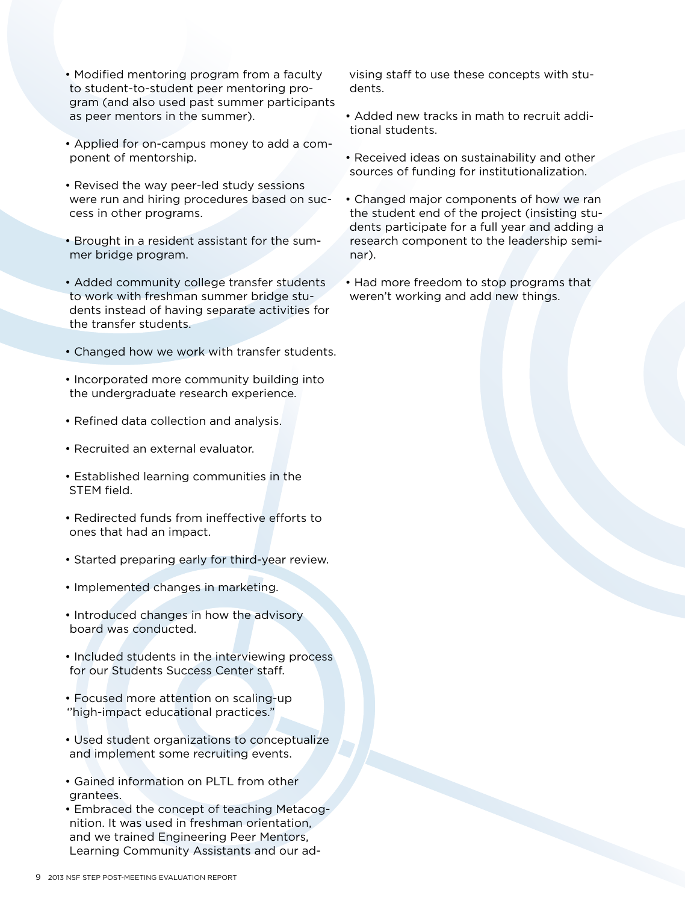- Modified mentoring program from a faculty to student-to-student peer mentoring program (and also used past summer participants as peer mentors in the summer).

- Applied for on-campus money to add a component of mentorship.

- Revised the way peer-led study sessions were run and hiring procedures based on success in other programs.

- Brought in a resident assistant for the summer bridge program.

- Added community college transfer students to work with freshman summer bridge students instead of having separate activities for the transfer students.

- Changed how we work with transfer students.

- Incorporated more community building into the undergraduate research experience.

- Refined data collection and analysis.

- Recruited an external evaluator.

- Established learning communities in the STEM field.

- Redirected funds from ineffective efforts to ones that had an impact.

- Started preparing early for third-year review.

- Implemented changes in marketing.

- Introduced changes in how the advisory board was conducted.

- Included students in the interviewing process for our Students Success Center staff.

- Focused more attention on scaling-up "high-impact educational practices."

- Used student organizations to conceptualize and implement some recruiting events.

- Gained information on PLTL from other grantees.
- Embraced the concept of teaching Metacognition. It was used in freshman orientation, and we trained Engineering Peer Mentors, Learning Community Assistants and our advising staff to use these concepts with students.

- Added new tracks in math to recruit additional students.

- Received ideas on sustainability and other sources of funding for institutionalization.

- Changed major components of how we ran the student end of the project (insisting students participate for a full year and adding a research component to the leadership seminar).

- Had more freedom to stop programs that weren't working and add new things.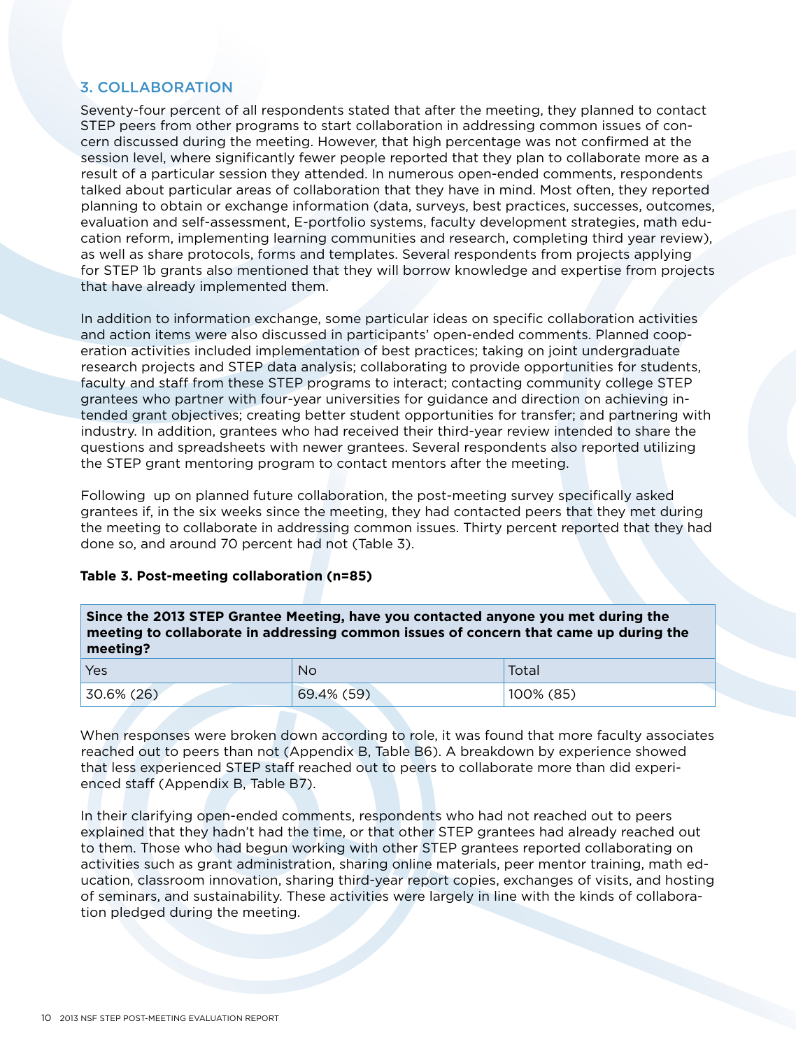## 3. COLLABORATION

Seventy-four percent of all respondents stated that after the meeting, they planned to contact STEP peers from other programs to start collaboration in addressing common issues of concern discussed during the meeting. However, that high percentage was not confirmed at the session level, where significantly fewer people reported that they plan to collaborate more as a result of a particular session they attended. In numerous open-ended comments, respondents talked about particular areas of collaboration that they have in mind. Most often, they reported planning to obtain or exchange information (data, surveys, best practices, successes, outcomes, evaluation and self-assessment, E-portfolio systems, faculty development strategies, math education reform, implementing learning communities and research, completing third year review), as well as share protocols, forms and templates. Several respondents from projects applying for STEP 1b grants also mentioned that they will borrow knowledge and expertise from projects that have already implemented them.

In addition to information exchange, some particular ideas on specific collaboration activities and action items were also discussed in participants' open-ended comments. Planned cooperation activities included implementation of best practices; taking on joint undergraduate research projects and STEP data analysis; collaborating to provide opportunities for students, faculty and staff from these STEP programs to interact; contacting community college STEP grantees who partner with four-year universities for guidance and direction on achieving intended grant objectives; creating better student opportunities for transfer; and partnering with industry. In addition, grantees who had received their third-year review intended to share the questions and spreadsheets with newer grantees. Several respondents also reported utilizing the STEP grant mentoring program to contact mentors after the meeting.

Following up on planned future collaboration, the post-meeting survey specifically asked grantees if, in the six weeks since the meeting, they had contacted peers that they met during the meeting to collaborate in addressing common issues. Thirty percent reported that they had done so, and around 70 percent had not (Table 3).

**Table 3. Post-meeting collaboration (n=85)**

| **Since the 2013 STEP Grantee Meeting, have you contacted anyone you met during the meeting to collaborate in addressing common issues of concern that came up during the meeting?** | | |
|---|---|---|
| Yes | No | Total |
| 30.6% (26) | 69.4% (59) | 100% (85) |

When responses were broken down according to role, it was found that more faculty associates reached out to peers than not (Appendix B, Table B6). A breakdown by experience showed that less experienced STEP staff reached out to peers to collaborate more than did experienced staff (Appendix B, Table B7).

In their clarifying open-ended comments, respondents who had not reached out to peers explained that they hadn't had the time, or that other STEP grantees had already reached out to them. Those who had begun working with other STEP grantees reported collaborating on activities such as grant administration, sharing online materials, peer mentor training, math education, classroom innovation, sharing third-year report copies, exchanges of visits, and hosting of seminars, and sustainability. These activities were largely in line with the kinds of collaboration pledged during the meeting.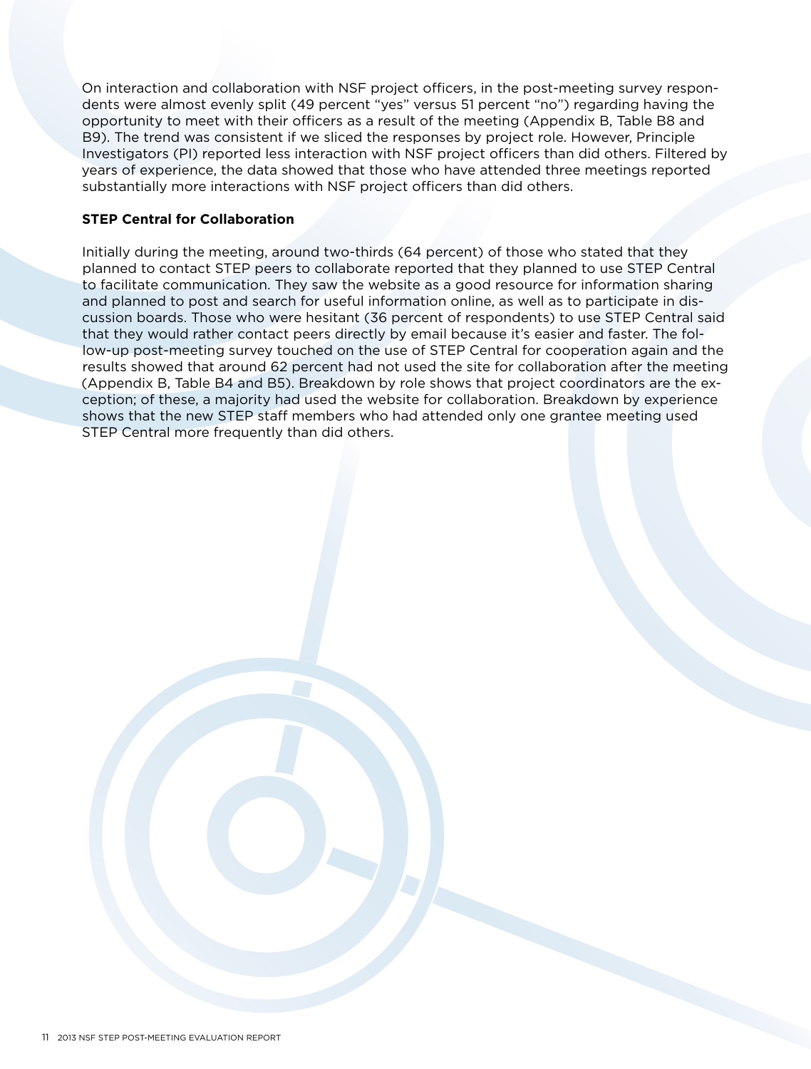On interaction and collaboration with NSF project officers, in the post-meeting survey respondents were almost evenly split (49 percent "yes" versus 51 percent "no") regarding having the opportunity to meet with their officers as a result of the meeting (Appendix B, Table B8 and B9). The trend was consistent if we sliced the responses by project role. However, Principle Investigators (PI) reported less interaction with NSF project officers than did others. Filtered by years of experience, the data showed that those who have attended three meetings reported substantially more interactions with NSF project officers than did others.

**STEP Central for Collaboration**

Initially during the meeting, around two-thirds (64 percent) of those who stated that they planned to contact STEP peers to collaborate reported that they planned to use STEP Central to facilitate communication. They saw the website as a good resource for information sharing and planned to post and search for useful information online, as well as to participate in discussion boards. Those who were hesitant (36 percent of respondents) to use STEP Central said that they would rather contact peers directly by email because it's easier and faster. The follow-up post-meeting survey touched on the use of STEP Central for cooperation again and the results showed that around 62 percent had not used the site for collaboration after the meeting (Appendix B, Table B4 and B5). Breakdown by role shows that project coordinators are the exception; of these, a majority had used the website for collaboration. Breakdown by experience shows that the new STEP staff members who had attended only one grantee meeting used STEP Central more frequently than did others.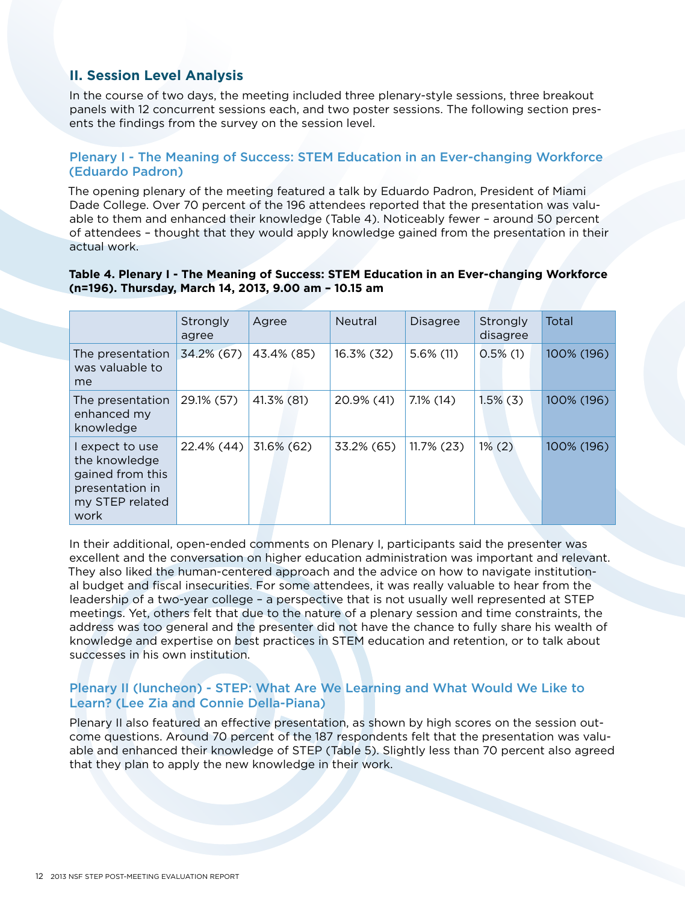## II. Session Level Analysis

In the course of two days, the meeting included three plenary-style sessions, three breakout panels with 12 concurrent sessions each, and two poster sessions. The following section presents the findings from the survey on the session level.

### Plenary I - The Meaning of Success: STEM Education in an Ever-changing Workforce (Eduardo Padron)

The opening plenary of the meeting featured a talk by Eduardo Padron, President of Miami Dade College. Over 70 percent of the 196 attendees reported that the presentation was valuable to them and enhanced their knowledge (Table 4). Noticeably fewer – around 50 percent of attendees – thought that they would apply knowledge gained from the presentation in their actual work.

**Table 4. Plenary I - The Meaning of Success: STEM Education in an Ever-changing Workforce (n=196). Thursday, March 14, 2013, 9.00 am – 10.15 am**

| | Strongly agree | Agree | Neutral | Disagree | Strongly disagree | Total |
|---|---|---|---|---|---|---|
| The presentation was valuable to me | 34.2% (67) | 43.4% (85) | 16.3% (32) | 5.6% (11) | 0.5% (1) | 100% (196) |
| The presentation enhanced my knowledge | 29.1% (57) | 41.3% (81) | 20.9% (41) | 7.1% (14) | 1.5% (3) | 100% (196) |
| I expect to use the knowledge gained from this presentation in my STEP related work | 22.4% (44) | 31.6% (62) | 33.2% (65) | 11.7% (23) | 1% (2) | 100% (196) |

In their additional, open-ended comments on Plenary I, participants said the presenter was excellent and the conversation on higher education administration was important and relevant. They also liked the human-centered approach and the advice on how to navigate institutional budget and fiscal insecurities. For some attendees, it was really valuable to hear from the leadership of a two-year college – a perspective that is not usually well represented at STEP meetings. Yet, others felt that due to the nature of a plenary session and time constraints, the address was too general and the presenter did not have the chance to fully share his wealth of knowledge and expertise on best practices in STEM education and retention, or to talk about successes in his own institution.

### Plenary II (luncheon) - STEP: What Are We Learning and What Would We Like to Learn? (Lee Zia and Connie Della-Piana)

Plenary II also featured an effective presentation, as shown by high scores on the session outcome questions. Around 70 percent of the 187 respondents felt that the presentation was valuable and enhanced their knowledge of STEP (Table 5). Slightly less than 70 percent also agreed that they plan to apply the new knowledge in their work.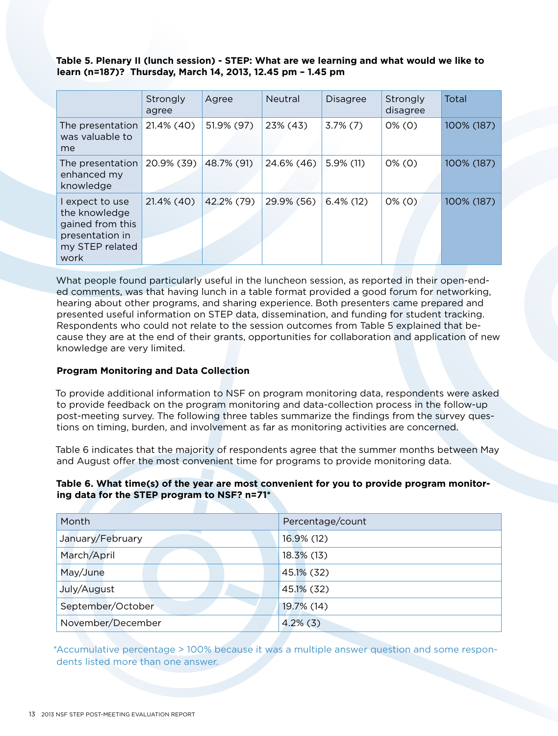**Table 5. Plenary II (lunch session) - STEP: What are we learning and what would we like to learn (n=187)? Thursday, March 14, 2013, 12.45 pm – 1.45 pm**

| | Strongly agree | Agree | Neutral | Disagree | Strongly disagree | Total |
|---|---|---|---|---|---|---|
| The presentation was valuable to me | 21.4% (40) | 51.9% (97) | 23% (43) | 3.7% (7) | 0% (0) | 100% (187) |
| The presentation enhanced my knowledge | 20.9% (39) | 48.7% (91) | 24.6% (46) | 5.9% (11) | 0% (0) | 100% (187) |
| I expect to use the knowledge gained from this presentation in my STEP related work | 21.4% (40) | 42.2% (79) | 29.9% (56) | 6.4% (12) | 0% (0) | 100% (187) |

What people found particularly useful in the luncheon session, as reported in their open-ended comments, was that having lunch in a table format provided a good forum for networking, hearing about other programs, and sharing experience. Both presenters came prepared and presented useful information on STEP data, dissemination, and funding for student tracking. Respondents who could not relate to the session outcomes from Table 5 explained that because they are at the end of their grants, opportunities for collaboration and application of new knowledge are very limited.

**Program Monitoring and Data Collection**

To provide additional information to NSF on program monitoring data, respondents were asked to provide feedback on the program monitoring and data-collection process in the follow-up post-meeting survey. The following three tables summarize the findings from the survey questions on timing, burden, and involvement as far as monitoring activities are concerned.

Table 6 indicates that the majority of respondents agree that the summer months between May and August offer the most convenient time for programs to provide monitoring data.

**Table 6. What time(s) of the year are most convenient for you to provide program monitoring data for the STEP program to NSF? n=71***

| Month | Percentage/count |
|---|---|
| January/February | 16.9% (12) |
| March/April | 18.3% (13) |
| May/June | 45.1% (32) |
| July/August | 45.1% (32) |
| September/October | 19.7% (14) |
| November/December | 4.2% (3) |

*Accumulative percentage > 100% because it was a multiple answer question and some respondents listed more than one answer.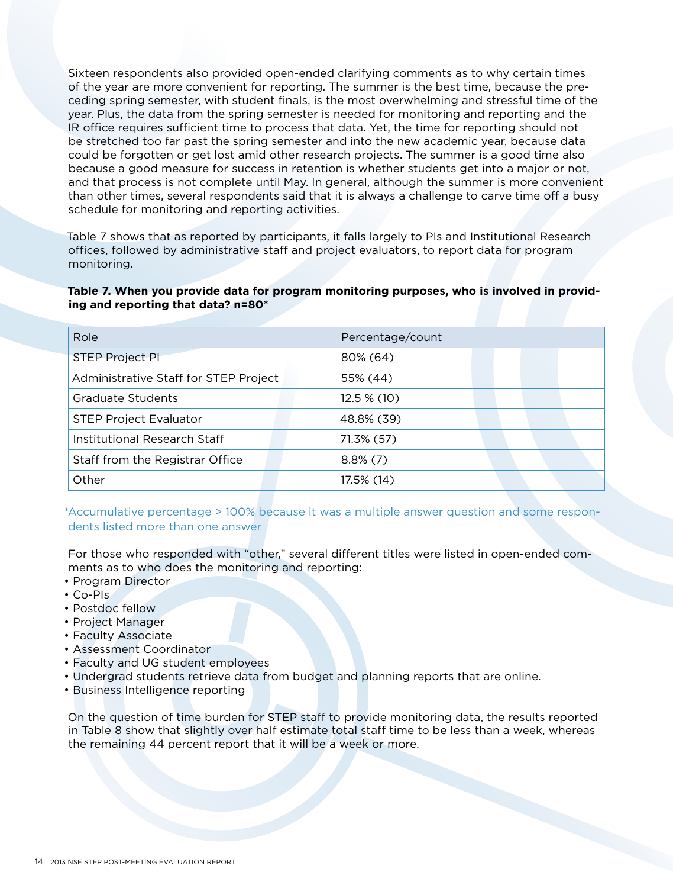Sixteen respondents also provided open-ended clarifying comments as to why certain times of the year are more convenient for reporting. The summer is the best time, because the preceding spring semester, with student finals, is the most overwhelming and stressful time of the year. Plus, the data from the spring semester is needed for monitoring and reporting and the IR office requires sufficient time to process that data. Yet, the time for reporting should not be stretched too far past the spring semester and into the new academic year, because data could be forgotten or get lost amid other research projects. The summer is a good time also because a good measure for success in retention is whether students get into a major or not, and that process is not complete until May. In general, although the summer is more convenient than other times, several respondents said that it is always a challenge to carve time off a busy schedule for monitoring and reporting activities.

Table 7 shows that as reported by participants, it falls largely to PIs and Institutional Research offices, followed by administrative staff and project evaluators, to report data for program monitoring.

**Table 7. When you provide data for program monitoring purposes, who is involved in providing and reporting that data? n=80***

| Role | Percentage/count |
|---|---|
| STEP Project PI | 80% (64) |
| Administrative Staff for STEP Project | 55% (44) |
| Graduate Students | 12.5 % (10) |
| STEP Project Evaluator | 48.8% (39) |
| Institutional Research Staff | 71.3% (57) |
| Staff from the Registrar Office | 8.8% (7) |
| Other | 17.5% (14) |

*Accumulative percentage > 100% because it was a multiple answer question and some respondents listed more than one answer

For those who responded with "other," several different titles were listed in open-ended comments as to who does the monitoring and reporting:

- Program Director
- Co-PIs
- Postdoc fellow
- Project Manager
- Faculty Associate
- Assessment Coordinator
- Faculty and UG student employees
- Undergrad students retrieve data from budget and planning reports that are online.
- Business Intelligence reporting

On the question of time burden for STEP staff to provide monitoring data, the results reported in Table 8 show that slightly over half estimate total staff time to be less than a week, whereas the remaining 44 percent report that it will be a week or more.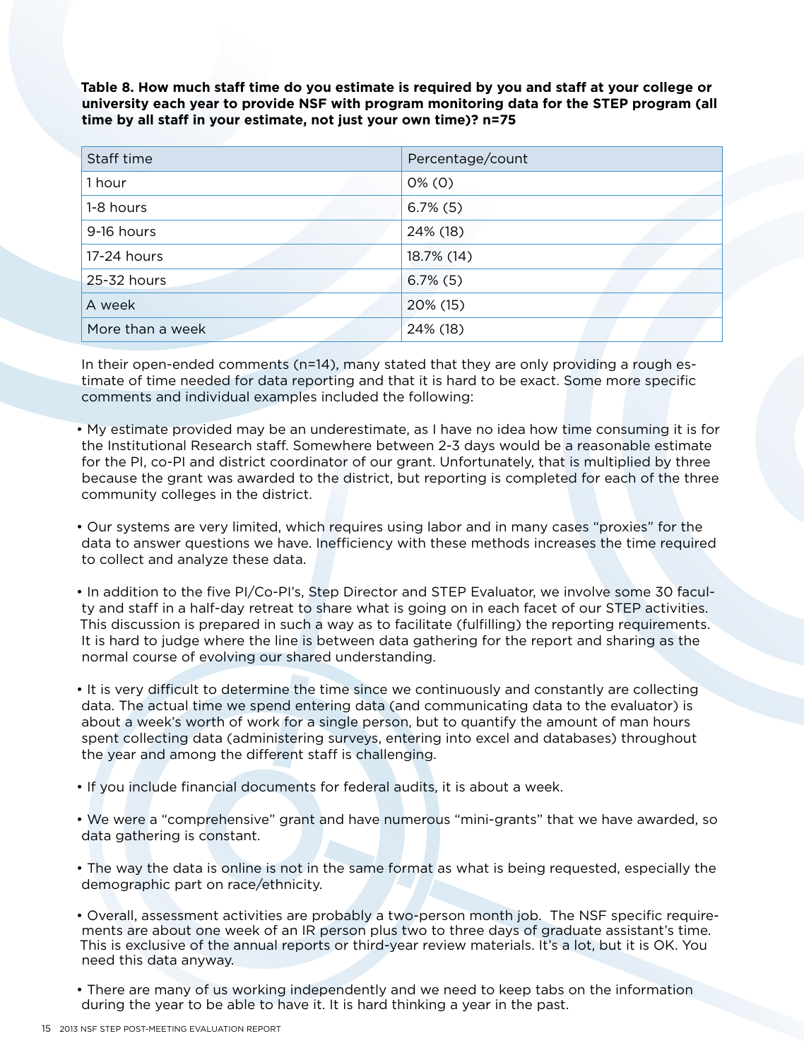**Table 8. How much staff time do you estimate is required by you and staff at your college or university each year to provide NSF with program monitoring data for the STEP program (all time by all staff in your estimate, not just your own time)? n=75**

| Staff time | Percentage/count |
|---|---|
| 1 hour | 0% (0) |
| 1-8 hours | 6.7% (5) |
| 9-16 hours | 24% (18) |
| 17-24 hours | 18.7% (14) |
| 25-32 hours | 6.7% (5) |
| A week | 20% (15) |
| More than a week | 24% (18) |

In their open-ended comments (n=14), many stated that they are only providing a rough estimate of time needed for data reporting and that it is hard to be exact. Some more specific comments and individual examples included the following:

- My estimate provided may be an underestimate, as I have no idea how time consuming it is for the Institutional Research staff. Somewhere between 2-3 days would be a reasonable estimate for the PI, co-PI and district coordinator of our grant. Unfortunately, that is multiplied by three because the grant was awarded to the district, but reporting is completed for each of the three community colleges in the district.

- Our systems are very limited, which requires using labor and in many cases "proxies" for the data to answer questions we have. Inefficiency with these methods increases the time required to collect and analyze these data.

- In addition to the five PI/Co-PI's, Step Director and STEP Evaluator, we involve some 30 faculty and staff in a half-day retreat to share what is going on in each facet of our STEP activities. This discussion is prepared in such a way as to facilitate (fulfilling) the reporting requirements. It is hard to judge where the line is between data gathering for the report and sharing as the normal course of evolving our shared understanding.

- It is very difficult to determine the time since we continuously and constantly are collecting data. The actual time we spend entering data (and communicating data to the evaluator) is about a week's worth of work for a single person, but to quantify the amount of man hours spent collecting data (administering surveys, entering into excel and databases) throughout the year and among the different staff is challenging.

- If you include financial documents for federal audits, it is about a week.

- We were a "comprehensive" grant and have numerous "mini-grants" that we have awarded, so data gathering is constant.

- The way the data is online is not in the same format as what is being requested, especially the demographic part on race/ethnicity.

- Overall, assessment activities are probably a two-person month job. The NSF specific requirements are about one week of an IR person plus two to three days of graduate assistant's time. This is exclusive of the annual reports or third-year review materials. It's a lot, but it is OK. You need this data anyway.

- There are many of us working independently and we need to keep tabs on the information during the year to be able to have it. It is hard thinking a year in the past.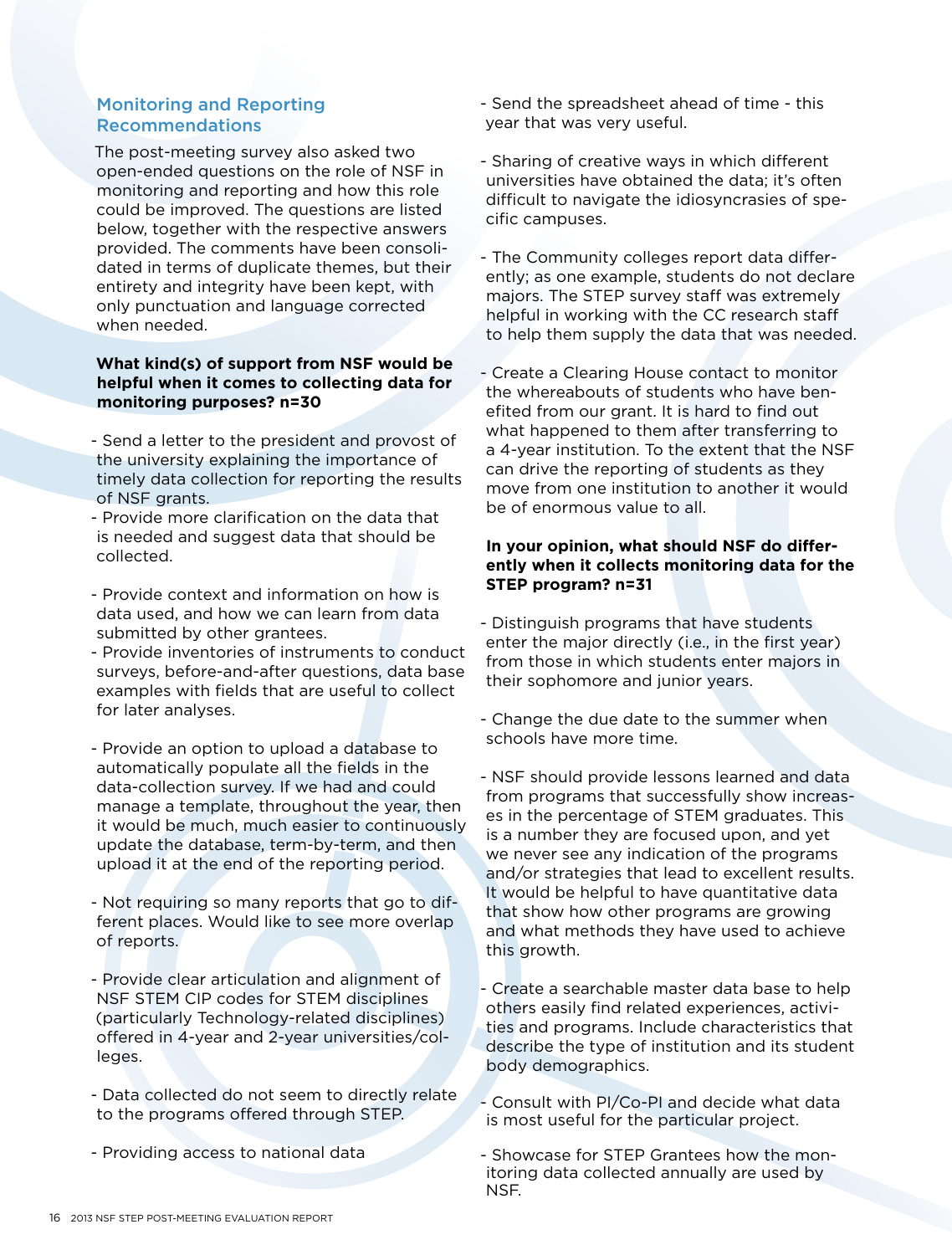## Monitoring and Reporting Recommendations

The post-meeting survey also asked two open-ended questions on the role of NSF in monitoring and reporting and how this role could be improved. The questions are listed below, together with the respective answers provided. The comments have been consolidated in terms of duplicate themes, but their entirety and integrity have been kept, with only punctuation and language corrected when needed.

**What kind(s) of support from NSF would be helpful when it comes to collecting data for monitoring purposes? n=30**

- Send a letter to the president and provost of the university explaining the importance of timely data collection for reporting the results of NSF grants.
- Provide more clarification on the data that is needed and suggest data that should be collected.
- Provide context and information on how is data used, and how we can learn from data submitted by other grantees.
- Provide inventories of instruments to conduct surveys, before-and-after questions, data base examples with fields that are useful to collect for later analyses.
- Provide an option to upload a database to automatically populate all the fields in the data-collection survey. If we had and could manage a template, throughout the year, then it would be much, much easier to continuously update the database, term-by-term, and then upload it at the end of the reporting period.
- Not requiring so many reports that go to different places. Would like to see more overlap of reports.
- Provide clear articulation and alignment of NSF STEM CIP codes for STEM disciplines (particularly Technology-related disciplines) offered in 4-year and 2-year universities/colleges.
- Data collected do not seem to directly relate to the programs offered through STEP.
- Providing access to national data
- Send the spreadsheet ahead of time - this year that was very useful.
- Sharing of creative ways in which different universities have obtained the data; it's often difficult to navigate the idiosyncrasies of specific campuses.
- The Community colleges report data differently; as one example, students do not declare majors. The STEP survey staff was extremely helpful in working with the CC research staff to help them supply the data that was needed.
- Create a Clearing House contact to monitor the whereabouts of students who have benefited from our grant. It is hard to find out what happened to them after transferring to a 4-year institution. To the extent that the NSF can drive the reporting of students as they move from one institution to another it would be of enormous value to all.

**In your opinion, what should NSF do differently when it collects monitoring data for the STEP program? n=31**

- Distinguish programs that have students enter the major directly (i.e., in the first year) from those in which students enter majors in their sophomore and junior years.
- Change the due date to the summer when schools have more time.
- NSF should provide lessons learned and data from programs that successfully show increases in the percentage of STEM graduates. This is a number they are focused upon, and yet we never see any indication of the programs and/or strategies that lead to excellent results. It would be helpful to have quantitative data that show how other programs are growing and what methods they have used to achieve this growth.
- Create a searchable master data base to help others easily find related experiences, activities and programs. Include characteristics that describe the type of institution and its student body demographics.
- Consult with PI/Co-PI and decide what data is most useful for the particular project.
- Showcase for STEP Grantees how the monitoring data collected annually are used by NSF.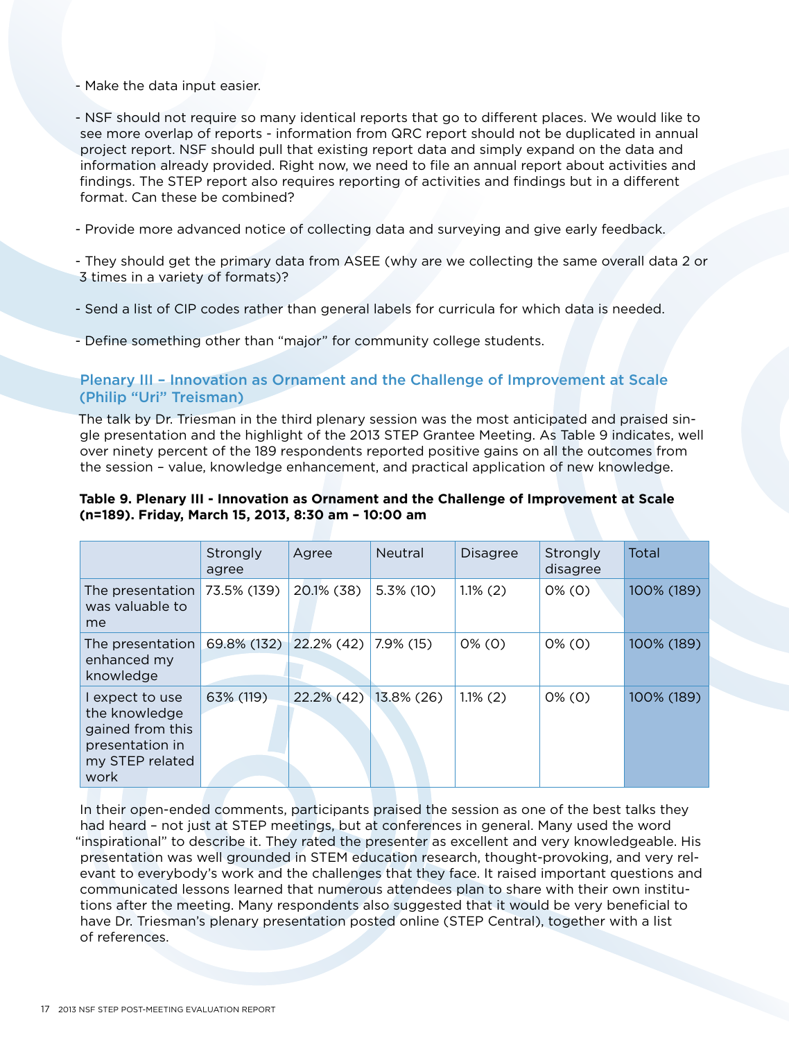- Make the data input easier.

- NSF should not require so many identical reports that go to different places. We would like to see more overlap of reports - information from QRC report should not be duplicated in annual project report. NSF should pull that existing report data and simply expand on the data and information already provided. Right now, we need to file an annual report about activities and findings. The STEP report also requires reporting of activities and findings but in a different format. Can these be combined?

- Provide more advanced notice of collecting data and surveying and give early feedback.

- They should get the primary data from ASEE (why are we collecting the same overall data 2 or 3 times in a variety of formats)?

- Send a list of CIP codes rather than general labels for curricula for which data is needed.

- Define something other than "major" for community college students.

### Plenary III – Innovation as Ornament and the Challenge of Improvement at Scale (Philip "Uri" Treisman)

The talk by Dr. Triesman in the third plenary session was the most anticipated and praised single presentation and the highlight of the 2013 STEP Grantee Meeting. As Table 9 indicates, well over ninety percent of the 189 respondents reported positive gains on all the outcomes from the session – value, knowledge enhancement, and practical application of new knowledge.

**Table 9. Plenary III - Innovation as Ornament and the Challenge of Improvement at Scale (n=189). Friday, March 15, 2013, 8:30 am – 10:00 am**

| | Strongly agree | Agree | Neutral | Disagree | Strongly disagree | Total |
|---|---|---|---|---|---|---|
| The presentation was valuable to me | 73.5% (139) | 20.1% (38) | 5.3% (10) | 1.1% (2) | 0% (0) | 100% (189) |
| The presentation enhanced my knowledge | 69.8% (132) | 22.2% (42) | 7.9% (15) | 0% (0) | 0% (0) | 100% (189) |
| I expect to use the knowledge gained from this presentation in my STEP related work | 63% (119) | 22.2% (42) | 13.8% (26) | 1.1% (2) | 0% (0) | 100% (189) |

In their open-ended comments, participants praised the session as one of the best talks they had heard – not just at STEP meetings, but at conferences in general. Many used the word "inspirational" to describe it. They rated the presenter as excellent and very knowledgeable. His presentation was well grounded in STEM education research, thought-provoking, and very relevant to everybody's work and the challenges that they face. It raised important questions and communicated lessons learned that numerous attendees plan to share with their own institutions after the meeting. Many respondents also suggested that it would be very beneficial to have Dr. Triesman's plenary presentation posted online (STEP Central), together with a list of references.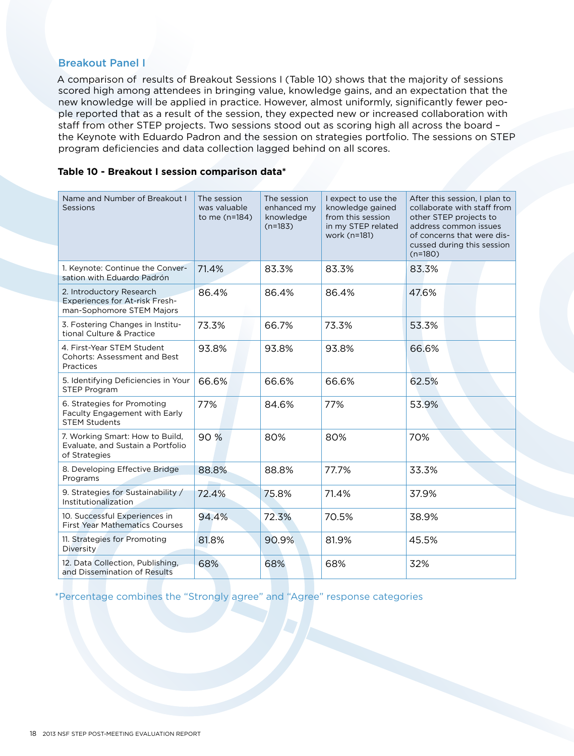## Breakout Panel I

A comparison of results of Breakout Sessions I (Table 10) shows that the majority of sessions scored high among attendees in bringing value, knowledge gains, and an expectation that the new knowledge will be applied in practice. However, almost uniformly, significantly fewer people reported that as a result of the session, they expected new or increased collaboration with staff from other STEP projects. Two sessions stood out as scoring high all across the board – the Keynote with Eduardo Padron and the session on strategies portfolio. The sessions on STEP program deficiencies and data collection lagged behind on all scores.

**Table 10 - Breakout I session comparison data***

| Name and Number of Breakout I Sessions | The session was valuable to me (n=184) | The session enhanced my knowledge (n=183) | I expect to use the knowledge gained from this session in my STEP related work (n=181) | After this session, I plan to collaborate with staff from other STEP projects to address common issues of concerns that were discussed during this session (n=180) |
|---|---|---|---|---|
| 1. Keynote: Continue the Conversation with Eduardo Padrón | 71.4% | 83.3% | 83.3% | 83.3% |
| 2. Introductory Research Experiences for At-risk Freshman-Sophomore STEM Majors | 86.4% | 86.4% | 86.4% | 47.6% |
| 3. Fostering Changes in Institutional Culture & Practice | 73.3% | 66.7% | 73.3% | 53.3% |
| 4. First-Year STEM Student Cohorts: Assessment and Best Practices | 93.8% | 93.8% | 93.8% | 66.6% |
| 5. Identifying Deficiencies in Your STEP Program | 66.6% | 66.6% | 66.6% | 62.5% |
| 6. Strategies for Promoting Faculty Engagement with Early STEM Students | 77% | 84.6% | 77% | 53.9% |
| 7. Working Smart: How to Build, Evaluate, and Sustain a Portfolio of Strategies | 90 % | 80% | 80% | 70% |
| 8. Developing Effective Bridge Programs | 88.8% | 88.8% | 77.7% | 33.3% |
| 9. Strategies for Sustainability / Institutionalization | 72.4% | 75.8% | 71.4% | 37.9% |
| 10. Successful Experiences in First Year Mathematics Courses | 94.4% | 72.3% | 70.5% | 38.9% |
| 11. Strategies for Promoting Diversity | 81.8% | 90.9% | 81.9% | 45.5% |
| 12. Data Collection, Publishing, and Dissemination of Results | 68% | 68% | 68% | 32% |

*Percentage combines the "Strongly agree" and "Agree" response categories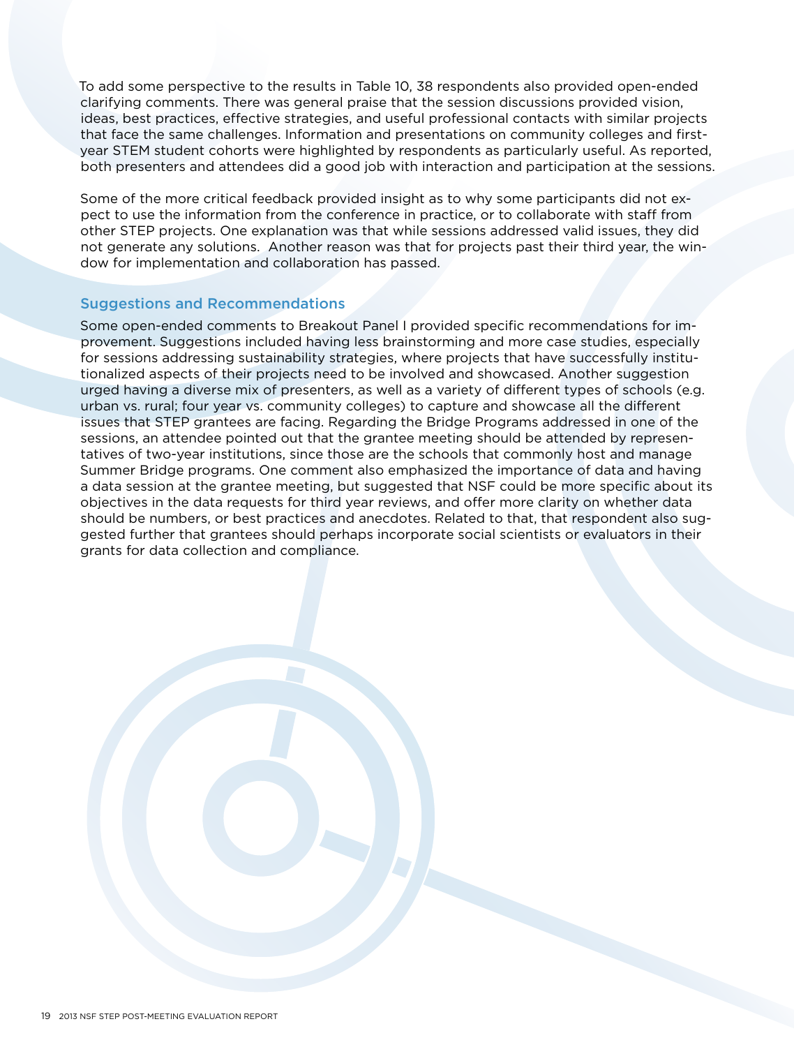To add some perspective to the results in Table 10, 38 respondents also provided open-ended clarifying comments. There was general praise that the session discussions provided vision, ideas, best practices, effective strategies, and useful professional contacts with similar projects that face the same challenges. Information and presentations on community colleges and first-year STEM student cohorts were highlighted by respondents as particularly useful. As reported, both presenters and attendees did a good job with interaction and participation at the sessions.

Some of the more critical feedback provided insight as to why some participants did not expect to use the information from the conference in practice, or to collaborate with staff from other STEP projects. One explanation was that while sessions addressed valid issues, they did not generate any solutions. Another reason was that for projects past their third year, the window for implementation and collaboration has passed.

### Suggestions and Recommendations

Some open-ended comments to Breakout Panel I provided specific recommendations for improvement. Suggestions included having less brainstorming and more case studies, especially for sessions addressing sustainability strategies, where projects that have successfully institutionalized aspects of their projects need to be involved and showcased. Another suggestion urged having a diverse mix of presenters, as well as a variety of different types of schools (e.g. urban vs. rural; four year vs. community colleges) to capture and showcase all the different issues that STEP grantees are facing. Regarding the Bridge Programs addressed in one of the sessions, an attendee pointed out that the grantee meeting should be attended by representatives of two-year institutions, since those are the schools that commonly host and manage Summer Bridge programs. One comment also emphasized the importance of data and having a data session at the grantee meeting, but suggested that NSF could be more specific about its objectives in the data requests for third year reviews, and offer more clarity on whether data should be numbers, or best practices and anecdotes. Related to that, that respondent also suggested further that grantees should perhaps incorporate social scientists or evaluators in their grants for data collection and compliance.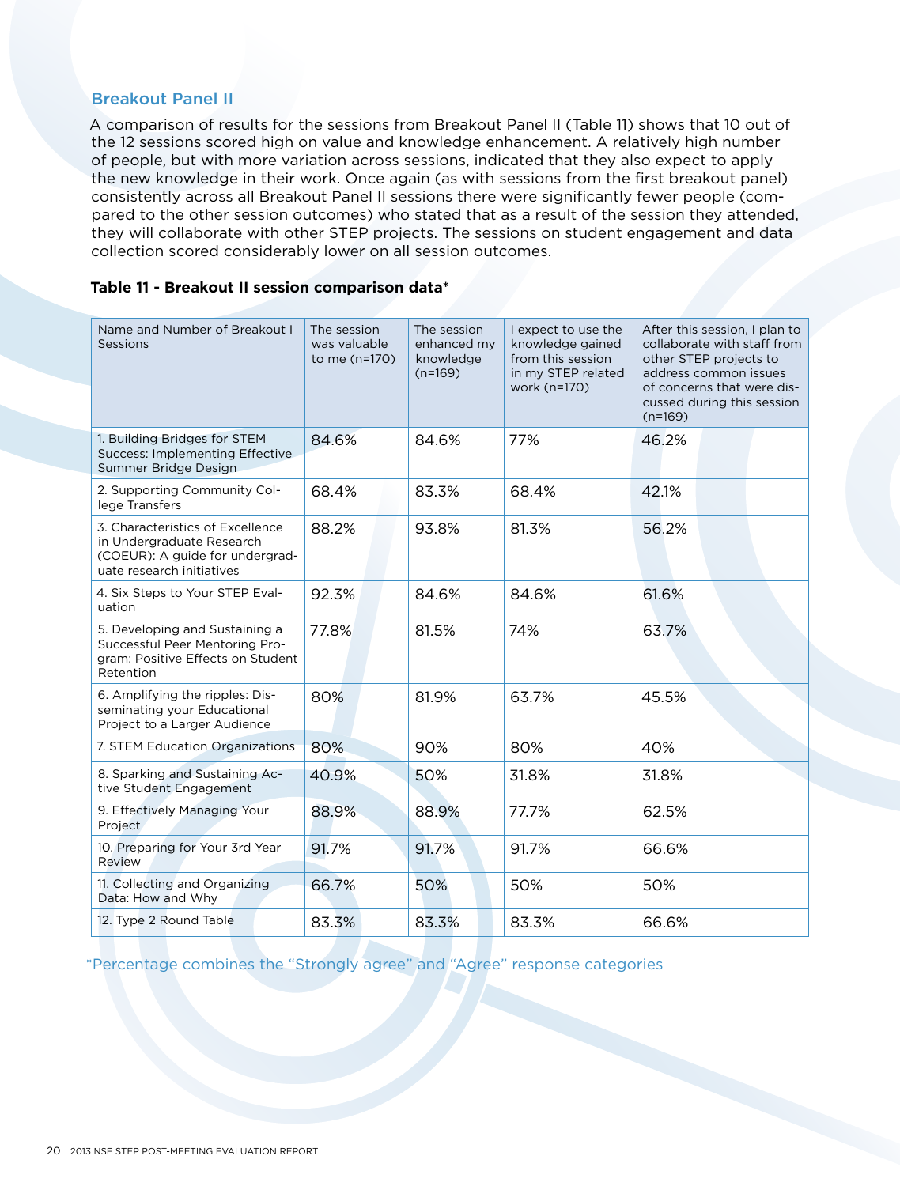### Breakout Panel II

A comparison of results for the sessions from Breakout Panel II (Table 11) shows that 10 out of the 12 sessions scored high on value and knowledge enhancement. A relatively high number of people, but with more variation across sessions, indicated that they also expect to apply the new knowledge in their work. Once again (as with sessions from the first breakout panel) consistently across all Breakout Panel II sessions there were significantly fewer people (compared to the other session outcomes) who stated that as a result of the session they attended, they will collaborate with other STEP projects. The sessions on student engagement and data collection scored considerably lower on all session outcomes.

**Table 11 - Breakout II session comparison data***

| Name and Number of Breakout I Sessions | The session was valuable to me (n=170) | The session enhanced my knowledge (n=169) | I expect to use the knowledge gained from this session in my STEP related work (n=170) | After this session, I plan to collaborate with staff from other STEP projects to address common issues of concerns that were discussed during this session (n=169) |
|---|---|---|---|---|
| 1. Building Bridges for STEM Success: Implementing Effective Summer Bridge Design | 84.6% | 84.6% | 77% | 46.2% |
| 2. Supporting Community College Transfers | 68.4% | 83.3% | 68.4% | 42.1% |
| 3. Characteristics of Excellence in Undergraduate Research (COEUR): A guide for undergraduate research initiatives | 88.2% | 93.8% | 81.3% | 56.2% |
| 4. Six Steps to Your STEP Evaluation | 92.3% | 84.6% | 84.6% | 61.6% |
| 5. Developing and Sustaining a Successful Peer Mentoring Program: Positive Effects on Student Retention | 77.8% | 81.5% | 74% | 63.7% |
| 6. Amplifying the ripples: Disseminating your Educational Project to a Larger Audience | 80% | 81.9% | 63.7% | 45.5% |
| 7. STEM Education Organizations | 80% | 90% | 80% | 40% |
| 8. Sparking and Sustaining Active Student Engagement | 40.9% | 50% | 31.8% | 31.8% |
| 9. Effectively Managing Your Project | 88.9% | 88.9% | 77.7% | 62.5% |
| 10. Preparing for Your 3rd Year Review | 91.7% | 91.7% | 91.7% | 66.6% |
| 11. Collecting and Organizing Data: How and Why | 66.7% | 50% | 50% | 50% |
| 12. Type 2 Round Table | 83.3% | 83.3% | 83.3% | 66.6% |

*Percentage combines the "Strongly agree" and "Agree" response categories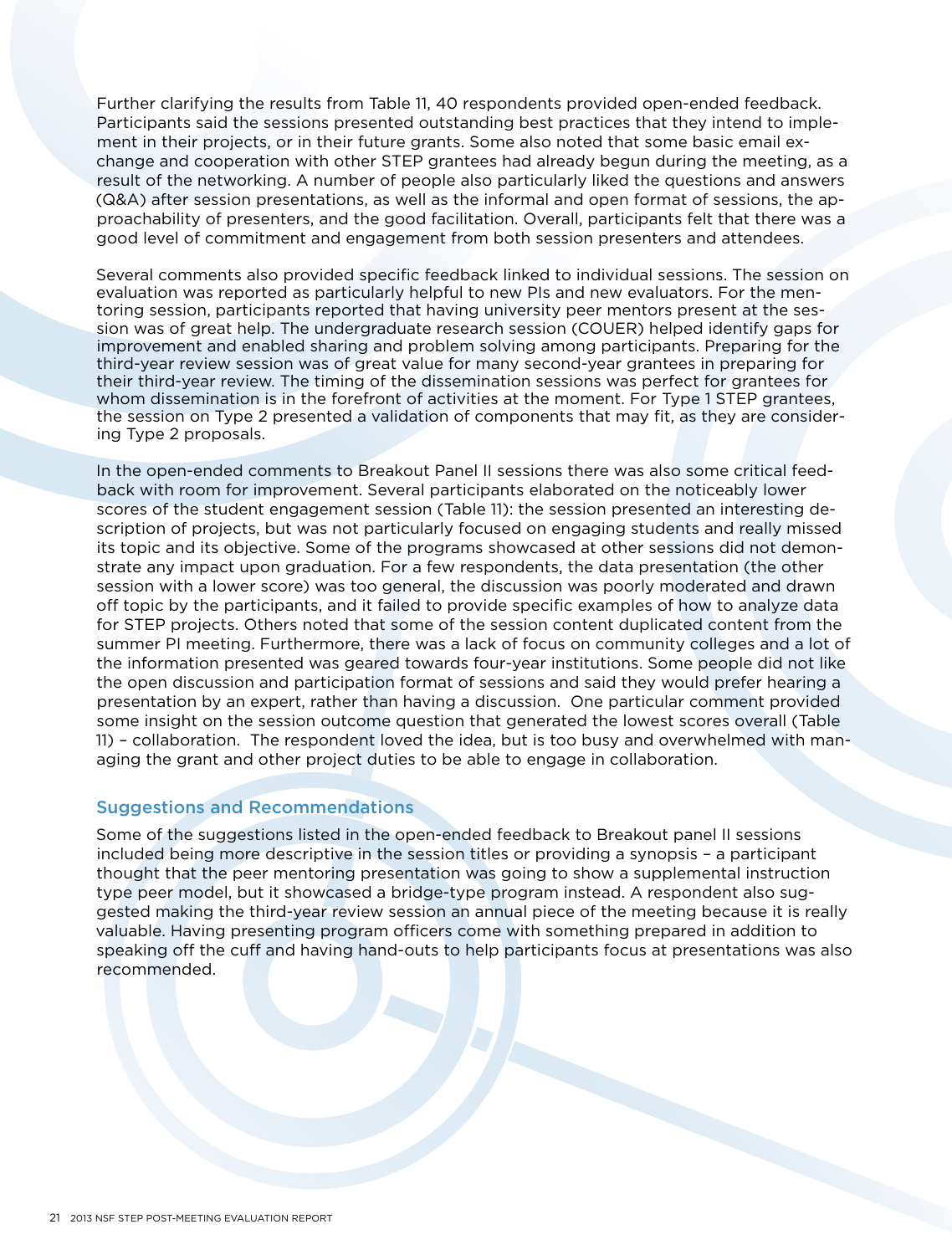Further clarifying the results from Table 11, 40 respondents provided open-ended feedback. Participants said the sessions presented outstanding best practices that they intend to implement in their projects, or in their future grants. Some also noted that some basic email exchange and cooperation with other STEP grantees had already begun during the meeting, as a result of the networking. A number of people also particularly liked the questions and answers (Q&A) after session presentations, as well as the informal and open format of sessions, the approachability of presenters, and the good facilitation. Overall, participants felt that there was a good level of commitment and engagement from both session presenters and attendees.

Several comments also provided specific feedback linked to individual sessions. The session on evaluation was reported as particularly helpful to new PIs and new evaluators. For the mentoring session, participants reported that having university peer mentors present at the session was of great help. The undergraduate research session (COUER) helped identify gaps for improvement and enabled sharing and problem solving among participants. Preparing for the third-year review session was of great value for many second-year grantees in preparing for their third-year review. The timing of the dissemination sessions was perfect for grantees for whom dissemination is in the forefront of activities at the moment. For Type 1 STEP grantees, the session on Type 2 presented a validation of components that may fit, as they are considering Type 2 proposals.

In the open-ended comments to Breakout Panel II sessions there was also some critical feedback with room for improvement. Several participants elaborated on the noticeably lower scores of the student engagement session (Table 11): the session presented an interesting description of projects, but was not particularly focused on engaging students and really missed its topic and its objective. Some of the programs showcased at other sessions did not demonstrate any impact upon graduation. For a few respondents, the data presentation (the other session with a lower score) was too general, the discussion was poorly moderated and drawn off topic by the participants, and it failed to provide specific examples of how to analyze data for STEP projects. Others noted that some of the session content duplicated content from the summer PI meeting. Furthermore, there was a lack of focus on community colleges and a lot of the information presented was geared towards four-year institutions. Some people did not like the open discussion and participation format of sessions and said they would prefer hearing a presentation by an expert, rather than having a discussion. One particular comment provided some insight on the session outcome question that generated the lowest scores overall (Table 11) – collaboration. The respondent loved the idea, but is too busy and overwhelmed with managing the grant and other project duties to be able to engage in collaboration.

### Suggestions and Recommendations

Some of the suggestions listed in the open-ended feedback to Breakout panel II sessions included being more descriptive in the session titles or providing a synopsis – a participant thought that the peer mentoring presentation was going to show a supplemental instruction type peer model, but it showcased a bridge-type program instead. A respondent also suggested making the third-year review session an annual piece of the meeting because it is really valuable. Having presenting program officers come with something prepared in addition to speaking off the cuff and having hand-outs to help participants focus at presentations was also recommended.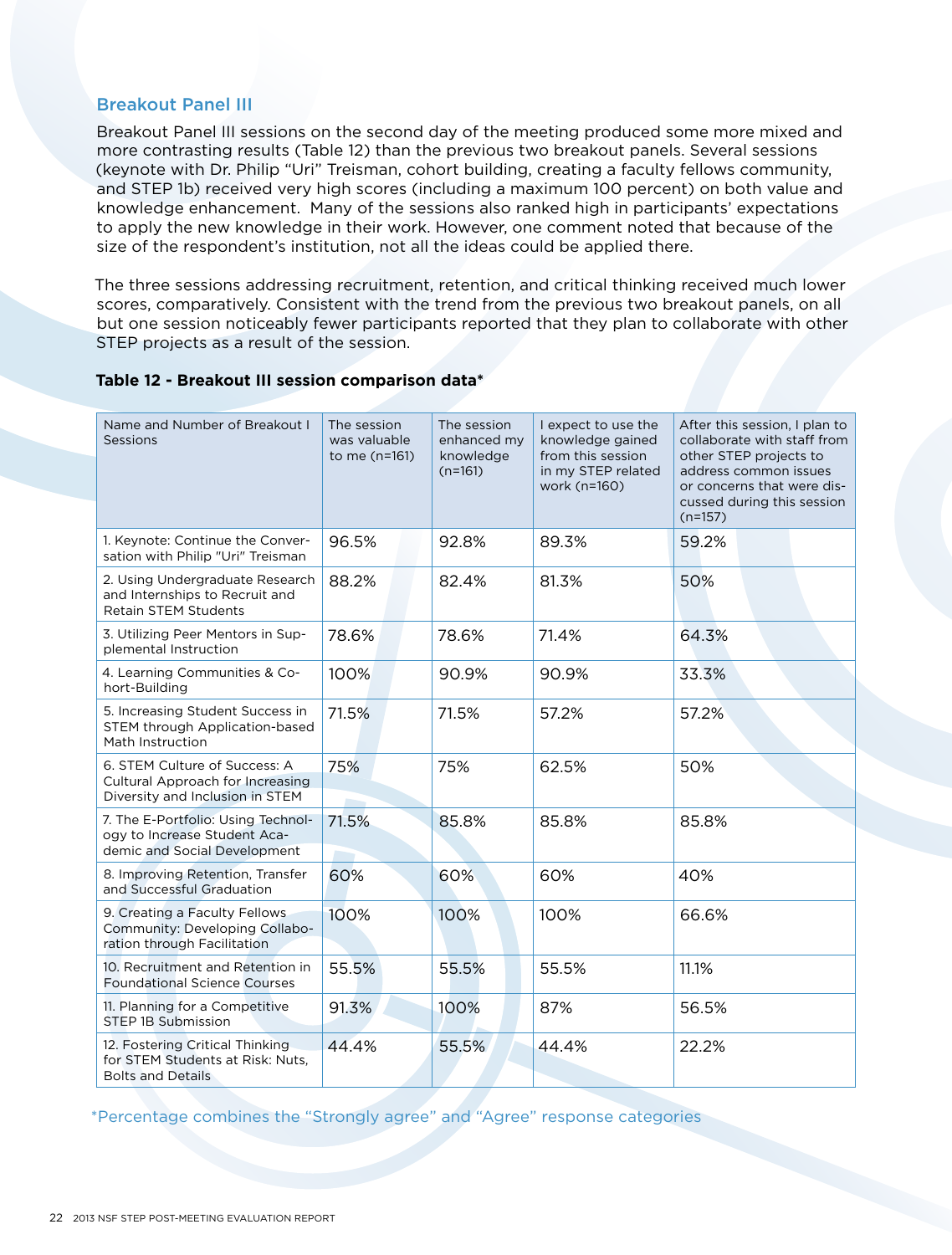### Breakout Panel III

Breakout Panel III sessions on the second day of the meeting produced some more mixed and more contrasting results (Table 12) than the previous two breakout panels. Several sessions (keynote with Dr. Philip "Uri" Treisman, cohort building, creating a faculty fellows community, and STEP 1b) received very high scores (including a maximum 100 percent) on both value and knowledge enhancement. Many of the sessions also ranked high in participants' expectations to apply the new knowledge in their work. However, one comment noted that because of the size of the respondent's institution, not all the ideas could be applied there.

The three sessions addressing recruitment, retention, and critical thinking received much lower scores, comparatively. Consistent with the trend from the previous two breakout panels, on all but one session noticeably fewer participants reported that they plan to collaborate with other STEP projects as a result of the session.

**Table 12 - Breakout III session comparison data***

| Name and Number of Breakout I Sessions | The session was valuable to me (n=161) | The session enhanced my knowledge (n=161) | I expect to use the knowledge gained from this session in my STEP related work (n=160) | After this session, I plan to collaborate with staff from other STEP projects to address common issues or concerns that were discussed during this session (n=157) |
|---|---|---|---|---|
| 1. Keynote: Continue the Conversation with Philip "Uri" Treisman | 96.5% | 92.8% | 89.3% | 59.2% |
| 2. Using Undergraduate Research and Internships to Recruit and Retain STEM Students | 88.2% | 82.4% | 81.3% | 50% |
| 3. Utilizing Peer Mentors in Supplemental Instruction | 78.6% | 78.6% | 71.4% | 64.3% |
| 4. Learning Communities & Cohort-Building | 100% | 90.9% | 90.9% | 33.3% |
| 5. Increasing Student Success in STEM through Application-based Math Instruction | 71.5% | 71.5% | 57.2% | 57.2% |
| 6. STEM Culture of Success: A Cultural Approach for Increasing Diversity and Inclusion in STEM | 75% | 75% | 62.5% | 50% |
| 7. The E-Portfolio: Using Technology to Increase Student Academic and Social Development | 71.5% | 85.8% | 85.8% | 85.8% |
| 8. Improving Retention, Transfer and Successful Graduation | 60% | 60% | 60% | 40% |
| 9. Creating a Faculty Fellows Community: Developing Collaboration through Facilitation | 100% | 100% | 100% | 66.6% |
| 10. Recruitment and Retention in Foundational Science Courses | 55.5% | 55.5% | 55.5% | 11.1% |
| 11. Planning for a Competitive STEP 1B Submission | 91.3% | 100% | 87% | 56.5% |
| 12. Fostering Critical Thinking for STEM Students at Risk: Nuts, Bolts and Details | 44.4% | 55.5% | 44.4% | 22.2% |

*Percentage combines the "Strongly agree" and "Agree" response categories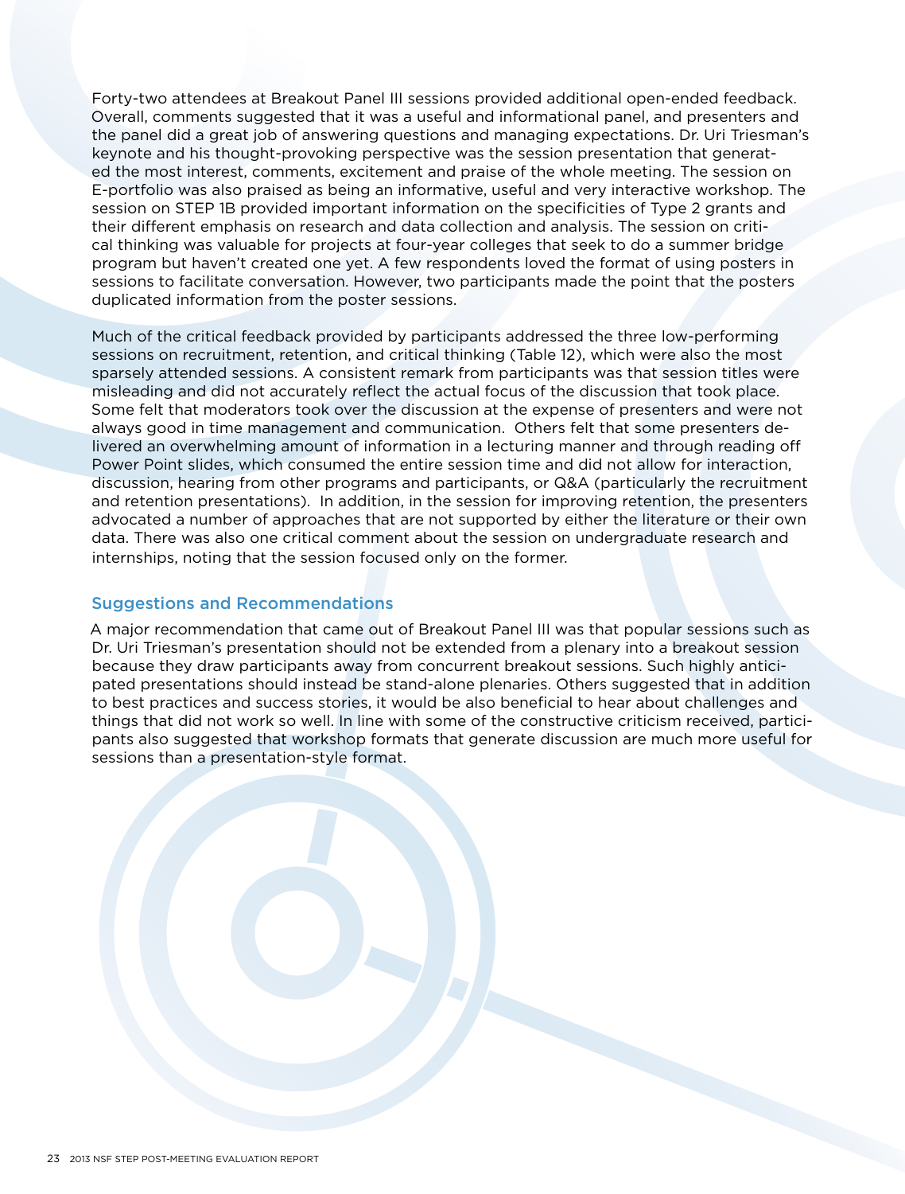Forty-two attendees at Breakout Panel III sessions provided additional open-ended feedback. Overall, comments suggested that it was a useful and informational panel, and presenters and the panel did a great job of answering questions and managing expectations. Dr. Uri Triesman's keynote and his thought-provoking perspective was the session presentation that generated the most interest, comments, excitement and praise of the whole meeting. The session on E-portfolio was also praised as being an informative, useful and very interactive workshop. The session on STEP 1B provided important information on the specificities of Type 2 grants and their different emphasis on research and data collection and analysis. The session on critical thinking was valuable for projects at four-year colleges that seek to do a summer bridge program but haven't created one yet. A few respondents loved the format of using posters in sessions to facilitate conversation. However, two participants made the point that the posters duplicated information from the poster sessions.

Much of the critical feedback provided by participants addressed the three low-performing sessions on recruitment, retention, and critical thinking (Table 12), which were also the most sparsely attended sessions. A consistent remark from participants was that session titles were misleading and did not accurately reflect the actual focus of the discussion that took place. Some felt that moderators took over the discussion at the expense of presenters and were not always good in time management and communication. Others felt that some presenters delivered an overwhelming amount of information in a lecturing manner and through reading off Power Point slides, which consumed the entire session time and did not allow for interaction, discussion, hearing from other programs and participants, or Q&A (particularly the recruitment and retention presentations). In addition, in the session for improving retention, the presenters advocated a number of approaches that are not supported by either the literature or their own data. There was also one critical comment about the session on undergraduate research and internships, noting that the session focused only on the former.

## Suggestions and Recommendations

A major recommendation that came out of Breakout Panel III was that popular sessions such as Dr. Uri Triesman's presentation should not be extended from a plenary into a breakout session because they draw participants away from concurrent breakout sessions. Such highly anticipated presentations should instead be stand-alone plenaries. Others suggested that in addition to best practices and success stories, it would be also beneficial to hear about challenges and things that did not work so well. In line with some of the constructive criticism received, participants also suggested that workshop formats that generate discussion are much more useful for sessions than a presentation-style format.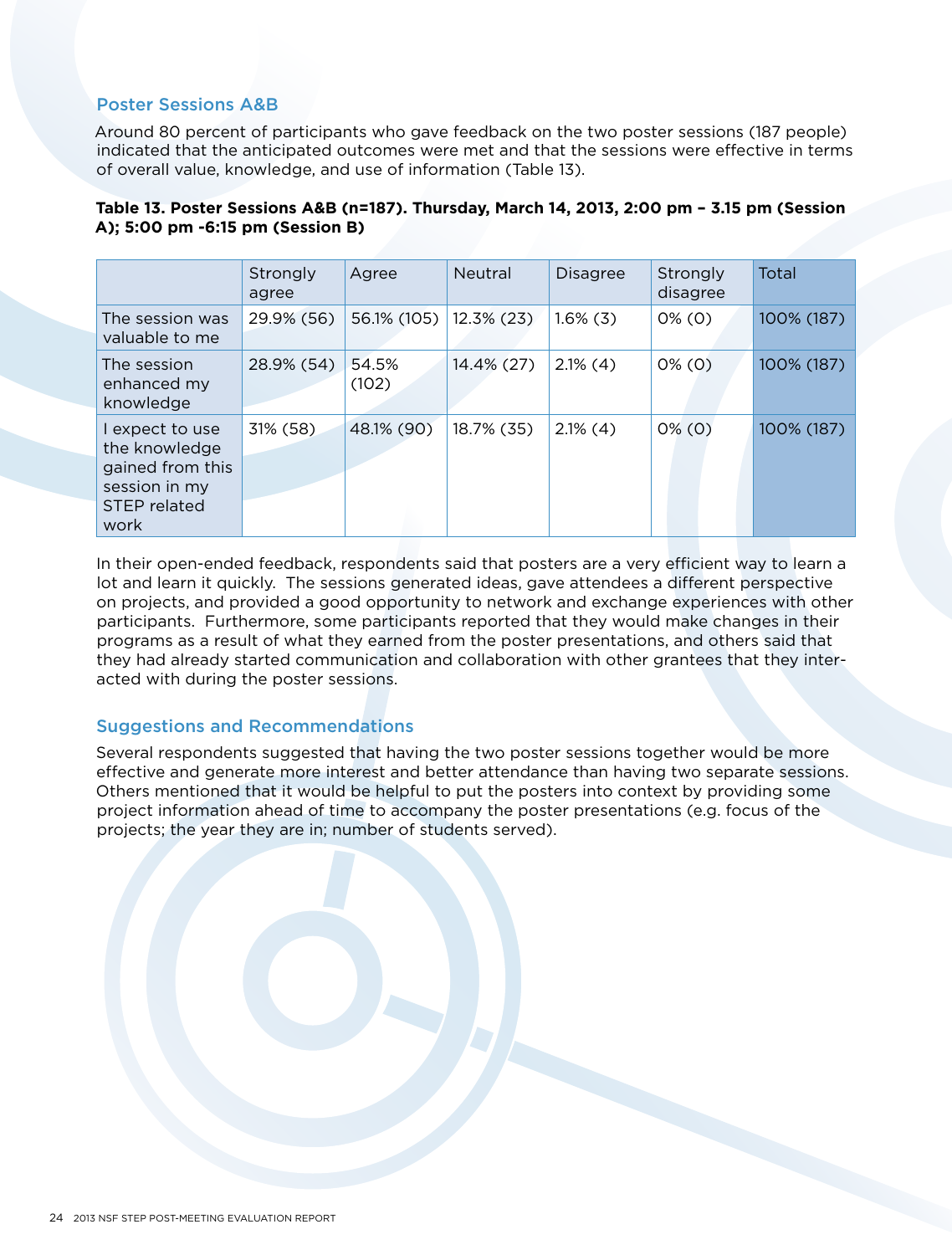## Poster Sessions A&B

Around 80 percent of participants who gave feedback on the two poster sessions (187 people) indicated that the anticipated outcomes were met and that the sessions were effective in terms of overall value, knowledge, and use of information (Table 13).

**Table 13. Poster Sessions A&B (n=187). Thursday, March 14, 2013, 2:00 pm – 3.15 pm (Session A); 5:00 pm -6:15 pm (Session B)**

| | Strongly agree | Agree | Neutral | Disagree | Strongly disagree | Total |
|---|---|---|---|---|---|---|
| The session was valuable to me | 29.9% (56) | 56.1% (105) | 12.3% (23) | 1.6% (3) | 0% (0) | 100% (187) |
| The session enhanced my knowledge | 28.9% (54) | 54.5% (102) | 14.4% (27) | 2.1% (4) | 0% (0) | 100% (187) |
| I expect to use the knowledge gained from this session in my STEP related work | 31% (58) | 48.1% (90) | 18.7% (35) | 2.1% (4) | 0% (0) | 100% (187) |

In their open-ended feedback, respondents said that posters are a very efficient way to learn a lot and learn it quickly. The sessions generated ideas, gave attendees a different perspective on projects, and provided a good opportunity to network and exchange experiences with other participants. Furthermore, some participants reported that they would make changes in their programs as a result of what they earned from the poster presentations, and others said that they had already started communication and collaboration with other grantees that they interacted with during the poster sessions.

## Suggestions and Recommendations

Several respondents suggested that having the two poster sessions together would be more effective and generate more interest and better attendance than having two separate sessions. Others mentioned that it would be helpful to put the posters into context by providing some project information ahead of time to accompany the poster presentations (e.g. focus of the projects; the year they are in; number of students served).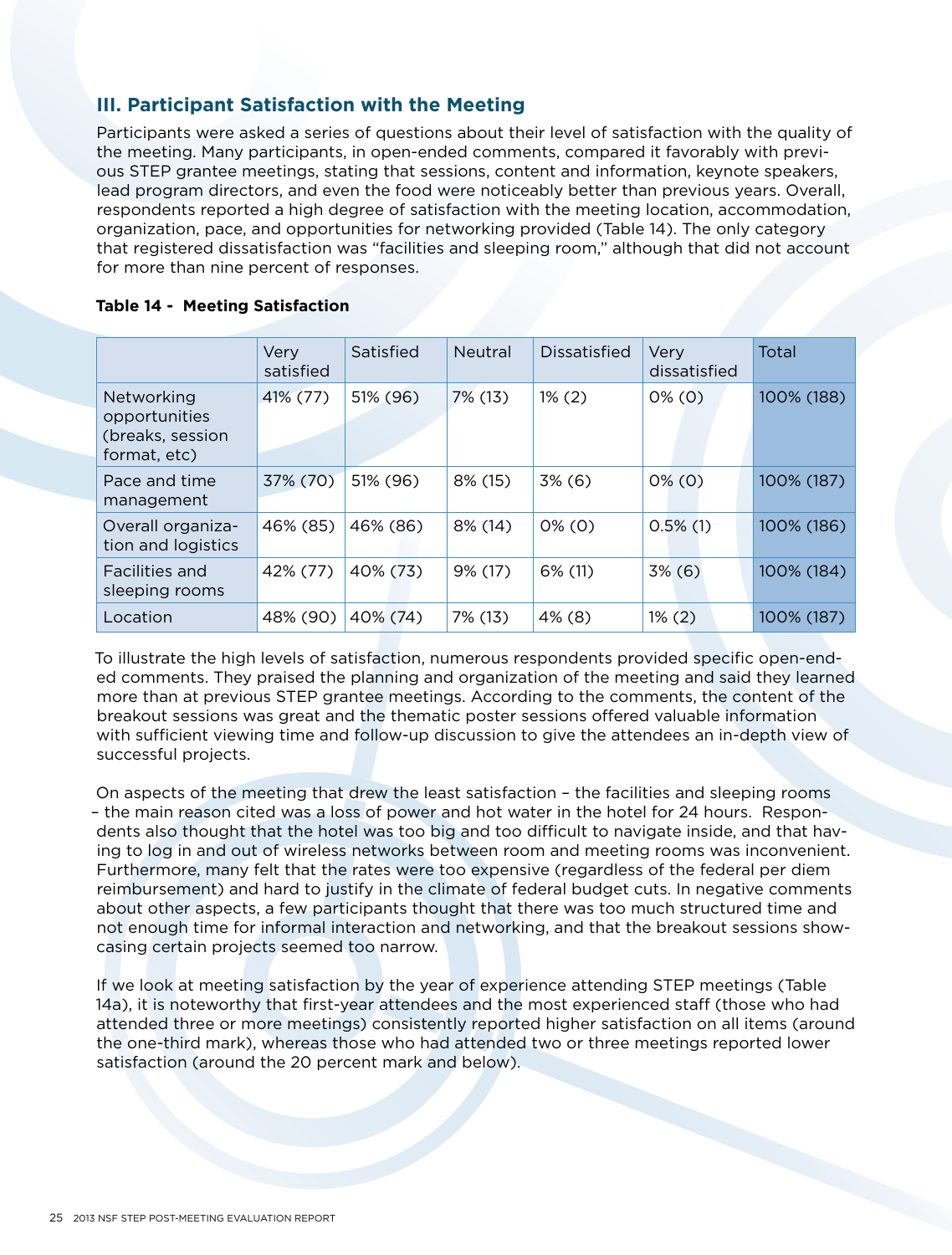## III. Participant Satisfaction with the Meeting

Participants were asked a series of questions about their level of satisfaction with the quality of the meeting. Many participants, in open-ended comments, compared it favorably with previous STEP grantee meetings, stating that sessions, content and information, keynote speakers, lead program directors, and even the food were noticeably better than previous years. Overall, respondents reported a high degree of satisfaction with the meeting location, accommodation, organization, pace, and opportunities for networking provided (Table 14). The only category that registered dissatisfaction was "facilities and sleeping room," although that did not account for more than nine percent of responses.

**Table 14 - Meeting Satisfaction**

| | Very satisfied | Satisfied | Neutral | Dissatisfied | Very dissatisfied | Total |
|---|---|---|---|---|---|---|
| Networking opportunities (breaks, session format, etc) | 41% (77) | 51% (96) | 7% (13) | 1% (2) | 0% (0) | 100% (188) |
| Pace and time management | 37% (70) | 51% (96) | 8% (15) | 3% (6) | 0% (0) | 100% (187) |
| Overall organization and logistics | 46% (85) | 46% (86) | 8% (14) | 0% (0) | 0.5% (1) | 100% (186) |
| Facilities and sleeping rooms | 42% (77) | 40% (73) | 9% (17) | 6% (11) | 3% (6) | 100% (184) |
| Location | 48% (90) | 40% (74) | 7% (13) | 4% (8) | 1% (2) | 100% (187) |

To illustrate the high levels of satisfaction, numerous respondents provided specific open-ended comments. They praised the planning and organization of the meeting and said they learned more than at previous STEP grantee meetings. According to the comments, the content of the breakout sessions was great and the thematic poster sessions offered valuable information with sufficient viewing time and follow-up discussion to give the attendees an in-depth view of successful projects.

On aspects of the meeting that drew the least satisfaction – the facilities and sleeping rooms – the main reason cited was a loss of power and hot water in the hotel for 24 hours. Respondents also thought that the hotel was too big and too difficult to navigate inside, and that having to log in and out of wireless networks between room and meeting rooms was inconvenient. Furthermore, many felt that the rates were too expensive (regardless of the federal per diem reimbursement) and hard to justify in the climate of federal budget cuts. In negative comments about other aspects, a few participants thought that there was too much structured time and not enough time for informal interaction and networking, and that the breakout sessions showcasing certain projects seemed too narrow.

If we look at meeting satisfaction by the year of experience attending STEP meetings (Table 14a), it is noteworthy that first-year attendees and the most experienced staff (those who had attended three or more meetings) consistently reported higher satisfaction on all items (around the one-third mark), whereas those who had attended two or three meetings reported lower satisfaction (around the 20 percent mark and below).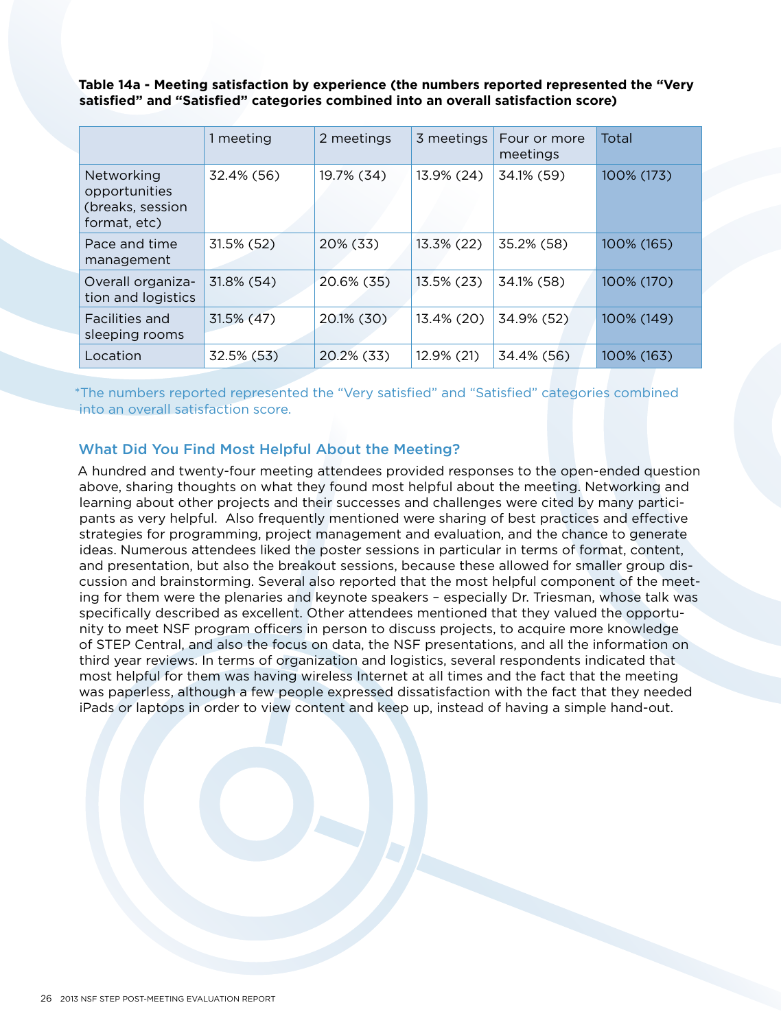**Table 14a - Meeting satisfaction by experience (the numbers reported represented the "Very satisfied" and "Satisfied" categories combined into an overall satisfaction score)**

| | 1 meeting | 2 meetings | 3 meetings | Four or more meetings | Total |
|---|---|---|---|---|---|
| Networking opportunities (breaks, session format, etc) | 32.4% (56) | 19.7% (34) | 13.9% (24) | 34.1% (59) | 100% (173) |
| Pace and time management | 31.5% (52) | 20% (33) | 13.3% (22) | 35.2% (58) | 100% (165) |
| Overall organization and logistics | 31.8% (54) | 20.6% (35) | 13.5% (23) | 34.1% (58) | 100% (170) |
| Facilities and sleeping rooms | 31.5% (47) | 20.1% (30) | 13.4% (20) | 34.9% (52) | 100% (149) |
| Location | 32.5% (53) | 20.2% (33) | 12.9% (21) | 34.4% (56) | 100% (163) |

*The numbers reported represented the "Very satisfied" and "Satisfied" categories combined into an overall satisfaction score.

### What Did You Find Most Helpful About the Meeting?

A hundred and twenty-four meeting attendees provided responses to the open-ended question above, sharing thoughts on what they found most helpful about the meeting. Networking and learning about other projects and their successes and challenges were cited by many participants as very helpful. Also frequently mentioned were sharing of best practices and effective strategies for programming, project management and evaluation, and the chance to generate ideas. Numerous attendees liked the poster sessions in particular in terms of format, content, and presentation, but also the breakout sessions, because these allowed for smaller group discussion and brainstorming. Several also reported that the most helpful component of the meeting for them were the plenaries and keynote speakers – especially Dr. Triesman, whose talk was specifically described as excellent. Other attendees mentioned that they valued the opportunity to meet NSF program officers in person to discuss projects, to acquire more knowledge of STEP Central, and also the focus on data, the NSF presentations, and all the information on third year reviews. In terms of organization and logistics, several respondents indicated that most helpful for them was having wireless Internet at all times and the fact that the meeting was paperless, although a few people expressed dissatisfaction with the fact that they needed iPads or laptops in order to view content and keep up, instead of having a simple hand-out.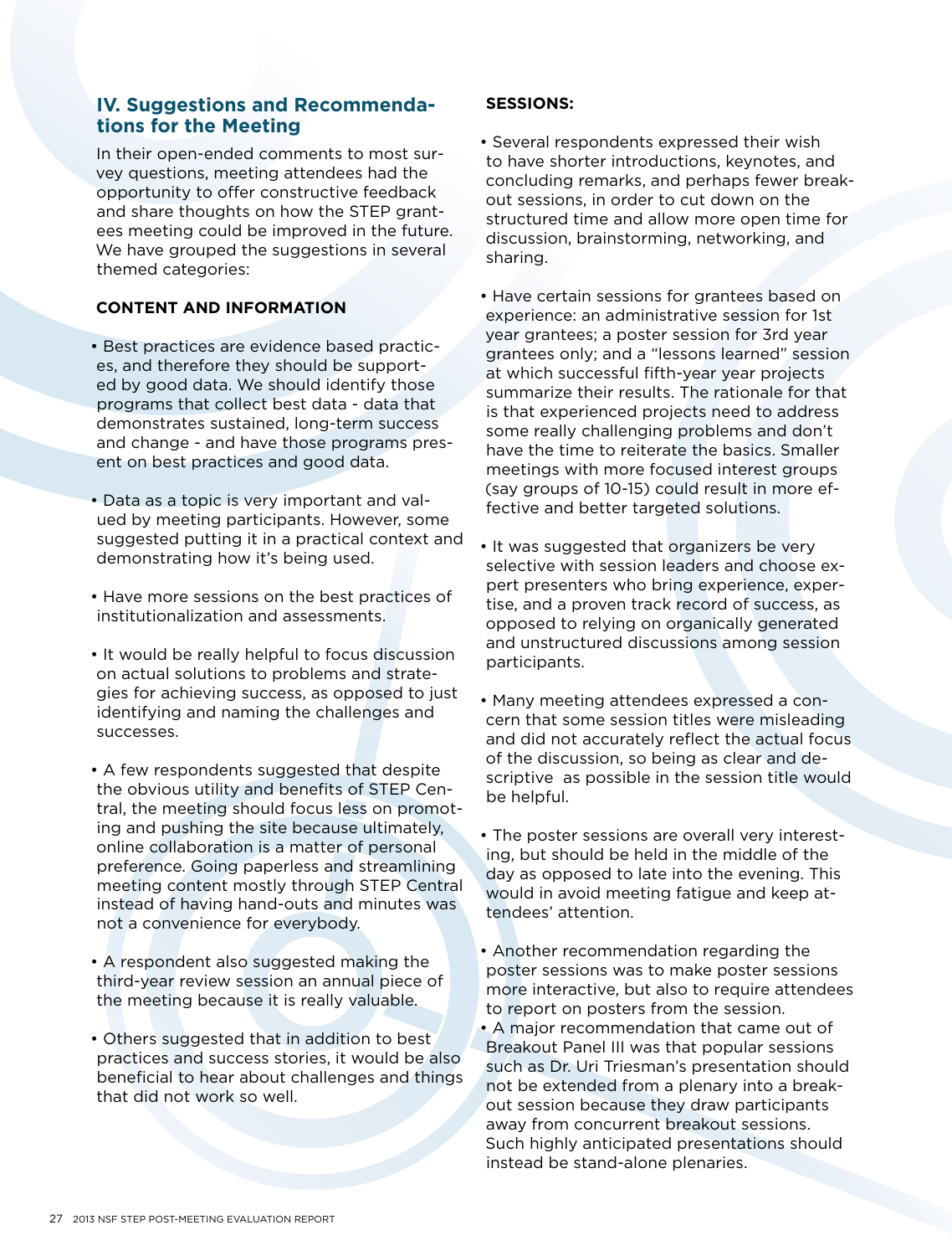## IV. Suggestions and Recommendations for the Meeting

In their open-ended comments to most survey questions, meeting attendees had the opportunity to offer constructive feedback and share thoughts on how the STEP grantees meeting could be improved in the future. We have grouped the suggestions in several themed categories:

**CONTENT AND INFORMATION**

- Best practices are evidence based practices, and therefore they should be supported by good data. We should identify those programs that collect best data - data that demonstrates sustained, long-term success and change - and have those programs present on best practices and good data.

- Data as a topic is very important and valued by meeting participants. However, some suggested putting it in a practical context and demonstrating how it's being used.

- Have more sessions on the best practices of institutionalization and assessments.

- It would be really helpful to focus discussion on actual solutions to problems and strategies for achieving success, as opposed to just identifying and naming the challenges and successes.

- A few respondents suggested that despite the obvious utility and benefits of STEP Central, the meeting should focus less on promoting and pushing the site because ultimately, online collaboration is a matter of personal preference. Going paperless and streamlining meeting content mostly through STEP Central instead of having hand-outs and minutes was not a convenience for everybody.

- A respondent also suggested making the third-year review session an annual piece of the meeting because it is really valuable.

- Others suggested that in addition to best practices and success stories, it would be also beneficial to hear about challenges and things that did not work so well.

**SESSIONS:**

- Several respondents expressed their wish to have shorter introductions, keynotes, and concluding remarks, and perhaps fewer breakout sessions, in order to cut down on the structured time and allow more open time for discussion, brainstorming, networking, and sharing.

- Have certain sessions for grantees based on experience: an administrative session for 1st year grantees; a poster session for 3rd year grantees only; and a "lessons learned" session at which successful fifth-year year projects summarize their results. The rationale for that is that experienced projects need to address some really challenging problems and don't have the time to reiterate the basics. Smaller meetings with more focused interest groups (say groups of 10-15) could result in more effective and better targeted solutions.

- It was suggested that organizers be very selective with session leaders and choose expert presenters who bring experience, expertise, and a proven track record of success, as opposed to relying on organically generated and unstructured discussions among session participants.

- Many meeting attendees expressed a concern that some session titles were misleading and did not accurately reflect the actual focus of the discussion, so being as clear and descriptive as possible in the session title would be helpful.

- The poster sessions are overall very interesting, but should be held in the middle of the day as opposed to late into the evening. This would in avoid meeting fatigue and keep attendees' attention.

- Another recommendation regarding the poster sessions was to make poster sessions more interactive, but also to require attendees to report on posters from the session.
- A major recommendation that came out of Breakout Panel III was that popular sessions such as Dr. Uri Triesman's presentation should not be extended from a plenary into a breakout session because they draw participants away from concurrent breakout sessions. Such highly anticipated presentations should instead be stand-alone plenaries.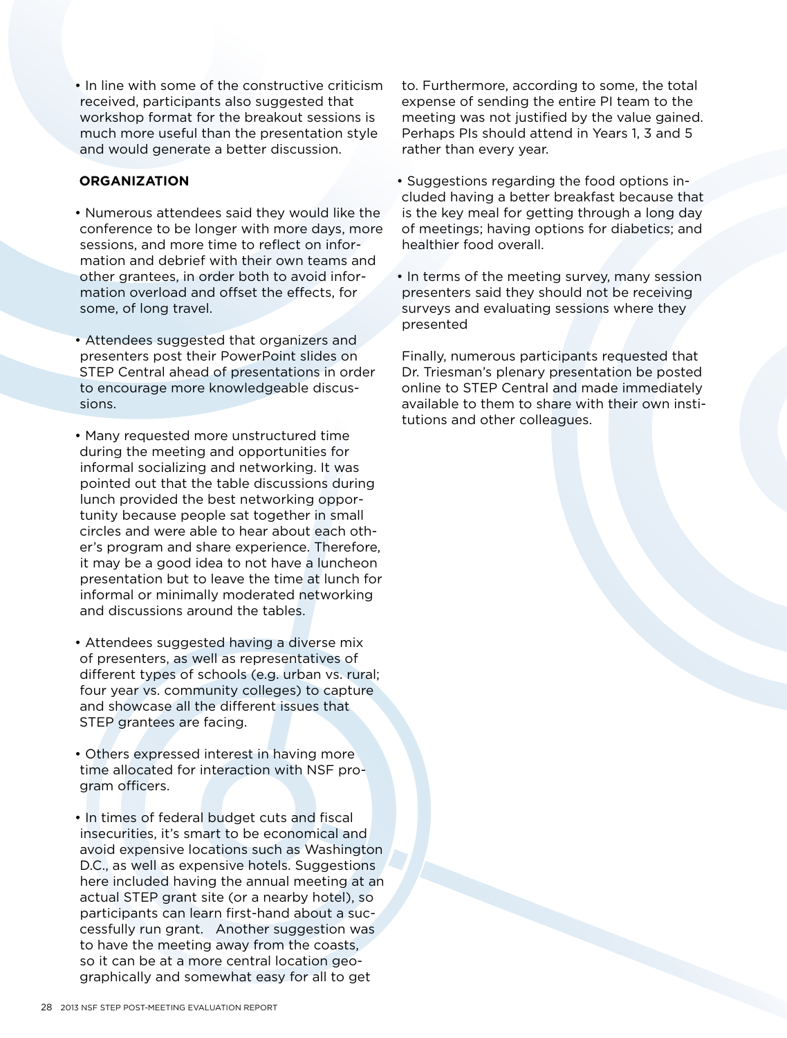- In line with some of the constructive criticism received, participants also suggested that workshop format for the breakout sessions is much more useful than the presentation style and would generate a better discussion.

**ORGANIZATION**

- Numerous attendees said they would like the conference to be longer with more days, more sessions, and more time to reflect on information and debrief with their own teams and other grantees, in order both to avoid information overload and offset the effects, for some, of long travel.

- Attendees suggested that organizers and presenters post their PowerPoint slides on STEP Central ahead of presentations in order to encourage more knowledgeable discussions.

- Many requested more unstructured time during the meeting and opportunities for informal socializing and networking. It was pointed out that the table discussions during lunch provided the best networking opportunity because people sat together in small circles and were able to hear about each other's program and share experience. Therefore, it may be a good idea to not have a luncheon presentation but to leave the time at lunch for informal or minimally moderated networking and discussions around the tables.

- Attendees suggested having a diverse mix of presenters, as well as representatives of different types of schools (e.g. urban vs. rural; four year vs. community colleges) to capture and showcase all the different issues that STEP grantees are facing.

- Others expressed interest in having more time allocated for interaction with NSF program officers.

- In times of federal budget cuts and fiscal insecurities, it's smart to be economical and avoid expensive locations such as Washington D.C., as well as expensive hotels. Suggestions here included having the annual meeting at an actual STEP grant site (or a nearby hotel), so participants can learn first-hand about a successfully run grant. Another suggestion was to have the meeting away from the coasts, so it can be at a more central location geographically and somewhat easy for all to get to. Furthermore, according to some, the total expense of sending the entire PI team to the meeting was not justified by the value gained. Perhaps PIs should attend in Years 1, 3 and 5 rather than every year.

- Suggestions regarding the food options included having a better breakfast because that is the key meal for getting through a long day of meetings; having options for diabetics; and healthier food overall.

- In terms of the meeting survey, many session presenters said they should not be receiving surveys and evaluating sessions where they presented

Finally, numerous participants requested that Dr. Triesman's plenary presentation be posted online to STEP Central and made immediately available to them to share with their own institutions and other colleagues.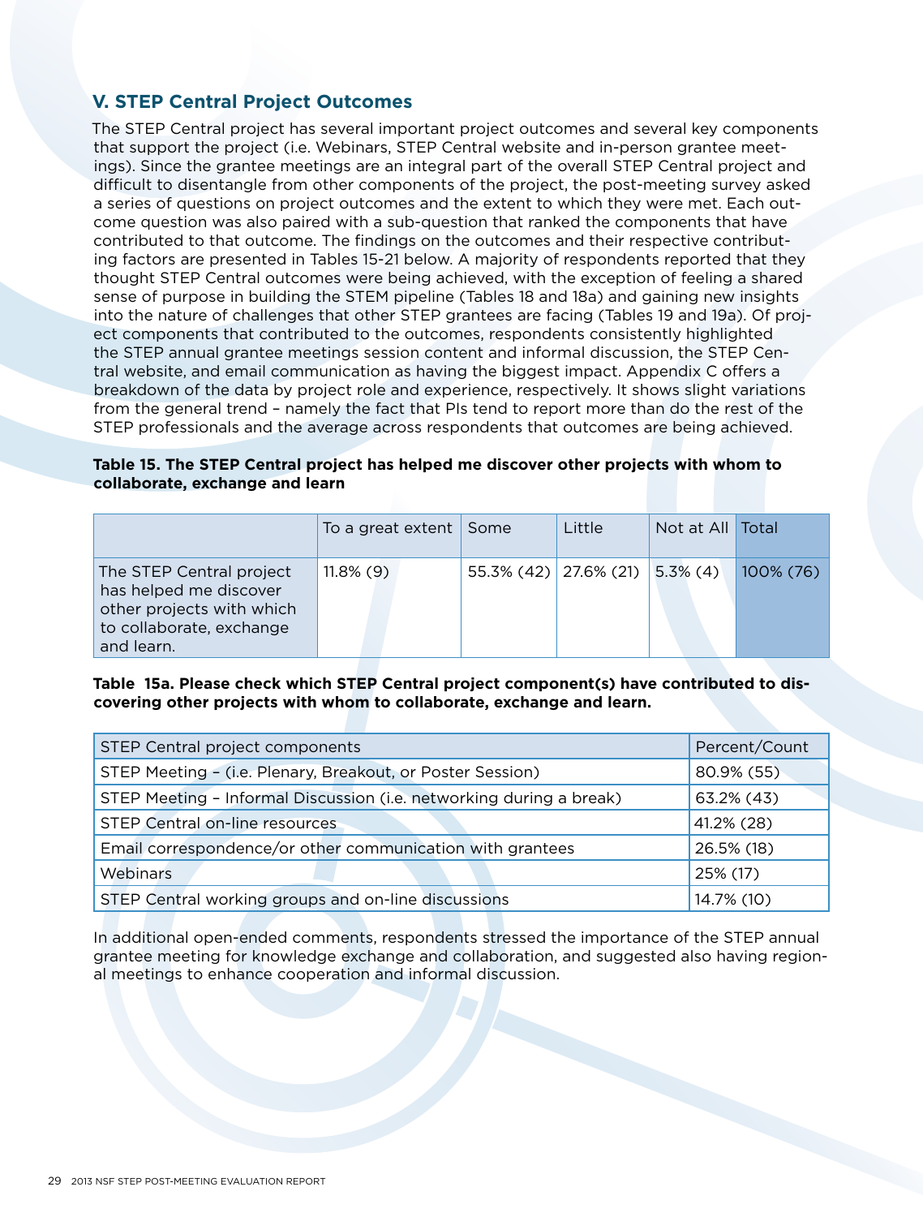## V. STEP Central Project Outcomes

The STEP Central project has several important project outcomes and several key components that support the project (i.e. Webinars, STEP Central website and in-person grantee meetings). Since the grantee meetings are an integral part of the overall STEP Central project and difficult to disentangle from other components of the project, the post-meeting survey asked a series of questions on project outcomes and the extent to which they were met. Each outcome question was also paired with a sub-question that ranked the components that have contributed to that outcome. The findings on the outcomes and their respective contributing factors are presented in Tables 15-21 below. A majority of respondents reported that they thought STEP Central outcomes were being achieved, with the exception of feeling a shared sense of purpose in building the STEM pipeline (Tables 18 and 18a) and gaining new insights into the nature of challenges that other STEP grantees are facing (Tables 19 and 19a). Of project components that contributed to the outcomes, respondents consistently highlighted the STEP annual grantee meetings session content and informal discussion, the STEP Central website, and email communication as having the biggest impact. Appendix C offers a breakdown of the data by project role and experience, respectively. It shows slight variations from the general trend – namely the fact that PIs tend to report more than do the rest of the STEP professionals and the average across respondents that outcomes are being achieved.

**Table 15. The STEP Central project has helped me discover other projects with whom to collaborate, exchange and learn**

| | To a great extent | Some | Little | Not at All | Total |
|---|---|---|---|---|---|
| The STEP Central project has helped me discover other projects with which to collaborate, exchange and learn. | 11.8% (9) | 55.3% (42) | 27.6% (21) | 5.3% (4) | 100% (76) |

**Table 15a. Please check which STEP Central project component(s) have contributed to discovering other projects with whom to collaborate, exchange and learn.**

| STEP Central project components | Percent/Count |
|---|---|
| STEP Meeting – (i.e. Plenary, Breakout, or Poster Session) | 80.9% (55) |
| STEP Meeting – Informal Discussion (i.e. networking during a break) | 63.2% (43) |
| STEP Central on-line resources | 41.2% (28) |
| Email correspondence/or other communication with grantees | 26.5% (18) |
| Webinars | 25% (17) |
| STEP Central working groups and on-line discussions | 14.7% (10) |

In additional open-ended comments, respondents stressed the importance of the STEP annual grantee meeting for knowledge exchange and collaboration, and suggested also having regional meetings to enhance cooperation and informal discussion.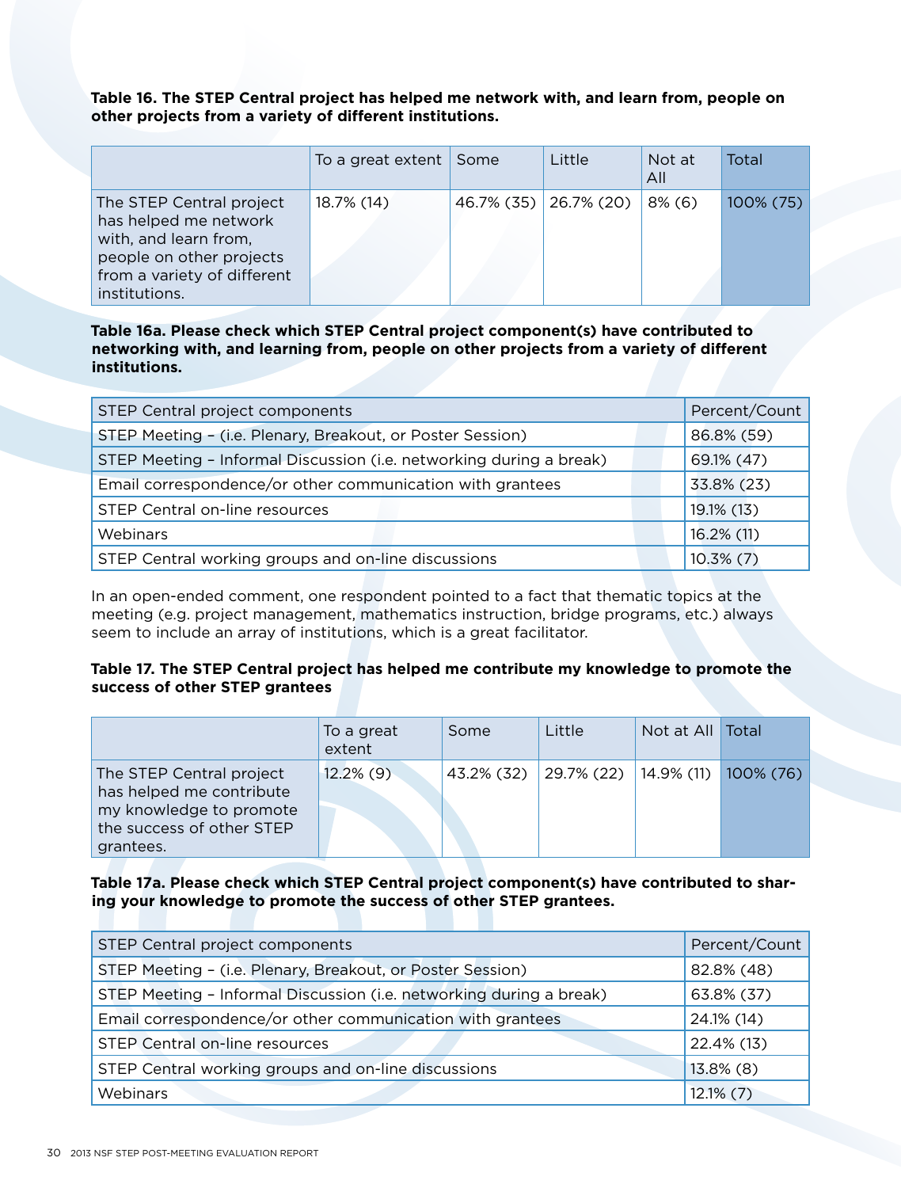**Table 16. The STEP Central project has helped me network with, and learn from, people on other projects from a variety of different institutions.**

| | To a great extent | Some | Little | Not at All | Total |
|---|---|---|---|---|---|
| The STEP Central project has helped me network with, and learn from, people on other projects from a variety of different institutions. | 18.7% (14) | 46.7% (35) | 26.7% (20) | 8% (6) | 100% (75) |

**Table 16a. Please check which STEP Central project component(s) have contributed to networking with, and learning from, people on other projects from a variety of different institutions.**

| STEP Central project components | Percent/Count |
|---|---|
| STEP Meeting – (i.e. Plenary, Breakout, or Poster Session) | 86.8% (59) |
| STEP Meeting – Informal Discussion (i.e. networking during a break) | 69.1% (47) |
| Email correspondence/or other communication with grantees | 33.8% (23) |
| STEP Central on-line resources | 19.1% (13) |
| Webinars | 16.2% (11) |
| STEP Central working groups and on-line discussions | 10.3% (7) |

In an open-ended comment, one respondent pointed to a fact that thematic topics at the meeting (e.g. project management, mathematics instruction, bridge programs, etc.) always seem to include an array of institutions, which is a great facilitator.

**Table 17. The STEP Central project has helped me contribute my knowledge to promote the success of other STEP grantees**

| | To a great extent | Some | Little | Not at All | Total |
|---|---|---|---|---|---|
| The STEP Central project has helped me contribute my knowledge to promote the success of other STEP grantees. | 12.2% (9) | 43.2% (32) | 29.7% (22) | 14.9% (11) | 100% (76) |

**Table 17a. Please check which STEP Central project component(s) have contributed to sharing your knowledge to promote the success of other STEP grantees.**

| STEP Central project components | Percent/Count |
|---|---|
| STEP Meeting – (i.e. Plenary, Breakout, or Poster Session) | 82.8% (48) |
| STEP Meeting – Informal Discussion (i.e. networking during a break) | 63.8% (37) |
| Email correspondence/or other communication with grantees | 24.1% (14) |
| STEP Central on-line resources | 22.4% (13) |
| STEP Central working groups and on-line discussions | 13.8% (8) |
| Webinars | 12.1% (7) |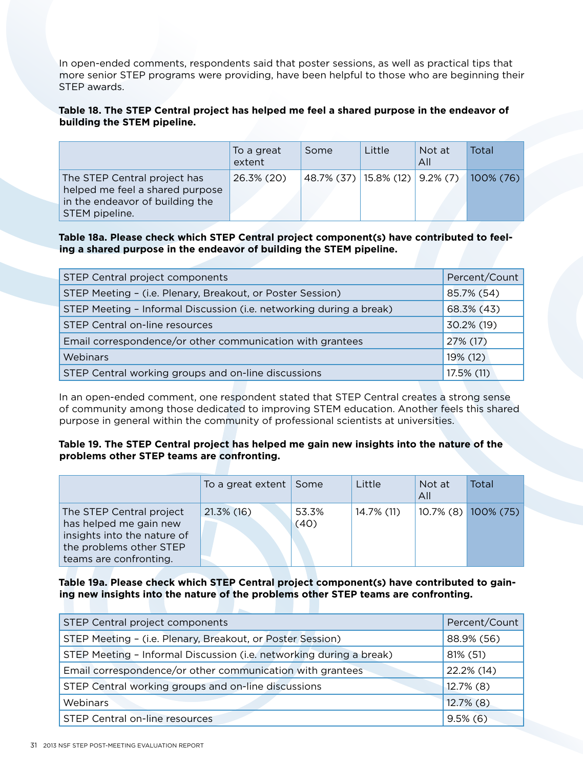In open-ended comments, respondents said that poster sessions, as well as practical tips that more senior STEP programs were providing, have been helpful to those who are beginning their STEP awards.

**Table 18. The STEP Central project has helped me feel a shared purpose in the endeavor of building the STEM pipeline.**

| | To a great extent | Some | Little | Not at All | Total |
|---|---|---|---|---|---|
| The STEP Central project has helped me feel a shared purpose in the endeavor of building the STEM pipeline. | 26.3% (20) | 48.7% (37) | 15.8% (12) | 9.2% (7) | 100% (76) |

**Table 18a. Please check which STEP Central project component(s) have contributed to feeling a shared purpose in the endeavor of building the STEM pipeline.**

| STEP Central project components | Percent/Count |
|---|---|
| STEP Meeting – (i.e. Plenary, Breakout, or Poster Session) | 85.7% (54) |
| STEP Meeting – Informal Discussion (i.e. networking during a break) | 68.3% (43) |
| STEP Central on-line resources | 30.2% (19) |
| Email correspondence/or other communication with grantees | 27% (17) |
| Webinars | 19% (12) |
| STEP Central working groups and on-line discussions | 17.5% (11) |

In an open-ended comment, one respondent stated that STEP Central creates a strong sense of community among those dedicated to improving STEM education. Another feels this shared purpose in general within the community of professional scientists at universities.

**Table 19. The STEP Central project has helped me gain new insights into the nature of the problems other STEP teams are confronting.**

| | To a great extent | Some | Little | Not at All | Total |
|---|---|---|---|---|---|
| The STEP Central project has helped me gain new insights into the nature of the problems other STEP teams are confronting. | 21.3% (16) | 53.3% (40) | 14.7% (11) | 10.7% (8) | 100% (75) |

**Table 19a. Please check which STEP Central project component(s) have contributed to gaining new insights into the nature of the problems other STEP teams are confronting.**

| STEP Central project components | Percent/Count |
|---|---|
| STEP Meeting – (i.e. Plenary, Breakout, or Poster Session) | 88.9% (56) |
| STEP Meeting – Informal Discussion (i.e. networking during a break) | 81% (51) |
| Email correspondence/or other communication with grantees | 22.2% (14) |
| STEP Central working groups and on-line discussions | 12.7% (8) |
| Webinars | 12.7% (8) |
| STEP Central on-line resources | 9.5% (6) |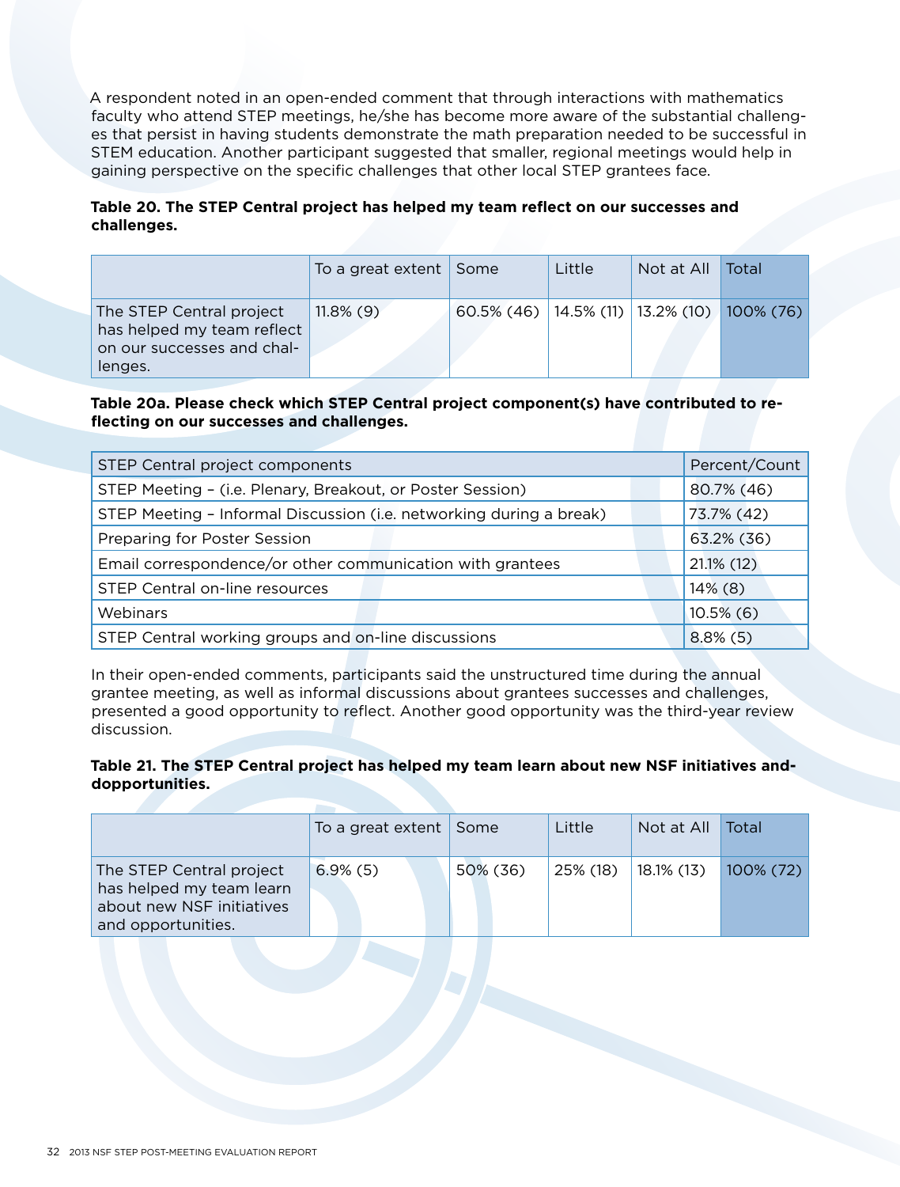A respondent noted in an open-ended comment that through interactions with mathematics faculty who attend STEP meetings, he/she has become more aware of the substantial challenges that persist in having students demonstrate the math preparation needed to be successful in STEM education. Another participant suggested that smaller, regional meetings would help in gaining perspective on the specific challenges that other local STEP grantees face.

**Table 20. The STEP Central project has helped my team reflect on our successes and challenges.**

| | To a great extent | Some | Little | Not at All | Total |
|---|---|---|---|---|---|
| The STEP Central project has helped my team reflect on our successes and challenges. | 11.8% (9) | 60.5% (46) | 14.5% (11) | 13.2% (10) | 100% (76) |

**Table 20a. Please check which STEP Central project component(s) have contributed to reflecting on our successes and challenges.**

| STEP Central project components | Percent/Count |
|---|---|
| STEP Meeting – (i.e. Plenary, Breakout, or Poster Session) | 80.7% (46) |
| STEP Meeting – Informal Discussion (i.e. networking during a break) | 73.7% (42) |
| Preparing for Poster Session | 63.2% (36) |
| Email correspondence/or other communication with grantees | 21.1% (12) |
| STEP Central on-line resources | 14% (8) |
| Webinars | 10.5% (6) |
| STEP Central working groups and on-line discussions | 8.8% (5) |

In their open-ended comments, participants said the unstructured time during the annual grantee meeting, as well as informal discussions about grantees successes and challenges, presented a good opportunity to reflect. Another good opportunity was the third-year review discussion.

**Table 21. The STEP Central project has helped my team learn about new NSF initiatives anddopportunities.**

| | To a great extent | Some | Little | Not at All | Total |
|---|---|---|---|---|---|
| The STEP Central project has helped my team learn about new NSF initiatives and opportunities. | 6.9% (5) | 50% (36) | 25% (18) | 18.1% (13) | 100% (72) |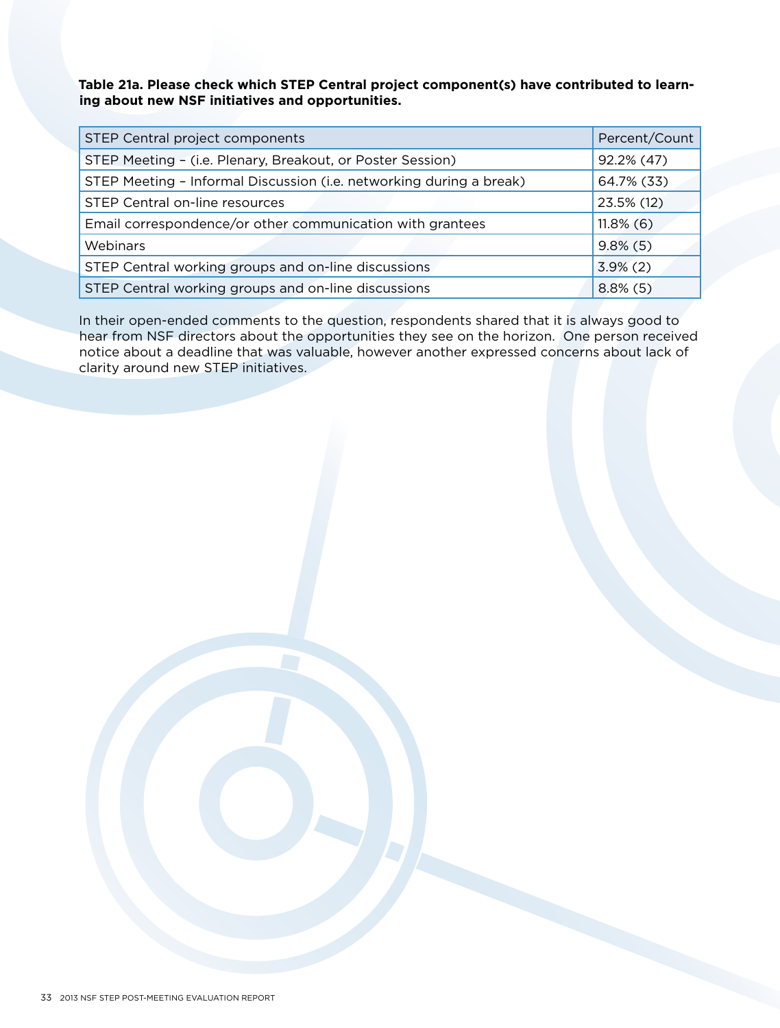**Table 21a. Please check which STEP Central project component(s) have contributed to learning about new NSF initiatives and opportunities.**

| STEP Central project components | Percent/Count |
|---|---|
| STEP Meeting – (i.e. Plenary, Breakout, or Poster Session) | 92.2% (47) |
| STEP Meeting – Informal Discussion (i.e. networking during a break) | 64.7% (33) |
| STEP Central on-line resources | 23.5% (12) |
| Email correspondence/or other communication with grantees | 11.8% (6) |
| Webinars | 9.8% (5) |
| STEP Central working groups and on-line discussions | 3.9% (2) |
| STEP Central working groups and on-line discussions | 8.8% (5) |

In their open-ended comments to the question, respondents shared that it is always good to hear from NSF directors about the opportunities they see on the horizon. One person received notice about a deadline that was valuable, however another expressed concerns about lack of clarity around new STEP initiatives.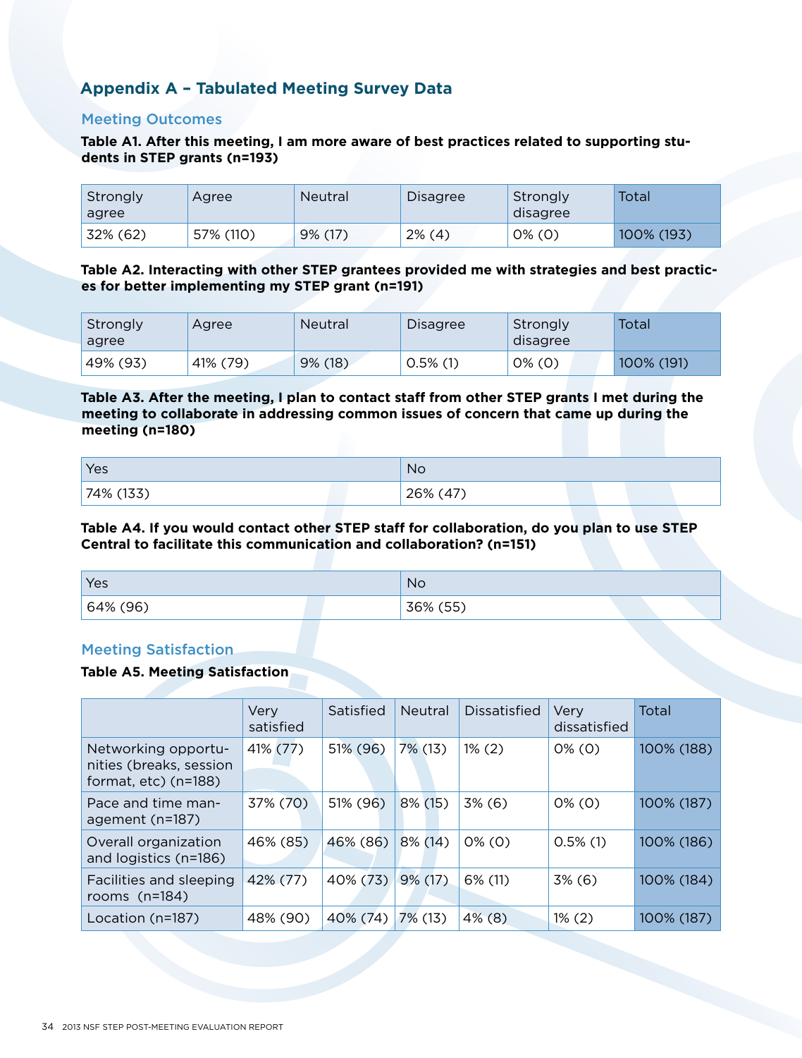## Appendix A – Tabulated Meeting Survey Data

### Meeting Outcomes

**Table A1. After this meeting, I am more aware of best practices related to supporting students in STEP grants (n=193)**

| Strongly agree | Agree | Neutral | Disagree | Strongly disagree | Total |
|---|---|---|---|---|---|
| 32% (62) | 57% (110) | 9% (17) | 2% (4) | 0% (0) | 100% (193) |

**Table A2. Interacting with other STEP grantees provided me with strategies and best practices for better implementing my STEP grant (n=191)**

| Strongly agree | Agree | Neutral | Disagree | Strongly disagree | Total |
|---|---|---|---|---|---|
| 49% (93) | 41% (79) | 9% (18) | 0.5% (1) | 0% (0) | 100% (191) |

**Table A3. After the meeting, I plan to contact staff from other STEP grants I met during the meeting to collaborate in addressing common issues of concern that came up during the meeting (n=180)**

| Yes | No |
|---|---|
| 74% (133) | 26% (47) |

**Table A4. If you would contact other STEP staff for collaboration, do you plan to use STEP Central to facilitate this communication and collaboration? (n=151)**

| Yes | No |
|---|---|
| 64% (96) | 36% (55) |

### Meeting Satisfaction

**Table A5. Meeting Satisfaction**

| | Very satisfied | Satisfied | Neutral | Dissatisfied | Very dissatisfied | Total |
|---|---|---|---|---|---|---|
| Networking opportunities (breaks, session format, etc) (n=188) | 41% (77) | 51% (96) | 7% (13) | 1% (2) | 0% (0) | 100% (188) |
| Pace and time management (n=187) | 37% (70) | 51% (96) | 8% (15) | 3% (6) | 0% (0) | 100% (187) |
| Overall organization and logistics (n=186) | 46% (85) | 46% (86) | 8% (14) | 0% (0) | 0.5% (1) | 100% (186) |
| Facilities and sleeping rooms (n=184) | 42% (77) | 40% (73) | 9% (17) | 6% (11) | 3% (6) | 100% (184) |
| Location (n=187) | 48% (90) | 40% (74) | 7% (13) | 4% (8) | 1% (2) | 100% (187) |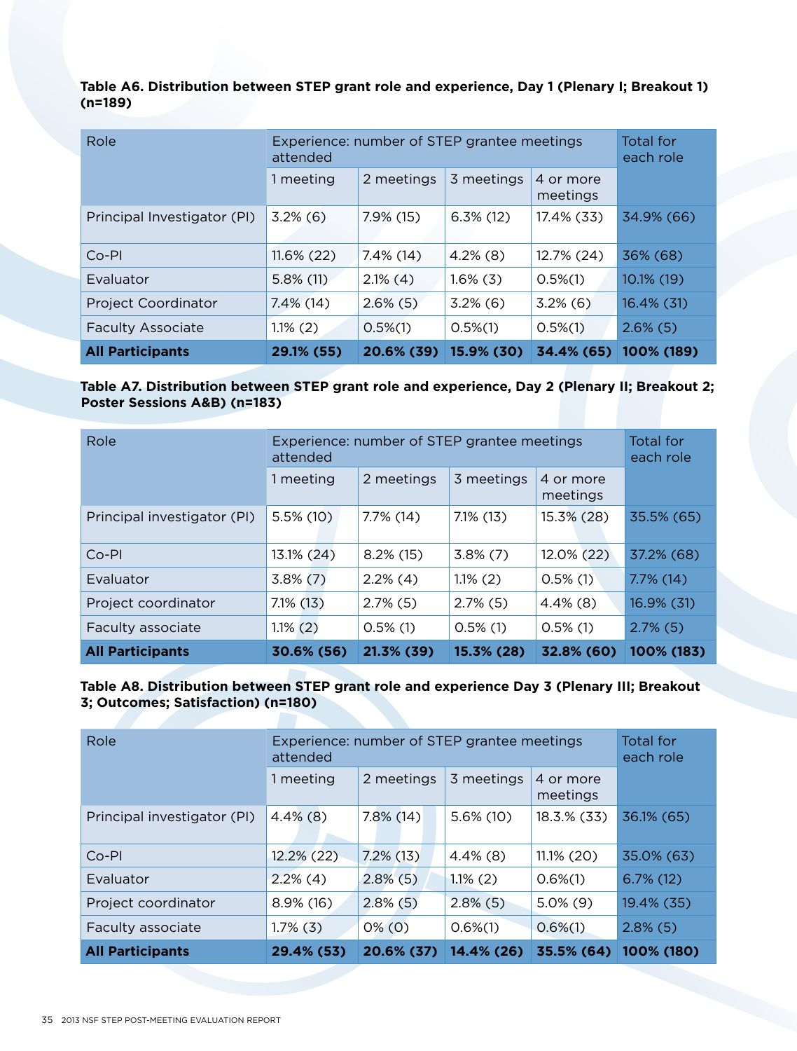**Table A6. Distribution between STEP grant role and experience, Day 1 (Plenary I; Breakout 1) (n=189)**

| Role | Experience: number of STEP grantee meetings attended | | | | Total for each role |
|---|---|---|---|---|---|
| | 1 meeting | 2 meetings | 3 meetings | 4 or more meetings | |
| Principal Investigator (PI) | 3.2% (6) | 7.9% (15) | 6.3% (12) | 17.4% (33) | 34.9% (66) |
| Co-PI | 11.6% (22) | 7.4% (14) | 4.2% (8) | 12.7% (24) | 36% (68) |
| Evaluator | 5.8% (11) | 2.1% (4) | 1.6% (3) | 0.5%(1) | 10.1% (19) |
| Project Coordinator | 7.4% (14) | 2.6% (5) | 3.2% (6) | 3.2% (6) | 16.4% (31) |
| Faculty Associate | 1.1% (2) | 0.5%(1) | 0.5%(1) | 0.5%(1) | 2.6% (5) |
| **All Participants** | **29.1% (55)** | **20.6% (39)** | **15.9% (30)** | **34.4% (65)** | **100% (189)** |

**Table A7. Distribution between STEP grant role and experience, Day 2 (Plenary II; Breakout 2; Poster Sessions A&B) (n=183)**

| Role | Experience: number of STEP grantee meetings attended | | | | Total for each role |
|---|---|---|---|---|---|
| | 1 meeting | 2 meetings | 3 meetings | 4 or more meetings | |
| Principal investigator (PI) | 5.5% (10) | 7.7% (14) | 7.1% (13) | 15.3% (28) | 35.5% (65) |
| Co-PI | 13.1% (24) | 8.2% (15) | 3.8% (7) | 12.0% (22) | 37.2% (68) |
| Evaluator | 3.8% (7) | 2.2% (4) | 1.1% (2) | 0.5% (1) | 7.7% (14) |
| Project coordinator | 7.1% (13) | 2.7% (5) | 2.7% (5) | 4.4% (8) | 16.9% (31) |
| Faculty associate | 1.1% (2) | 0.5% (1) | 0.5% (1) | 0.5% (1) | 2.7% (5) |
| **All Participants** | **30.6% (56)** | **21.3% (39)** | **15.3% (28)** | **32.8% (60)** | **100% (183)** |

**Table A8. Distribution between STEP grant role and experience Day 3 (Plenary III; Breakout 3; Outcomes; Satisfaction) (n=180)**

| Role | Experience: number of STEP grantee meetings attended | | | | Total for each role |
|---|---|---|---|---|---|
| | 1 meeting | 2 meetings | 3 meetings | 4 or more meetings | |
| Principal investigator (PI) | 4.4% (8) | 7.8% (14) | 5.6% (10) | 18.3.% (33) | 36.1% (65) |
| Co-PI | 12.2% (22) | 7.2% (13) | 4.4% (8) | 11.1% (20) | 35.0% (63) |
| Evaluator | 2.2% (4) | 2.8% (5) | 1.1% (2) | 0.6%(1) | 6.7% (12) |
| Project coordinator | 8.9% (16) | 2.8% (5) | 2.8% (5) | 5.0% (9) | 19.4% (35) |
| Faculty associate | 1.7% (3) | 0% (0) | 0.6%(1) | 0.6%(1) | 2.8% (5) |
| **All Participants** | **29.4% (53)** | **20.6% (37)** | **14.4% (26)** | **35.5% (64)** | **100% (180)** |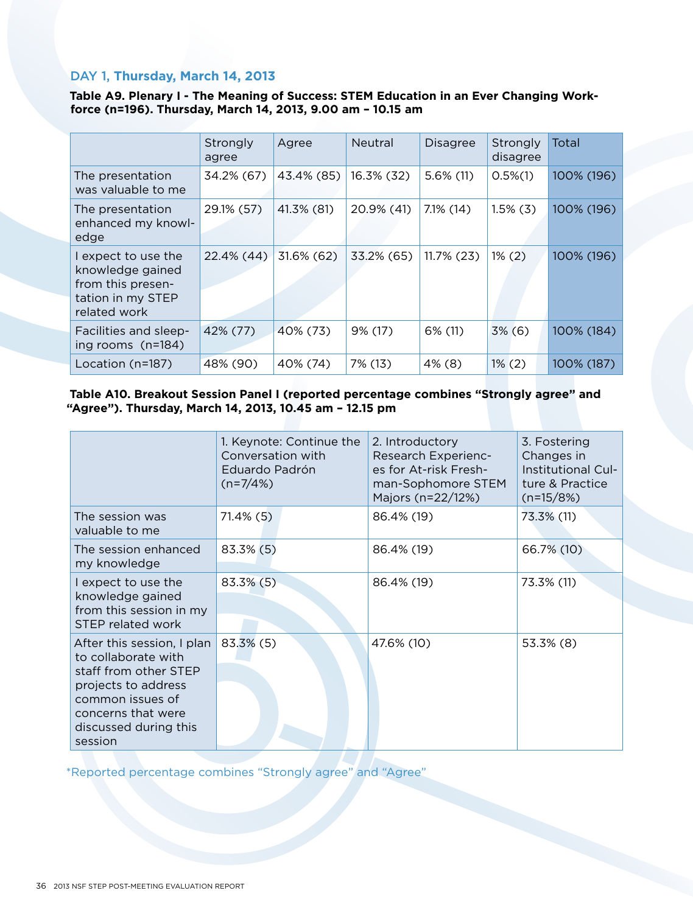### DAY 1, Thursday, March 14, 2013

**Table A9. Plenary I - The Meaning of Success: STEM Education in an Ever Changing Workforce (n=196). Thursday, March 14, 2013, 9.00 am – 10.15 am**

| | Strongly agree | Agree | Neutral | Disagree | Strongly disagree | Total |
|---|---|---|---|---|---|---|
| The presentation was valuable to me | 34.2% (67) | 43.4% (85) | 16.3% (32) | 5.6% (11) | 0.5%(1) | 100% (196) |
| The presentation enhanced my knowledge | 29.1% (57) | 41.3% (81) | 20.9% (41) | 7.1% (14) | 1.5% (3) | 100% (196) |
| I expect to use the knowledge gained from this presentation in my STEP related work | 22.4% (44) | 31.6% (62) | 33.2% (65) | 11.7% (23) | 1% (2) | 100% (196) |
| Facilities and sleeping rooms (n=184) | 42% (77) | 40% (73) | 9% (17) | 6% (11) | 3% (6) | 100% (184) |
| Location (n=187) | 48% (90) | 40% (74) | 7% (13) | 4% (8) | 1% (2) | 100% (187) |

**Table A10. Breakout Session Panel I (reported percentage combines "Strongly agree" and "Agree"). Thursday, March 14, 2013, 10.45 am – 12.15 pm**

| | 1. Keynote: Continue the Conversation with Eduardo Padrón (n=7/4%) | 2. Introductory Research Experiences for At-risk Freshman-Sophomore STEM Majors (n=22/12%) | 3. Fostering Changes in Institutional Culture & Practice (n=15/8%) |
|---|---|---|---|
| The session was valuable to me | 71.4% (5) | 86.4% (19) | 73.3% (11) |
| The session enhanced my knowledge | 83.3% (5) | 86.4% (19) | 66.7% (10) |
| I expect to use the knowledge gained from this session in my STEP related work | 83.3% (5) | 86.4% (19) | 73.3% (11) |
| After this session, I plan to collaborate with staff from other STEP projects to address common issues of concerns that were discussed during this session | 83.3% (5) | 47.6% (10) | 53.3% (8) |

*Reported percentage combines "Strongly agree" and "Agree"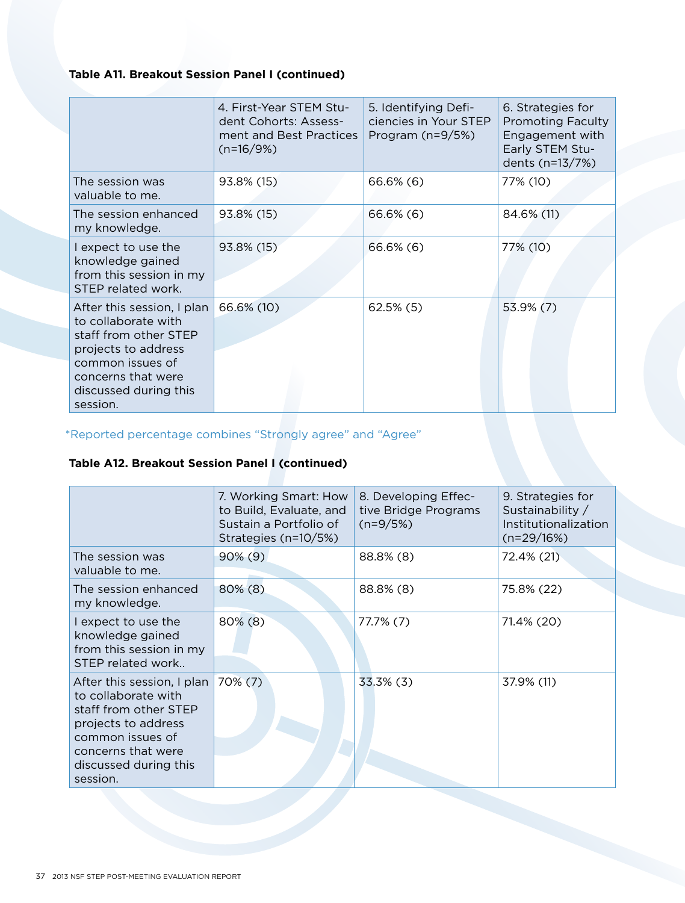**Table A11. Breakout Session Panel I (continued)**

| | 4. First-Year STEM Student Cohorts: Assessment and Best Practices (n=16/9%) | 5. Identifying Deficiencies in Your STEP Program (n=9/5%) | 6. Strategies for Promoting Faculty Engagement with Early STEM Students (n=13/7%) |
|---|---|---|---|
| The session was valuable to me. | 93.8% (15) | 66.6% (6) | 77% (10) |
| The session enhanced my knowledge. | 93.8% (15) | 66.6% (6) | 84.6% (11) |
| I expect to use the knowledge gained from this session in my STEP related work. | 93.8% (15) | 66.6% (6) | 77% (10) |
| After this session, I plan to collaborate with staff from other STEP projects to address common issues of concerns that were discussed during this session. | 66.6% (10) | 62.5% (5) | 53.9% (7) |

*Reported percentage combines "Strongly agree" and "Agree"

**Table A12. Breakout Session Panel I (continued)**

| | 7. Working Smart: How to Build, Evaluate, and Sustain a Portfolio of Strategies (n=10/5%) | 8. Developing Effective Bridge Programs (n=9/5%) | 9. Strategies for Sustainability / Institutionalization (n=29/16%) |
|---|---|---|---|
| The session was valuable to me. | 90% (9) | 88.8% (8) | 72.4% (21) |
| The session enhanced my knowledge. | 80% (8) | 88.8% (8) | 75.8% (22) |
| I expect to use the knowledge gained from this session in my STEP related work.. | 80% (8) | 77.7% (7) | 71.4% (20) |
| After this session, I plan to collaborate with staff from other STEP projects to address common issues of concerns that were discussed during this session. | 70% (7) | 33.3% (3) | 37.9% (11) |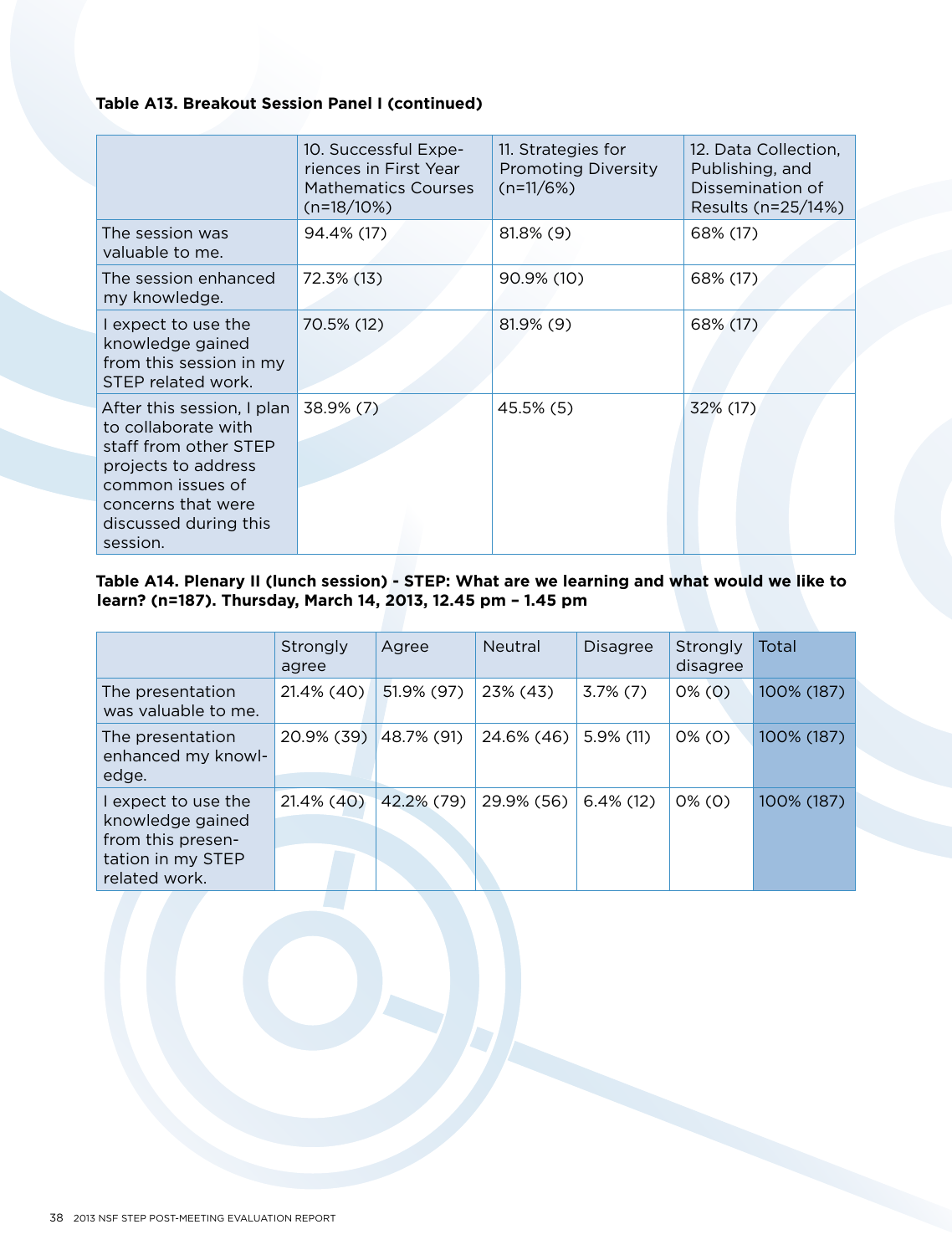**Table A13. Breakout Session Panel I (continued)**

| | 10. Successful Experiences in First Year Mathematics Courses (n=18/10%) | 11. Strategies for Promoting Diversity (n=11/6%) | 12. Data Collection, Publishing, and Dissemination of Results (n=25/14%) |
|---|---|---|---|
| The session was valuable to me. | 94.4% (17) | 81.8% (9) | 68% (17) |
| The session enhanced my knowledge. | 72.3% (13) | 90.9% (10) | 68% (17) |
| I expect to use the knowledge gained from this session in my STEP related work. | 70.5% (12) | 81.9% (9) | 68% (17) |
| After this session, I plan to collaborate with staff from other STEP projects to address common issues of concerns that were discussed during this session. | 38.9% (7) | 45.5% (5) | 32% (17) |

**Table A14. Plenary II (lunch session) - STEP: What are we learning and what would we like to learn? (n=187). Thursday, March 14, 2013, 12.45 pm – 1.45 pm**

| | Strongly agree | Agree | Neutral | Disagree | Strongly disagree | Total |
|---|---|---|---|---|---|---|
| The presentation was valuable to me. | 21.4% (40) | 51.9% (97) | 23% (43) | 3.7% (7) | 0% (0) | 100% (187) |
| The presentation enhanced my knowledge. | 20.9% (39) | 48.7% (91) | 24.6% (46) | 5.9% (11) | 0% (0) | 100% (187) |
| I expect to use the knowledge gained from this presentation in my STEP related work. | 21.4% (40) | 42.2% (79) | 29.9% (56) | 6.4% (12) | 0% (0) | 100% (187) |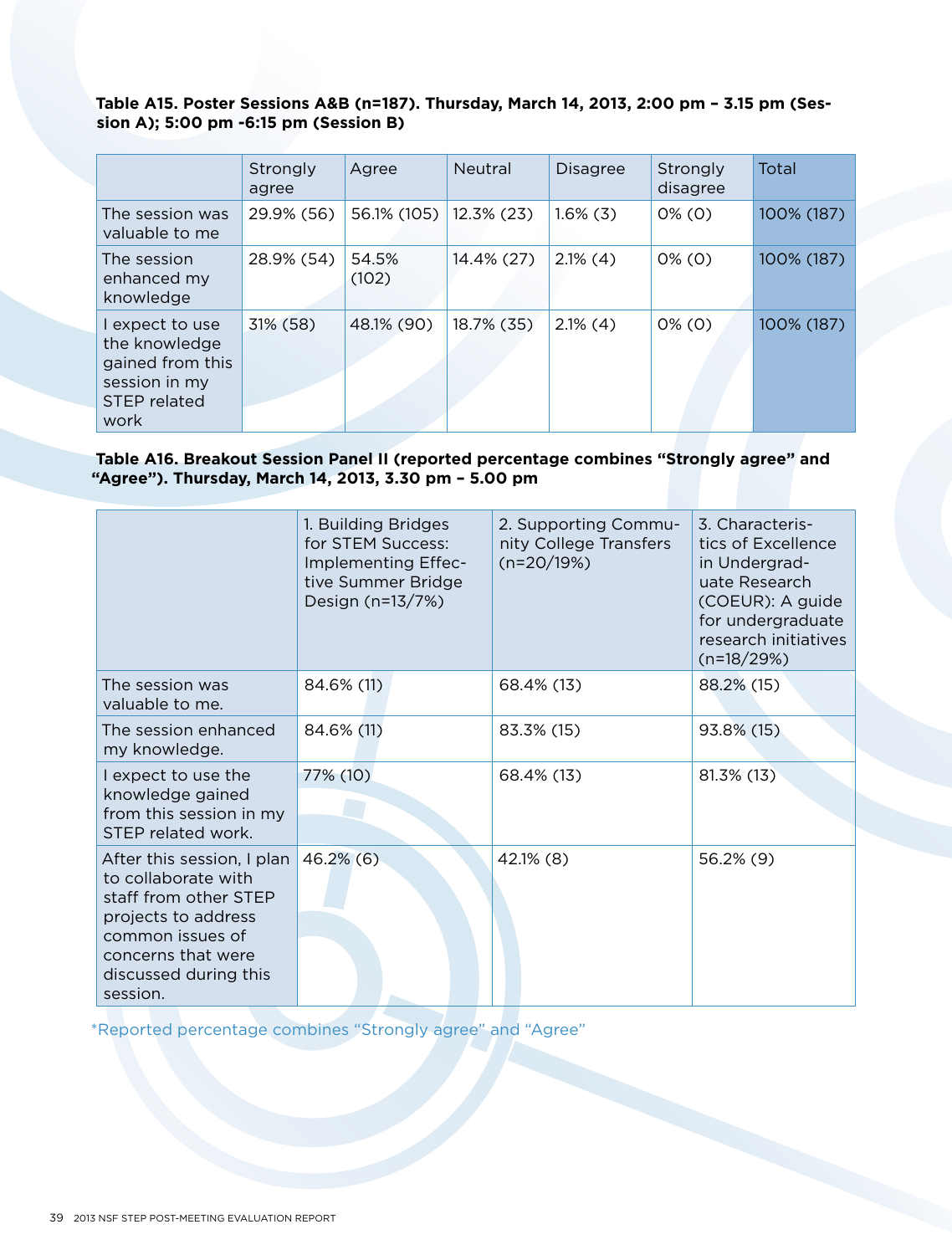**Table A15. Poster Sessions A&B (n=187). Thursday, March 14, 2013, 2:00 pm – 3.15 pm (Session A); 5:00 pm -6:15 pm (Session B)**

| | Strongly agree | Agree | Neutral | Disagree | Strongly disagree | Total |
|---|---|---|---|---|---|---|
| The session was valuable to me | 29.9% (56) | 56.1% (105) | 12.3% (23) | 1.6% (3) | 0% (0) | 100% (187) |
| The session enhanced my knowledge | 28.9% (54) | 54.5% (102) | 14.4% (27) | 2.1% (4) | 0% (0) | 100% (187) |
| I expect to use the knowledge gained from this session in my STEP related work | 31% (58) | 48.1% (90) | 18.7% (35) | 2.1% (4) | 0% (0) | 100% (187) |

**Table A16. Breakout Session Panel II (reported percentage combines "Strongly agree" and "Agree"). Thursday, March 14, 2013, 3.30 pm – 5.00 pm**

| | 1. Building Bridges for STEM Success: Implementing Effective Summer Bridge Design (n=13/7%) | 2. Supporting Community College Transfers (n=20/19%) | 3. Characteristics of Excellence in Undergraduate Research (COEUR): A guide for undergraduate research initiatives (n=18/29%) |
|---|---|---|---|
| The session was valuable to me. | 84.6% (11) | 68.4% (13) | 88.2% (15) |
| The session enhanced my knowledge. | 84.6% (11) | 83.3% (15) | 93.8% (15) |
| I expect to use the knowledge gained from this session in my STEP related work. | 77% (10) | 68.4% (13) | 81.3% (13) |
| After this session, I plan to collaborate with staff from other STEP projects to address common issues of concerns that were discussed during this session. | 46.2% (6) | 42.1% (8) | 56.2% (9) |

*Reported percentage combines "Strongly agree" and "Agree"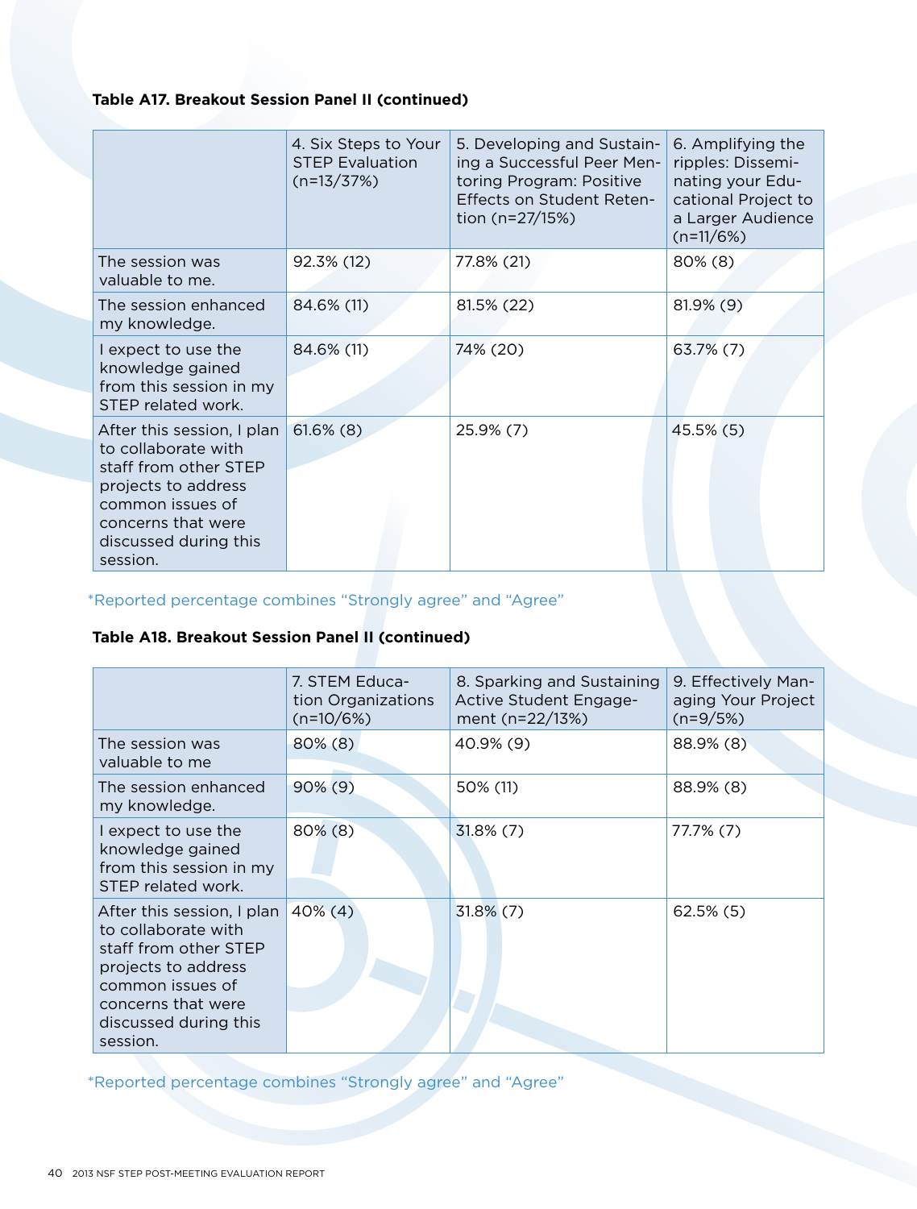**Table A17. Breakout Session Panel II (continued)**

| | 4. Six Steps to Your STEP Evaluation (n=13/37%) | 5. Developing and Sustaining a Successful Peer Mentoring Program: Positive Effects on Student Retention (n=27/15%) | 6. Amplifying the ripples: Disseminating your Educational Project to a Larger Audience (n=11/6%) |
|---|---|---|---|
| The session was valuable to me. | 92.3% (12) | 77.8% (21) | 80% (8) |
| The session enhanced my knowledge. | 84.6% (11) | 81.5% (22) | 81.9% (9) |
| I expect to use the knowledge gained from this session in my STEP related work. | 84.6% (11) | 74% (20) | 63.7% (7) |
| After this session, I plan to collaborate with staff from other STEP projects to address common issues of concerns that were discussed during this session. | 61.6% (8) | 25.9% (7) | 45.5% (5) |

*Reported percentage combines "Strongly agree" and "Agree"

**Table A18. Breakout Session Panel II (continued)**

| | 7. STEM Education Organizations (n=10/6%) | 8. Sparking and Sustaining Active Student Engagement (n=22/13%) | 9. Effectively Managing Your Project (n=9/5%) |
|---|---|---|---|
| The session was valuable to me | 80% (8) | 40.9% (9) | 88.9% (8) |
| The session enhanced my knowledge. | 90% (9) | 50% (11) | 88.9% (8) |
| I expect to use the knowledge gained from this session in my STEP related work. | 80% (8) | 31.8% (7) | 77.7% (7) |
| After this session, I plan to collaborate with staff from other STEP projects to address common issues of concerns that were discussed during this session. | 40% (4) | 31.8% (7) | 62.5% (5) |

*Reported percentage combines "Strongly agree" and "Agree"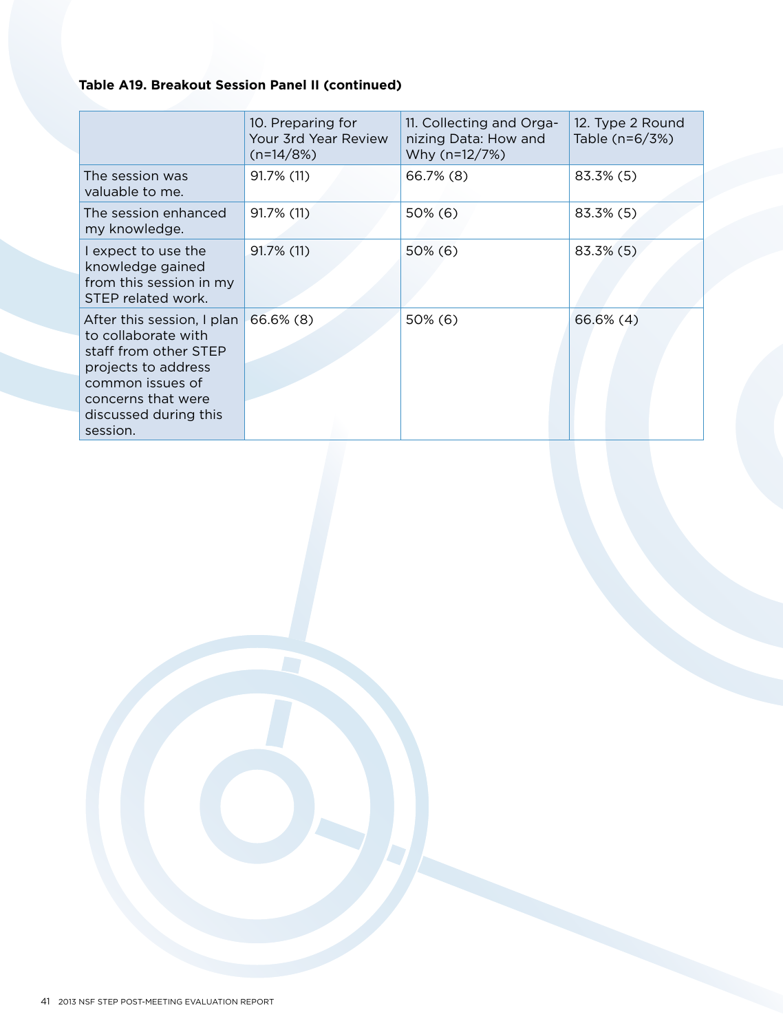**Table A19. Breakout Session Panel II (continued)**

| | 10. Preparing for Your 3rd Year Review (n=14/8%) | 11. Collecting and Organizing Data: How and Why (n=12/7%) | 12. Type 2 Round Table (n=6/3%) |
|---|---|---|---|
| The session was valuable to me. | 91.7% (11) | 66.7% (8) | 83.3% (5) |
| The session enhanced my knowledge. | 91.7% (11) | 50% (6) | 83.3% (5) |
| I expect to use the knowledge gained from this session in my STEP related work. | 91.7% (11) | 50% (6) | 83.3% (5) |
| After this session, I plan to collaborate with staff from other STEP projects to address common issues of concerns that were discussed during this session. | 66.6% (8) | 50% (6) | 66.6% (4) |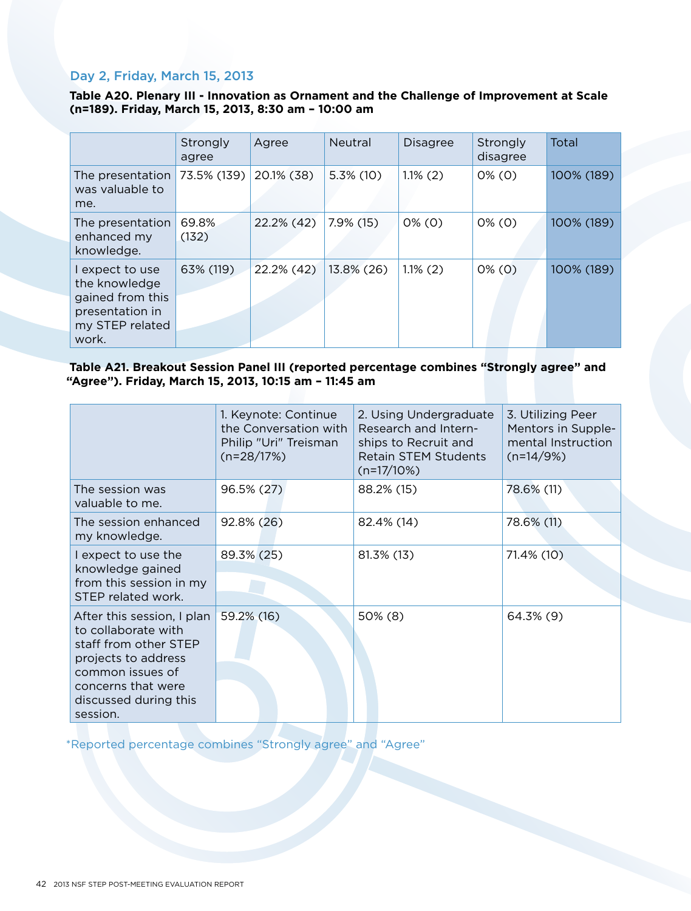### Day 2, Friday, March 15, 2013

**Table A20. Plenary III - Innovation as Ornament and the Challenge of Improvement at Scale (n=189). Friday, March 15, 2013, 8:30 am – 10:00 am**

| | Strongly agree | Agree | Neutral | Disagree | Strongly disagree | Total |
|---|---|---|---|---|---|---|
| The presentation was valuable to me. | 73.5% (139) | 20.1% (38) | 5.3% (10) | 1.1% (2) | 0% (0) | 100% (189) |
| The presentation enhanced my knowledge. | 69.8% (132) | 22.2% (42) | 7.9% (15) | 0% (0) | 0% (0) | 100% (189) |
| I expect to use the knowledge gained from this presentation in my STEP related work. | 63% (119) | 22.2% (42) | 13.8% (26) | 1.1% (2) | 0% (0) | 100% (189) |

**Table A21. Breakout Session Panel III (reported percentage combines "Strongly agree" and "Agree"). Friday, March 15, 2013, 10:15 am – 11:45 am**

| | 1. Keynote: Continue the Conversation with Philip "Uri" Treisman (n=28/17%) | 2. Using Undergraduate Research and Internships to Recruit and Retain STEM Students (n=17/10%) | 3. Utilizing Peer Mentors in Supplemental Instruction (n=14/9%) |
|---|---|---|---|
| The session was valuable to me. | 96.5% (27) | 88.2% (15) | 78.6% (11) |
| The session enhanced my knowledge. | 92.8% (26) | 82.4% (14) | 78.6% (11) |
| I expect to use the knowledge gained from this session in my STEP related work. | 89.3% (25) | 81.3% (13) | 71.4% (10) |
| After this session, I plan to collaborate with staff from other STEP projects to address common issues of concerns that were discussed during this session. | 59.2% (16) | 50% (8) | 64.3% (9) |

*Reported percentage combines "Strongly agree" and "Agree"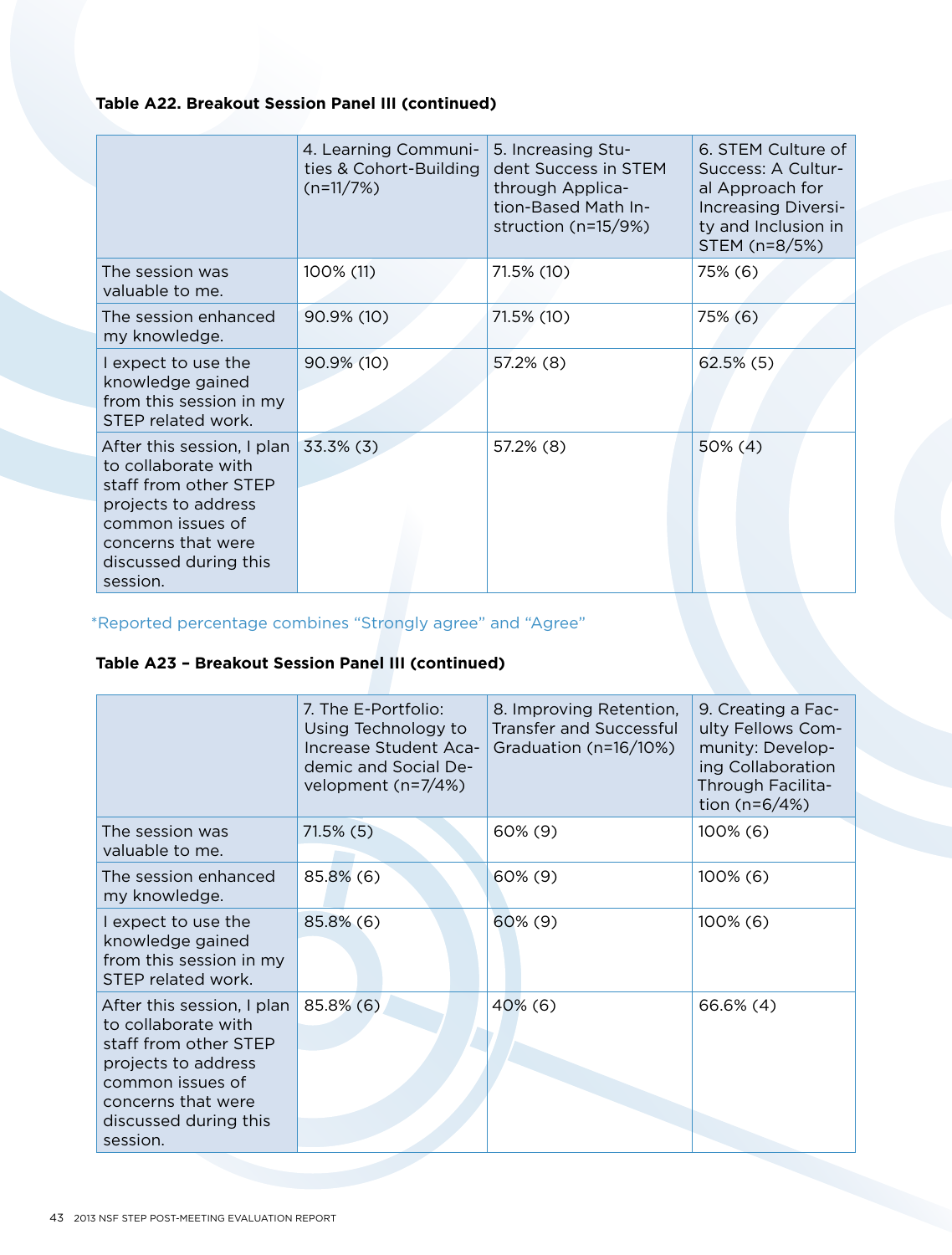**Table A22. Breakout Session Panel III (continued)**

| | 4. Learning Communities & Cohort-Building (n=11/7%) | 5. Increasing Student Success in STEM through Application-Based Math Instruction (n=15/9%) | 6. STEM Culture of Success: A Cultural Approach for Increasing Diversity and Inclusion in STEM (n=8/5%) |
|---|---|---|---|
| The session was valuable to me. | 100% (11) | 71.5% (10) | 75% (6) |
| The session enhanced my knowledge. | 90.9% (10) | 71.5% (10) | 75% (6) |
| I expect to use the knowledge gained from this session in my STEP related work. | 90.9% (10) | 57.2% (8) | 62.5% (5) |
| After this session, I plan to collaborate with staff from other STEP projects to address common issues of concerns that were discussed during this session. | 33.3% (3) | 57.2% (8) | 50% (4) |

*Reported percentage combines "Strongly agree" and "Agree"

**Table A23 – Breakout Session Panel III (continued)**

| | 7. The E-Portfolio: Using Technology to Increase Student Academic and Social Development (n=7/4%) | 8. Improving Retention, Transfer and Successful Graduation (n=16/10%) | 9. Creating a Faculty Fellows Community: Developing Collaboration Through Facilitation (n=6/4%) |
|---|---|---|---|
| The session was valuable to me. | 71.5% (5) | 60% (9) | 100% (6) |
| The session enhanced my knowledge. | 85.8% (6) | 60% (9) | 100% (6) |
| I expect to use the knowledge gained from this session in my STEP related work. | 85.8% (6) | 60% (9) | 100% (6) |
| After this session, I plan to collaborate with staff from other STEP projects to address common issues of concerns that were discussed during this session. | 85.8% (6) | 40% (6) | 66.6% (4) |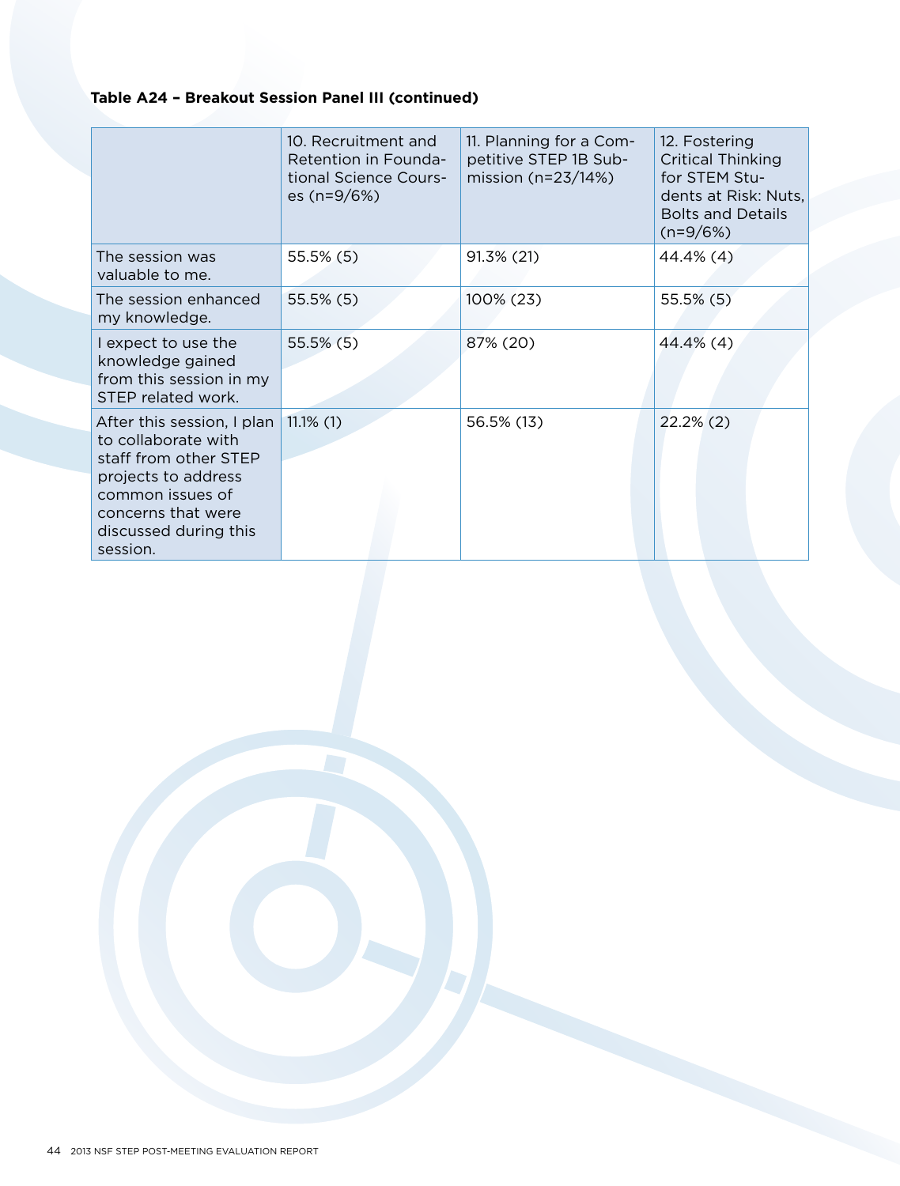**Table A24 – Breakout Session Panel III (continued)**

| | 10. Recruitment and Retention in Foundational Science Courses (n=9/6%) | 11. Planning for a Competitive STEP 1B Submission (n=23/14%) | 12. Fostering Critical Thinking for STEM Students at Risk: Nuts, Bolts and Details (n=9/6%) |
|---|---|---|---|
| The session was valuable to me. | 55.5% (5) | 91.3% (21) | 44.4% (4) |
| The session enhanced my knowledge. | 55.5% (5) | 100% (23) | 55.5% (5) |
| I expect to use the knowledge gained from this session in my STEP related work. | 55.5% (5) | 87% (20) | 44.4% (4) |
| After this session, I plan to collaborate with staff from other STEP projects to address common issues of concerns that were discussed during this session. | 11.1% (1) | 56.5% (13) | 22.2% (2) |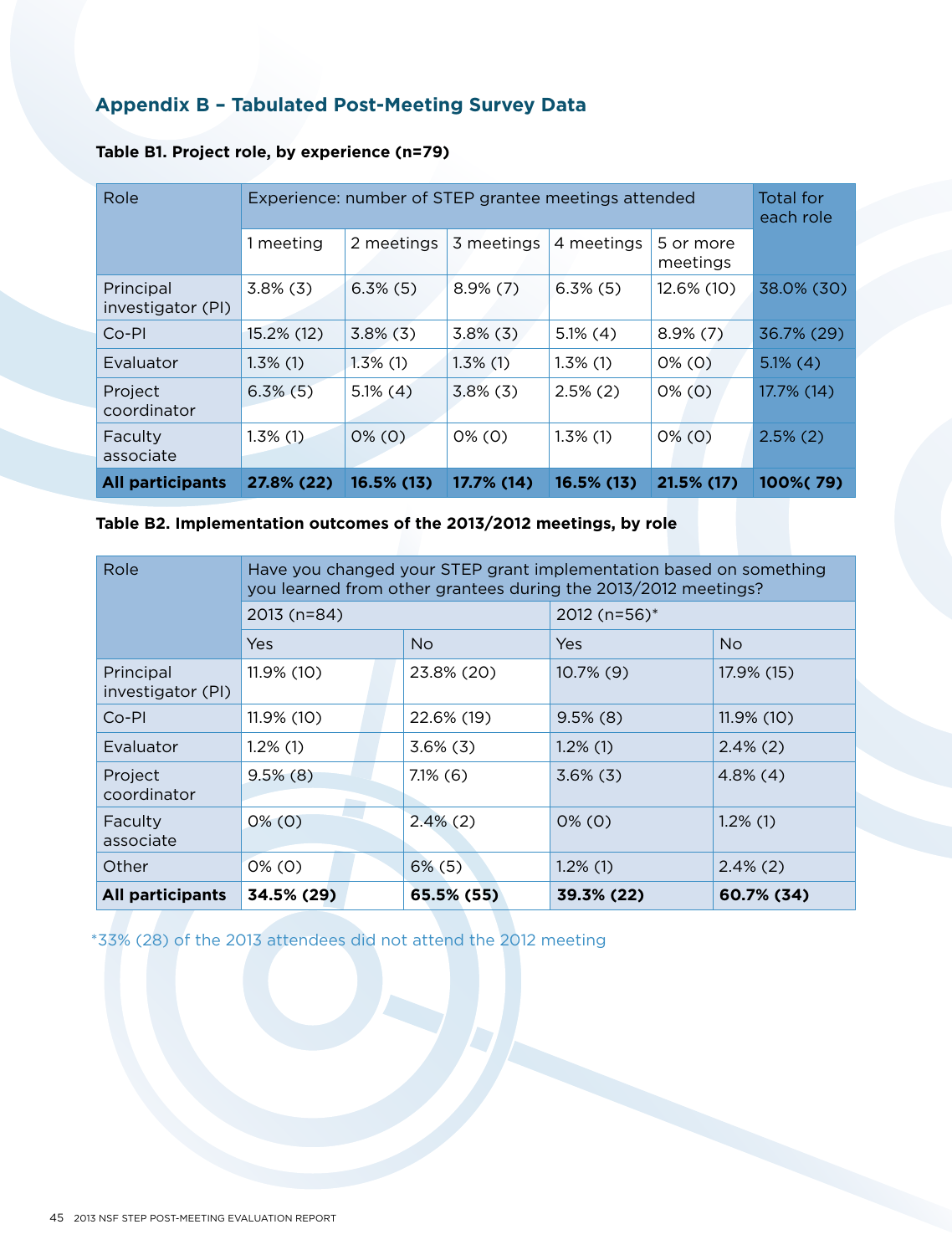## Appendix B – Tabulated Post-Meeting Survey Data

**Table B1. Project role, by experience (n=79)**

| Role | Experience: number of STEP grantee meetings attended | | | | | Total for each role |
|---|---|---|---|---|---|---|
| | 1 meeting | 2 meetings | 3 meetings | 4 meetings | 5 or more meetings | |
| Principal investigator (PI) | 3.8% (3) | 6.3% (5) | 8.9% (7) | 6.3% (5) | 12.6% (10) | 38.0% (30) |
| Co-PI | 15.2% (12) | 3.8% (3) | 3.8% (3) | 5.1% (4) | 8.9% (7) | 36.7% (29) |
| Evaluator | 1.3% (1) | 1.3% (1) | 1.3% (1) | 1.3% (1) | 0% (0) | 5.1% (4) |
| Project coordinator | 6.3% (5) | 5.1% (4) | 3.8% (3) | 2.5% (2) | 0% (0) | 17.7% (14) |
| Faculty associate | 1.3% (1) | 0% (0) | 0% (0) | 1.3% (1) | 0% (0) | 2.5% (2) |
| **All participants** | **27.8% (22)** | **16.5% (13)** | **17.7% (14)** | **16.5% (13)** | **21.5% (17)** | **100%( 79)** |

**Table B2. Implementation outcomes of the 2013/2012 meetings, by role**

| Role | Have you changed your STEP grant implementation based on something you learned from other grantees during the 2013/2012 meetings? | | | |
|---|---|---|---|---|
| | 2013 (n=84) | | 2012 (n=56)* | |
| | Yes | No | Yes | No |
| Principal investigator (PI) | 11.9% (10) | 23.8% (20) | 10.7% (9) | 17.9% (15) |
| Co-PI | 11.9% (10) | 22.6% (19) | 9.5% (8) | 11.9% (10) |
| Evaluator | 1.2% (1) | 3.6% (3) | 1.2% (1) | 2.4% (2) |
| Project coordinator | 9.5% (8) | 7.1% (6) | 3.6% (3) | 4.8% (4) |
| Faculty associate | 0% (0) | 2.4% (2) | 0% (0) | 1.2% (1) |
| Other | 0% (0) | 6% (5) | 1.2% (1) | 2.4% (2) |
| **All participants** | **34.5% (29)** | **65.5% (55)** | **39.3% (22)** | **60.7% (34)** |

*33% (28) of the 2013 attendees did not attend the 2012 meeting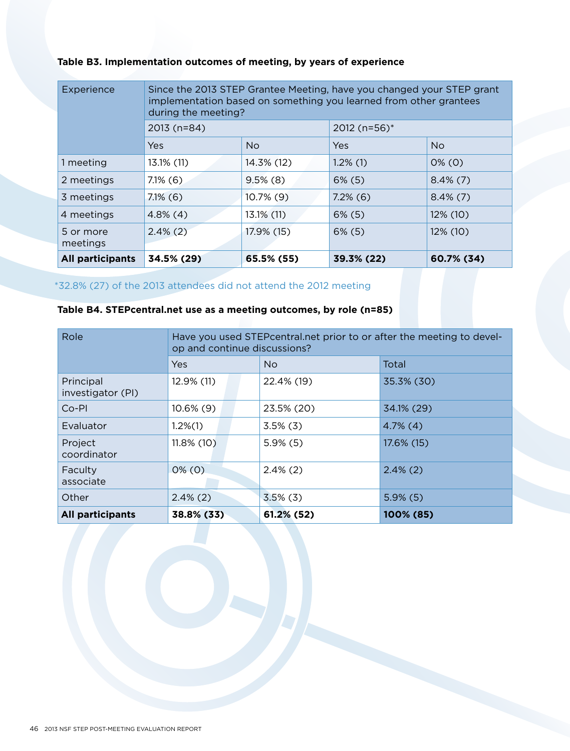**Table B3. Implementation outcomes of meeting, by years of experience**

| Experience | Since the 2013 STEP Grantee Meeting, have you changed your STEP grant implementation based on something you learned from other grantees during the meeting? | | | |
|---|---|---|---|---|
| | 2013 (n=84) | | 2012 (n=56)* | |
| | Yes | No | Yes | No |
| 1 meeting | 13.1% (11) | 14.3% (12) | 1.2% (1) | 0% (0) |
| 2 meetings | 7.1% (6) | 9.5% (8) | 6% (5) | 8.4% (7) |
| 3 meetings | 7.1% (6) | 10.7% (9) | 7.2% (6) | 8.4% (7) |
| 4 meetings | 4.8% (4) | 13.1% (11) | 6% (5) | 12% (10) |
| 5 or more meetings | 2.4% (2) | 17.9% (15) | 6% (5) | 12% (10) |
| **All participants** | **34.5% (29)** | **65.5% (55)** | **39.3% (22)** | **60.7% (34)** |

*32.8% (27) of the 2013 attendees did not attend the 2012 meeting

**Table B4. STEPcentral.net use as a meeting outcomes, by role (n=85)**

| Role | Have you used STEPcentral.net prior to or after the meeting to develop and continue discussions? | | |
|---|---|---|---|
| | Yes | No | Total |
| Principal investigator (PI) | 12.9% (11) | 22.4% (19) | 35.3% (30) |
| Co-PI | 10.6% (9) | 23.5% (20) | 34.1% (29) |
| Evaluator | 1.2%(1) | 3.5% (3) | 4.7% (4) |
| Project coordinator | 11.8% (10) | 5.9% (5) | 17.6% (15) |
| Faculty associate | 0% (0) | 2.4% (2) | 2.4% (2) |
| Other | 2.4% (2) | 3.5% (3) | 5.9% (5) |
| **All participants** | **38.8% (33)** | **61.2% (52)** | **100% (85)** |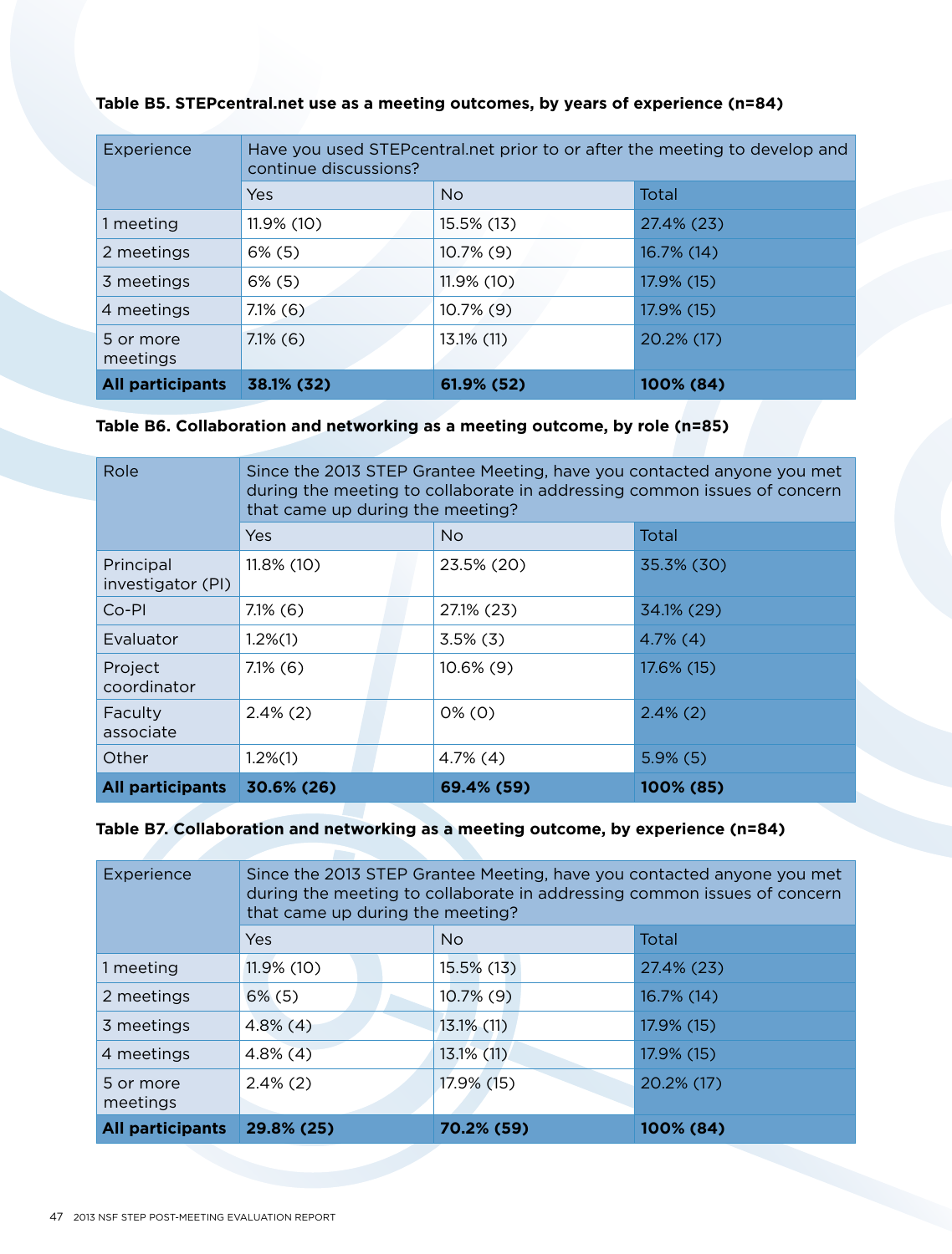**Table B5. STEPcentral.net use as a meeting outcomes, by years of experience (n=84)**

| Experience | Have you used STEPcentral.net prior to or after the meeting to develop and continue discussions? | | |
|---|---|---|---|
| | Yes | No | Total |
| 1 meeting | 11.9% (10) | 15.5% (13) | 27.4% (23) |
| 2 meetings | 6% (5) | 10.7% (9) | 16.7% (14) |
| 3 meetings | 6% (5) | 11.9% (10) | 17.9% (15) |
| 4 meetings | 7.1% (6) | 10.7% (9) | 17.9% (15) |
| 5 or more meetings | 7.1% (6) | 13.1% (11) | 20.2% (17) |
| **All participants** | **38.1% (32)** | **61.9% (52)** | **100% (84)** |

**Table B6. Collaboration and networking as a meeting outcome, by role (n=85)**

| Role | Since the 2013 STEP Grantee Meeting, have you contacted anyone you met during the meeting to collaborate in addressing common issues of concern that came up during the meeting? | | |
|---|---|---|---|
| | Yes | No | Total |
| Principal investigator (PI) | 11.8% (10) | 23.5% (20) | 35.3% (30) |
| Co-PI | 7.1% (6) | 27.1% (23) | 34.1% (29) |
| Evaluator | 1.2%(1) | 3.5% (3) | 4.7% (4) |
| Project coordinator | 7.1% (6) | 10.6% (9) | 17.6% (15) |
| Faculty associate | 2.4% (2) | 0% (0) | 2.4% (2) |
| Other | 1.2%(1) | 4.7% (4) | 5.9% (5) |
| **All participants** | **30.6% (26)** | **69.4% (59)** | **100% (85)** |

**Table B7. Collaboration and networking as a meeting outcome, by experience (n=84)**

| Experience | Since the 2013 STEP Grantee Meeting, have you contacted anyone you met during the meeting to collaborate in addressing common issues of concern that came up during the meeting? | | |
|---|---|---|---|
| | Yes | No | Total |
| 1 meeting | 11.9% (10) | 15.5% (13) | 27.4% (23) |
| 2 meetings | 6% (5) | 10.7% (9) | 16.7% (14) |
| 3 meetings | 4.8% (4) | 13.1% (11) | 17.9% (15) |
| 4 meetings | 4.8% (4) | 13.1% (11) | 17.9% (15) |
| 5 or more meetings | 2.4% (2) | 17.9% (15) | 20.2% (17) |
| **All participants** | **29.8% (25)** | **70.2% (59)** | **100% (84)** |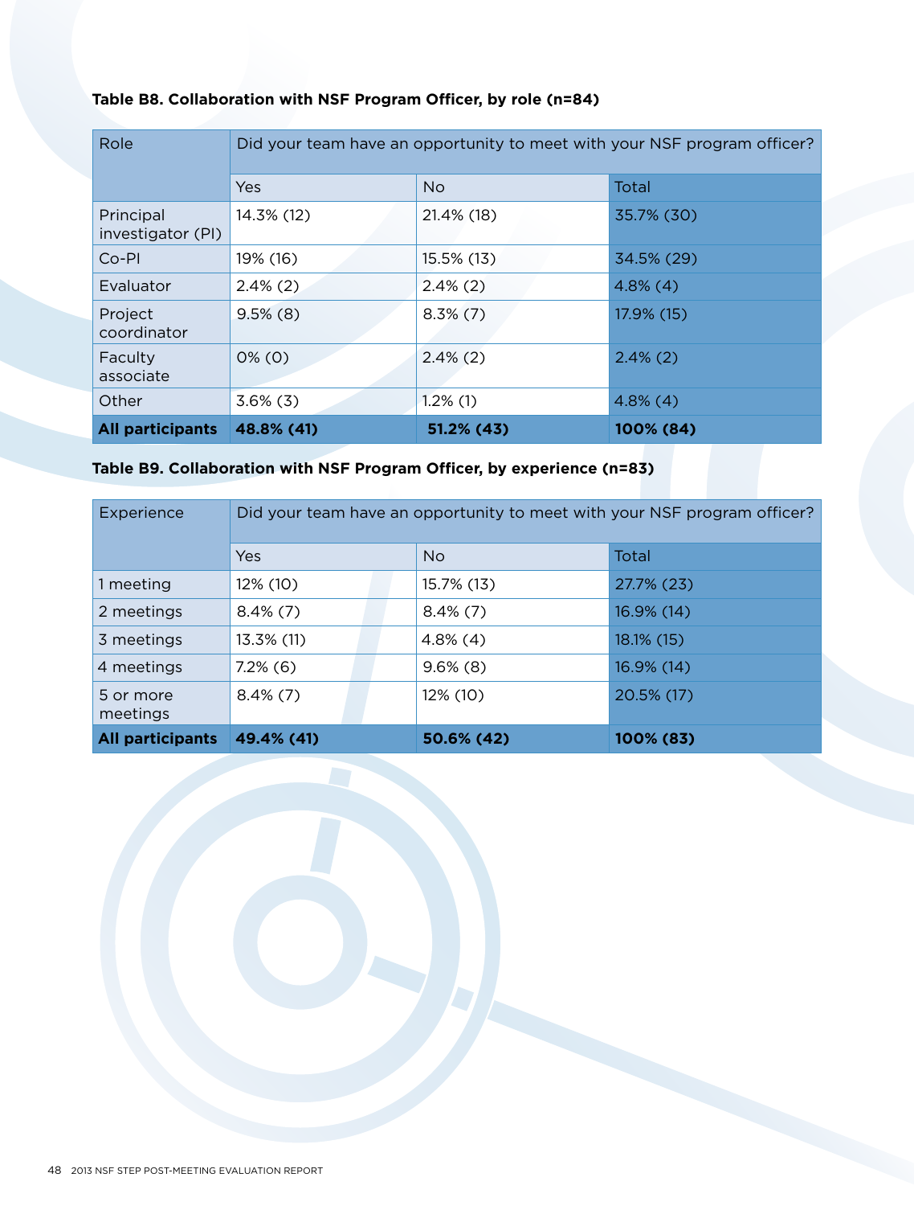**Table B8. Collaboration with NSF Program Officer, by role (n=84)**

| Role | Did your team have an opportunity to meet with your NSF program officer? | | |
|---|---|---|---|
| | Yes | No | Total |
| Principal investigator (PI) | 14.3% (12) | 21.4% (18) | 35.7% (30) |
| Co-PI | 19% (16) | 15.5% (13) | 34.5% (29) |
| Evaluator | 2.4% (2) | 2.4% (2) | 4.8% (4) |
| Project coordinator | 9.5% (8) | 8.3% (7) | 17.9% (15) |
| Faculty associate | 0% (0) | 2.4% (2) | 2.4% (2) |
| Other | 3.6% (3) | 1.2% (1) | 4.8% (4) |
| **All participants** | **48.8% (41)** | **51.2% (43)** | **100% (84)** |

**Table B9. Collaboration with NSF Program Officer, by experience (n=83)**

| Experience | Did your team have an opportunity to meet with your NSF program officer? | | |
|---|---|---|---|
| | Yes | No | Total |
| 1 meeting | 12% (10) | 15.7% (13) | 27.7% (23) |
| 2 meetings | 8.4% (7) | 8.4% (7) | 16.9% (14) |
| 3 meetings | 13.3% (11) | 4.8% (4) | 18.1% (15) |
| 4 meetings | 7.2% (6) | 9.6% (8) | 16.9% (14) |
| 5 or more meetings | 8.4% (7) | 12% (10) | 20.5% (17) |
| **All participants** | **49.4% (41)** | **50.6% (42)** | **100% (83)** |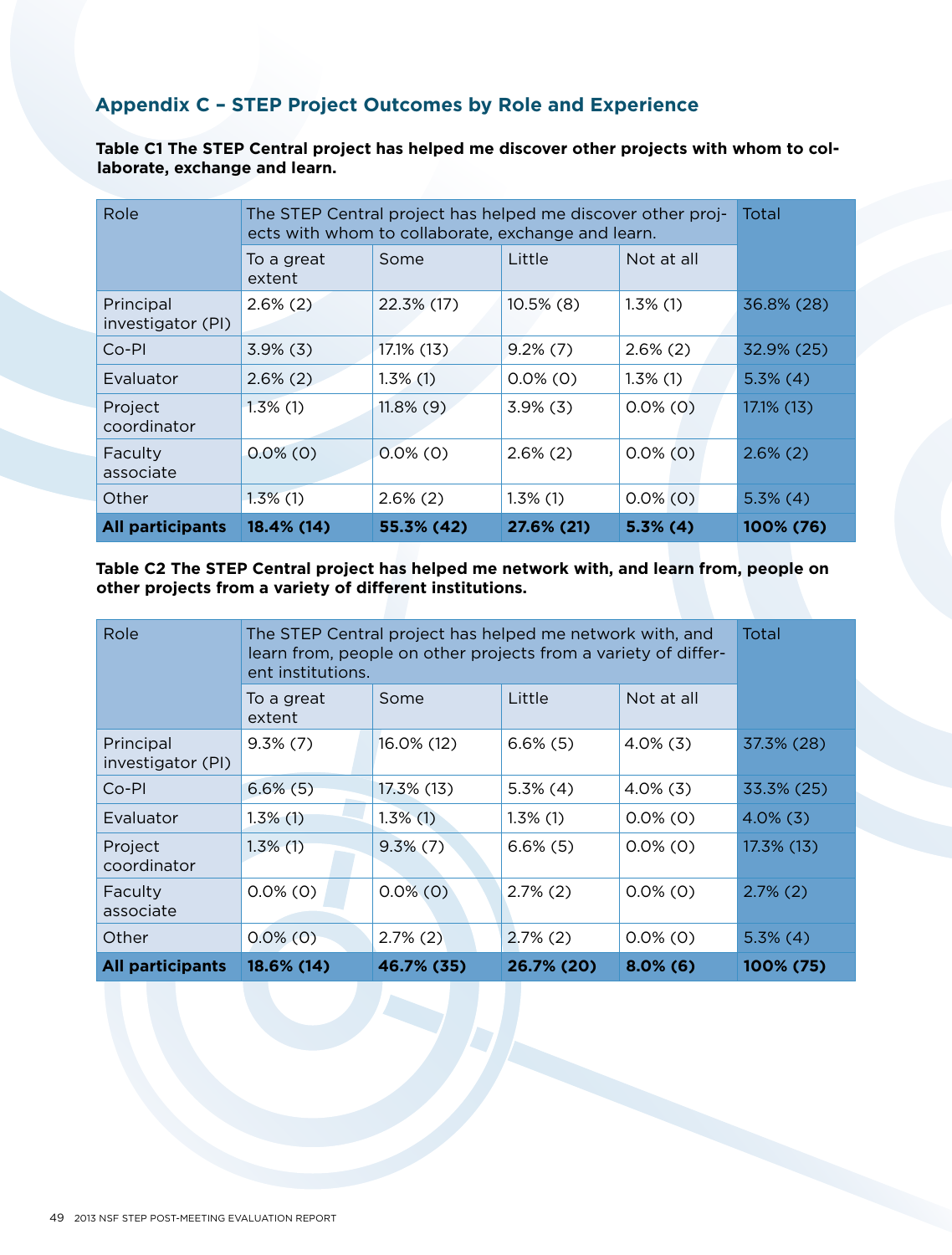## Appendix C – STEP Project Outcomes by Role and Experience

**Table C1 The STEP Central project has helped me discover other projects with whom to collaborate, exchange and learn.**

| Role | The STEP Central project has helped me discover other projects with whom to collaborate, exchange and learn. | | | | Total |
|---|---|---|---|---|---|
| | To a great extent | Some | Little | Not at all | |
| Principal investigator (PI) | 2.6% (2) | 22.3% (17) | 10.5% (8) | 1.3% (1) | 36.8% (28) |
| Co-PI | 3.9% (3) | 17.1% (13) | 9.2% (7) | 2.6% (2) | 32.9% (25) |
| Evaluator | 2.6% (2) | 1.3% (1) | 0.0% (0) | 1.3% (1) | 5.3% (4) |
| Project coordinator | 1.3% (1) | 11.8% (9) | 3.9% (3) | 0.0% (0) | 17.1% (13) |
| Faculty associate | 0.0% (0) | 0.0% (0) | 2.6% (2) | 0.0% (0) | 2.6% (2) |
| Other | 1.3% (1) | 2.6% (2) | 1.3% (1) | 0.0% (0) | 5.3% (4) |
| **All participants** | **18.4% (14)** | **55.3% (42)** | **27.6% (21)** | **5.3% (4)** | **100% (76)** |

**Table C2 The STEP Central project has helped me network with, and learn from, people on other projects from a variety of different institutions.**

| Role | The STEP Central project has helped me network with, and learn from, people on other projects from a variety of different institutions. | | | | Total |
|---|---|---|---|---|---|
| | To a great extent | Some | Little | Not at all | |
| Principal investigator (PI) | 9.3% (7) | 16.0% (12) | 6.6% (5) | 4.0% (3) | 37.3% (28) |
| Co-PI | 6.6% (5) | 17.3% (13) | 5.3% (4) | 4.0% (3) | 33.3% (25) |
| Evaluator | 1.3% (1) | 1.3% (1) | 1.3% (1) | 0.0% (0) | 4.0% (3) |
| Project coordinator | 1.3% (1) | 9.3% (7) | 6.6% (5) | 0.0% (0) | 17.3% (13) |
| Faculty associate | 0.0% (0) | 0.0% (0) | 2.7% (2) | 0.0% (0) | 2.7% (2) |
| Other | 0.0% (0) | 2.7% (2) | 2.7% (2) | 0.0% (0) | 5.3% (4) |
| **All participants** | **18.6% (14)** | **46.7% (35)** | **26.7% (20)** | **8.0% (6)** | **100% (75)** |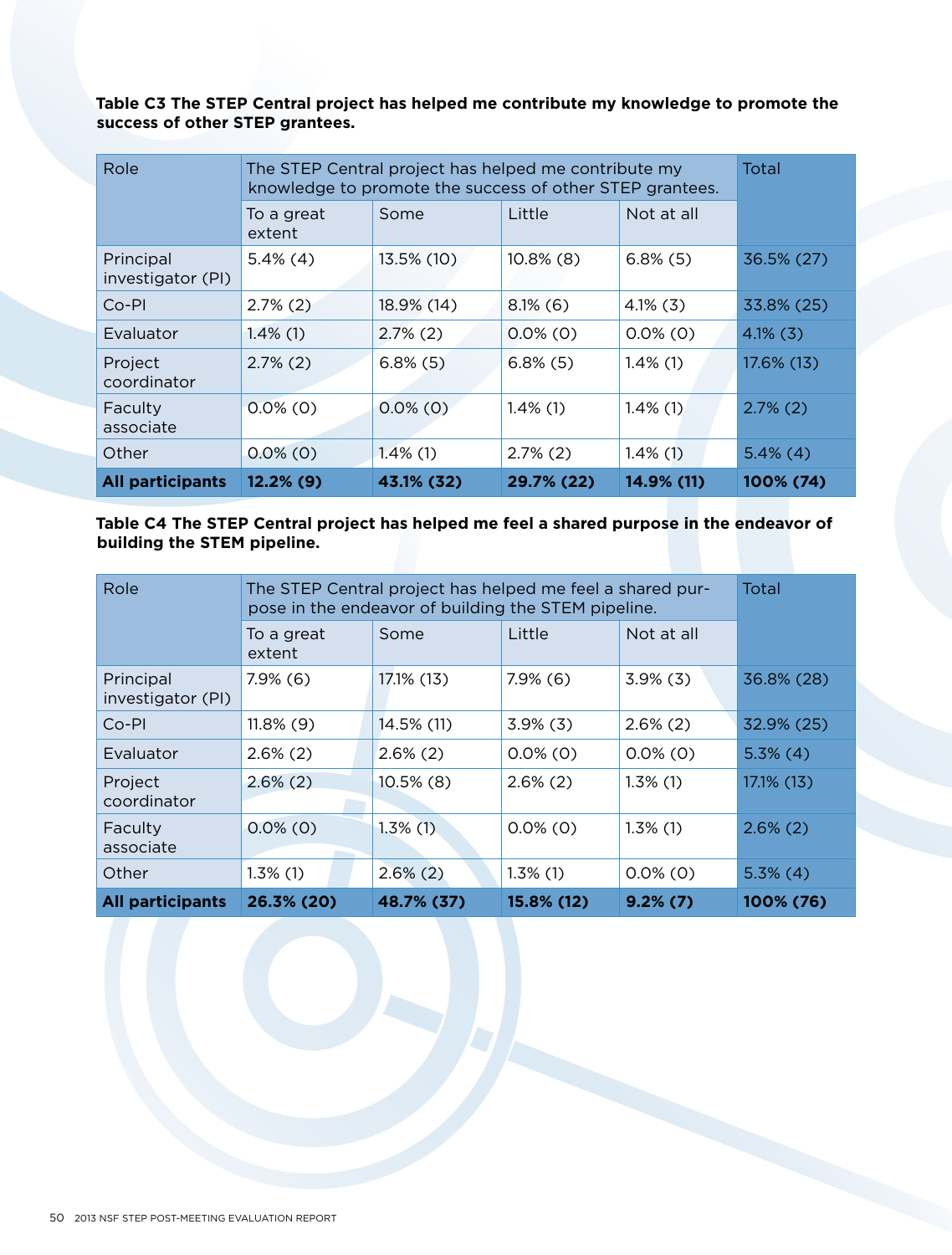**Table C3 The STEP Central project has helped me contribute my knowledge to promote the success of other STEP grantees.**

| Role | The STEP Central project has helped me contribute my knowledge to promote the success of other STEP grantees. | | | | Total |
|---|---|---|---|---|---|
| | To a great extent | Some | Little | Not at all | |
| Principal investigator (PI) | 5.4% (4) | 13.5% (10) | 10.8% (8) | 6.8% (5) | 36.5% (27) |
| Co-PI | 2.7% (2) | 18.9% (14) | 8.1% (6) | 4.1% (3) | 33.8% (25) |
| Evaluator | 1.4% (1) | 2.7% (2) | 0.0% (0) | 0.0% (0) | 4.1% (3) |
| Project coordinator | 2.7% (2) | 6.8% (5) | 6.8% (5) | 1.4% (1) | 17.6% (13) |
| Faculty associate | 0.0% (0) | 0.0% (0) | 1.4% (1) | 1.4% (1) | 2.7% (2) |
| Other | 0.0% (0) | 1.4% (1) | 2.7% (2) | 1.4% (1) | 5.4% (4) |
| **All participants** | **12.2% (9)** | **43.1% (32)** | **29.7% (22)** | **14.9% (11)** | **100% (74)** |

**Table C4 The STEP Central project has helped me feel a shared purpose in the endeavor of building the STEM pipeline.**

| Role | The STEP Central project has helped me feel a shared purpose in the endeavor of building the STEM pipeline. | | | | Total |
|---|---|---|---|---|---|
| | To a great extent | Some | Little | Not at all | |
| Principal investigator (PI) | 7.9% (6) | 17.1% (13) | 7.9% (6) | 3.9% (3) | 36.8% (28) |
| Co-PI | 11.8% (9) | 14.5% (11) | 3.9% (3) | 2.6% (2) | 32.9% (25) |
| Evaluator | 2.6% (2) | 2.6% (2) | 0.0% (0) | 0.0% (0) | 5.3% (4) |
| Project coordinator | 2.6% (2) | 10.5% (8) | 2.6% (2) | 1.3% (1) | 17.1% (13) |
| Faculty associate | 0.0% (0) | 1.3% (1) | 0.0% (0) | 1.3% (1) | 2.6% (2) |
| Other | 1.3% (1) | 2.6% (2) | 1.3% (1) | 0.0% (0) | 5.3% (4) |
| **All participants** | **26.3% (20)** | **48.7% (37)** | **15.8% (12)** | **9.2% (7)** | **100% (76)** |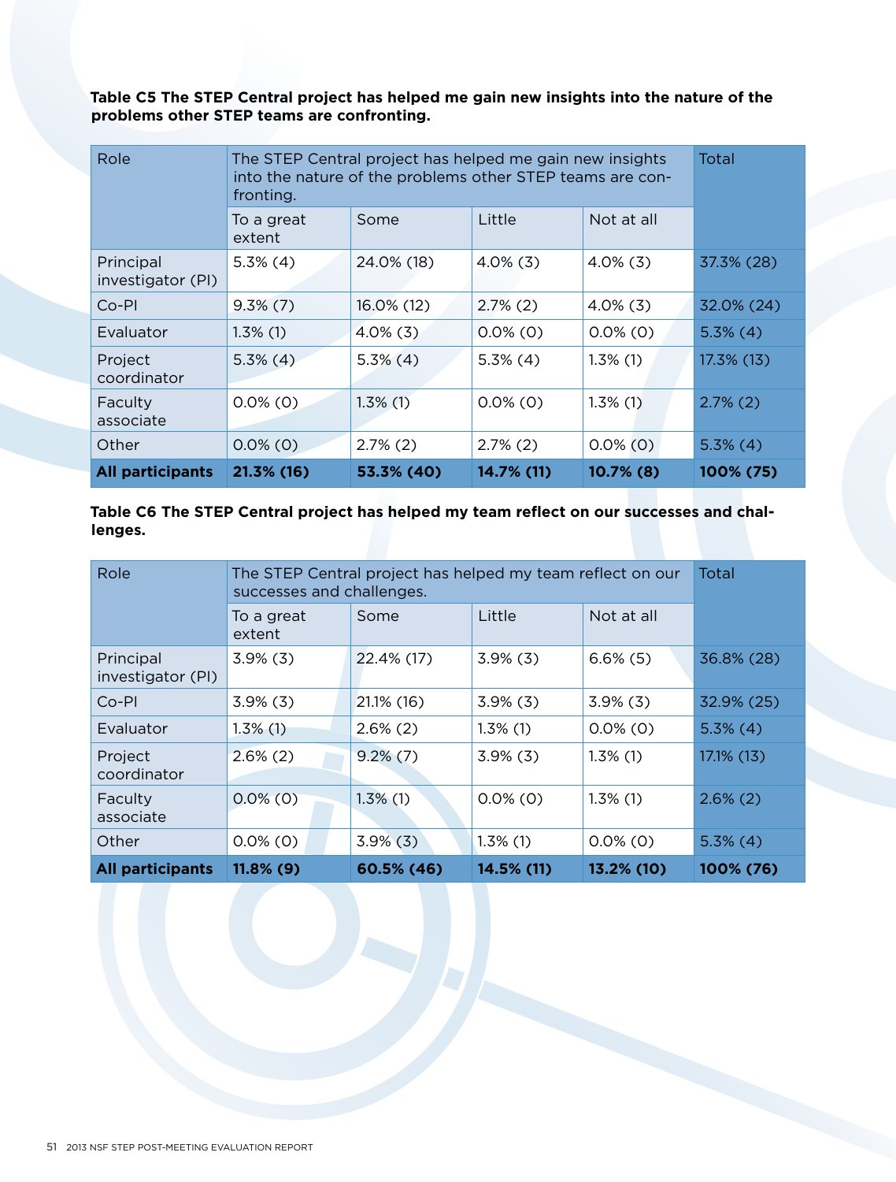**Table C5 The STEP Central project has helped me gain new insights into the nature of the problems other STEP teams are confronting.**

| Role | The STEP Central project has helped me gain new insights into the nature of the problems other STEP teams are confronting. | | | | Total |
|---|---|---|---|---|---|
| | To a great extent | Some | Little | Not at all | |
| Principal investigator (PI) | 5.3% (4) | 24.0% (18) | 4.0% (3) | 4.0% (3) | 37.3% (28) |
| Co-PI | 9.3% (7) | 16.0% (12) | 2.7% (2) | 4.0% (3) | 32.0% (24) |
| Evaluator | 1.3% (1) | 4.0% (3) | 0.0% (0) | 0.0% (0) | 5.3% (4) |
| Project coordinator | 5.3% (4) | 5.3% (4) | 5.3% (4) | 1.3% (1) | 17.3% (13) |
| Faculty associate | 0.0% (0) | 1.3% (1) | 0.0% (0) | 1.3% (1) | 2.7% (2) |
| Other | 0.0% (0) | 2.7% (2) | 2.7% (2) | 0.0% (0) | 5.3% (4) |
| **All participants** | **21.3% (16)** | **53.3% (40)** | **14.7% (11)** | **10.7% (8)** | **100% (75)** |

**Table C6 The STEP Central project has helped my team reflect on our successes and challenges.**

| Role | The STEP Central project has helped my team reflect on our successes and challenges. | | | | Total |
|---|---|---|---|---|---|
| | To a great extent | Some | Little | Not at all | |
| Principal investigator (PI) | 3.9% (3) | 22.4% (17) | 3.9% (3) | 6.6% (5) | 36.8% (28) |
| Co-PI | 3.9% (3) | 21.1% (16) | 3.9% (3) | 3.9% (3) | 32.9% (25) |
| Evaluator | 1.3% (1) | 2.6% (2) | 1.3% (1) | 0.0% (0) | 5.3% (4) |
| Project coordinator | 2.6% (2) | 9.2% (7) | 3.9% (3) | 1.3% (1) | 17.1% (13) |
| Faculty associate | 0.0% (0) | 1.3% (1) | 0.0% (0) | 1.3% (1) | 2.6% (2) |
| Other | 0.0% (0) | 3.9% (3) | 1.3% (1) | 0.0% (0) | 5.3% (4) |
| **All participants** | **11.8% (9)** | **60.5% (46)** | **14.5% (11)** | **13.2% (10)** | **100% (76)** |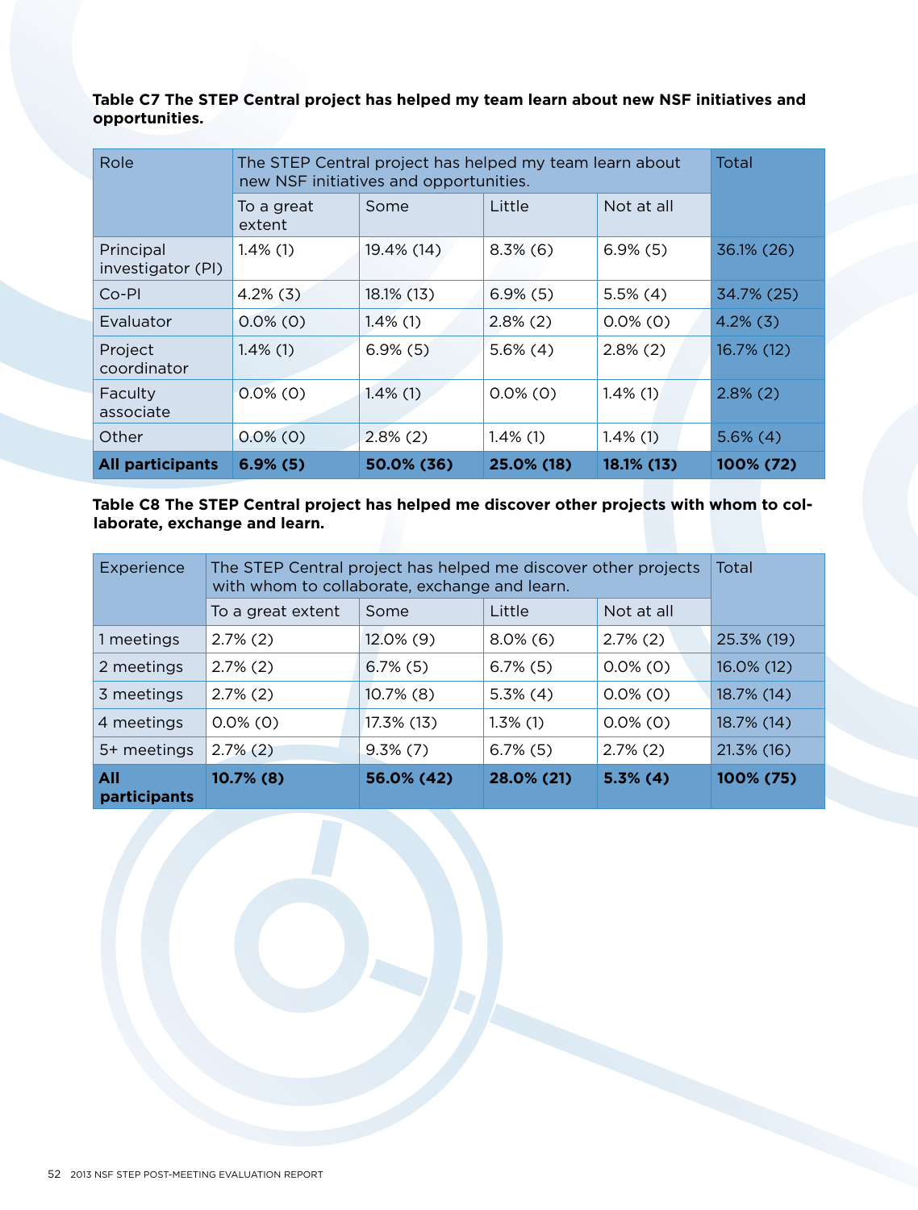**Table C7 The STEP Central project has helped my team learn about new NSF initiatives and opportunities.**

| Role | The STEP Central project has helped my team learn about new NSF initiatives and opportunities. | | | | Total |
|---|---|---|---|---|---|
| | To a great extent | Some | Little | Not at all | |
| Principal investigator (PI) | 1.4% (1) | 19.4% (14) | 8.3% (6) | 6.9% (5) | 36.1% (26) |
| Co-PI | 4.2% (3) | 18.1% (13) | 6.9% (5) | 5.5% (4) | 34.7% (25) |
| Evaluator | 0.0% (0) | 1.4% (1) | 2.8% (2) | 0.0% (0) | 4.2% (3) |
| Project coordinator | 1.4% (1) | 6.9% (5) | 5.6% (4) | 2.8% (2) | 16.7% (12) |
| Faculty associate | 0.0% (0) | 1.4% (1) | 0.0% (0) | 1.4% (1) | 2.8% (2) |
| Other | 0.0% (0) | 2.8% (2) | 1.4% (1) | 1.4% (1) | 5.6% (4) |
| **All participants** | **6.9% (5)** | **50.0% (36)** | **25.0% (18)** | **18.1% (13)** | **100% (72)** |

**Table C8 The STEP Central project has helped me discover other projects with whom to collaborate, exchange and learn.**

| Experience | The STEP Central project has helped me discover other projects with whom to collaborate, exchange and learn. | | | | Total |
|---|---|---|---|---|---|
| | To a great extent | Some | Little | Not at all | |
| 1 meetings | 2.7% (2) | 12.0% (9) | 8.0% (6) | 2.7% (2) | 25.3% (19) |
| 2 meetings | 2.7% (2) | 6.7% (5) | 6.7% (5) | 0.0% (0) | 16.0% (12) |
| 3 meetings | 2.7% (2) | 10.7% (8) | 5.3% (4) | 0.0% (0) | 18.7% (14) |
| 4 meetings | 0.0% (0) | 17.3% (13) | 1.3% (1) | 0.0% (0) | 18.7% (14) |
| 5+ meetings | 2.7% (2) | 9.3% (7) | 6.7% (5) | 2.7% (2) | 21.3% (16) |
| **All participants** | **10.7% (8)** | **56.0% (42)** | **28.0% (21)** | **5.3% (4)** | **100% (75)** |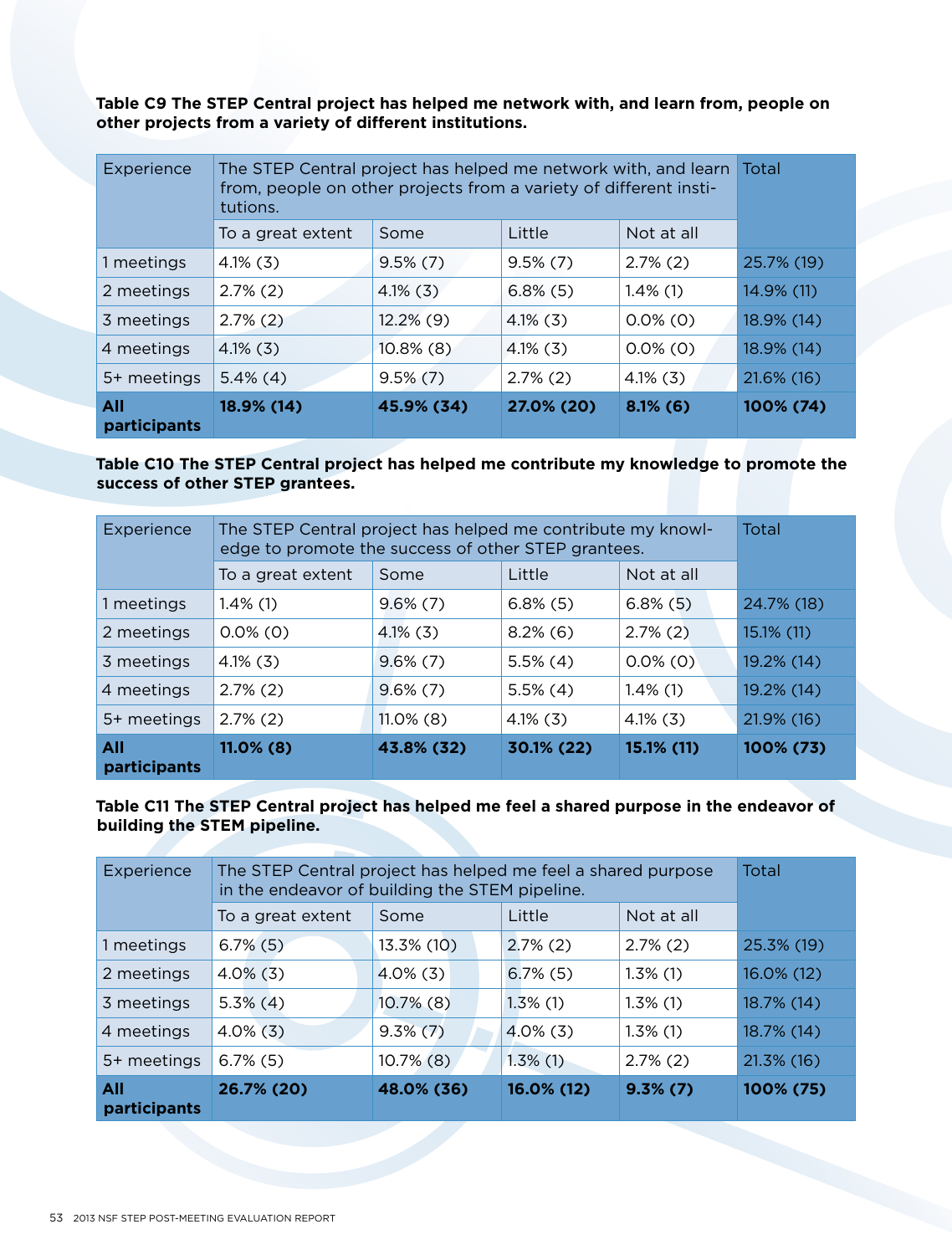**Table C9 The STEP Central project has helped me network with, and learn from, people on other projects from a variety of different institutions.**

| Experience | The STEP Central project has helped me network with, and learn from, people on other projects from a variety of different institutions. | | | | Total |
|---|---|---|---|---|---|
| | To a great extent | Some | Little | Not at all | |
| 1 meetings | 4.1% (3) | 9.5% (7) | 9.5% (7) | 2.7% (2) | 25.7% (19) |
| 2 meetings | 2.7% (2) | 4.1% (3) | 6.8% (5) | 1.4% (1) | 14.9% (11) |
| 3 meetings | 2.7% (2) | 12.2% (9) | 4.1% (3) | 0.0% (0) | 18.9% (14) |
| 4 meetings | 4.1% (3) | 10.8% (8) | 4.1% (3) | 0.0% (0) | 18.9% (14) |
| 5+ meetings | 5.4% (4) | 9.5% (7) | 2.7% (2) | 4.1% (3) | 21.6% (16) |
| **All participants** | **18.9% (14)** | **45.9% (34)** | **27.0% (20)** | **8.1% (6)** | **100% (74)** |

**Table C10 The STEP Central project has helped me contribute my knowledge to promote the success of other STEP grantees.**

| Experience | The STEP Central project has helped me contribute my knowledge to promote the success of other STEP grantees. | | | | Total |
|---|---|---|---|---|---|
| | To a great extent | Some | Little | Not at all | |
| 1 meetings | 1.4% (1) | 9.6% (7) | 6.8% (5) | 6.8% (5) | 24.7% (18) |
| 2 meetings | 0.0% (0) | 4.1% (3) | 8.2% (6) | 2.7% (2) | 15.1% (11) |
| 3 meetings | 4.1% (3) | 9.6% (7) | 5.5% (4) | 0.0% (0) | 19.2% (14) |
| 4 meetings | 2.7% (2) | 9.6% (7) | 5.5% (4) | 1.4% (1) | 19.2% (14) |
| 5+ meetings | 2.7% (2) | 11.0% (8) | 4.1% (3) | 4.1% (3) | 21.9% (16) |
| **All participants** | **11.0% (8)** | **43.8% (32)** | **30.1% (22)** | **15.1% (11)** | **100% (73)** |

**Table C11 The STEP Central project has helped me feel a shared purpose in the endeavor of building the STEM pipeline.**

| Experience | The STEP Central project has helped me feel a shared purpose in the endeavor of building the STEM pipeline. | | | | Total |
|---|---|---|---|---|---|
| | To a great extent | Some | Little | Not at all | |
| 1 meetings | 6.7% (5) | 13.3% (10) | 2.7% (2) | 2.7% (2) | 25.3% (19) |
| 2 meetings | 4.0% (3) | 4.0% (3) | 6.7% (5) | 1.3% (1) | 16.0% (12) |
| 3 meetings | 5.3% (4) | 10.7% (8) | 1.3% (1) | 1.3% (1) | 18.7% (14) |
| 4 meetings | 4.0% (3) | 9.3% (7) | 4.0% (3) | 1.3% (1) | 18.7% (14) |
| 5+ meetings | 6.7% (5) | 10.7% (8) | 1.3% (1) | 2.7% (2) | 21.3% (16) |
| **All participants** | **26.7% (20)** | **48.0% (36)** | **16.0% (12)** | **9.3% (7)** | **100% (75)** |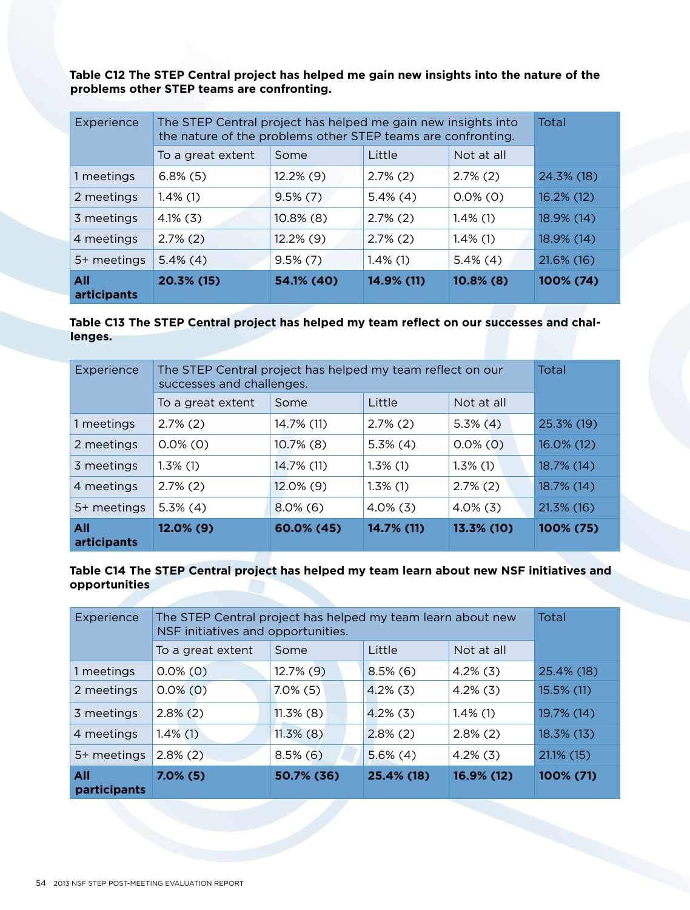**Table C12 The STEP Central project has helped me gain new insights into the nature of the problems other STEP teams are confronting.**

| Experience | The STEP Central project has helped me gain new insights into the nature of the problems other STEP teams are confronting. | | | | Total |
|---|---|---|---|---|---|
| | To a great extent | Some | Little | Not at all | |
| 1 meetings | 6.8% (5) | 12.2% (9) | 2.7% (2) | 2.7% (2) | 24.3% (18) |
| 2 meetings | 1.4% (1) | 9.5% (7) | 5.4% (4) | 0.0% (0) | 16.2% (12) |
| 3 meetings | 4.1% (3) | 10.8% (8) | 2.7% (2) | 1.4% (1) | 18.9% (14) |
| 4 meetings | 2.7% (2) | 12.2% (9) | 2.7% (2) | 1.4% (1) | 18.9% (14) |
| 5+ meetings | 5.4% (4) | 9.5% (7) | 1.4% (1) | 5.4% (4) | 21.6% (16) |
| **All articipants** | **20.3% (15)** | **54.1% (40)** | **14.9% (11)** | **10.8% (8)** | **100% (74)** |

**Table C13 The STEP Central project has helped my team reflect on our successes and challenges.**

| Experience | The STEP Central project has helped my team reflect on our successes and challenges. | | | | Total |
|---|---|---|---|---|---|
| | To a great extent | Some | Little | Not at all | |
| 1 meetings | 2.7% (2) | 14.7% (11) | 2.7% (2) | 5.3% (4) | 25.3% (19) |
| 2 meetings | 0.0% (0) | 10.7% (8) | 5.3% (4) | 0.0% (0) | 16.0% (12) |
| 3 meetings | 1.3% (1) | 14.7% (11) | 1.3% (1) | 1.3% (1) | 18.7% (14) |
| 4 meetings | 2.7% (2) | 12.0% (9) | 1.3% (1) | 2.7% (2) | 18.7% (14) |
| 5+ meetings | 5.3% (4) | 8.0% (6) | 4.0% (3) | 4.0% (3) | 21.3% (16) |
| **All articipants** | **12.0% (9)** | **60.0% (45)** | **14.7% (11)** | **13.3% (10)** | **100% (75)** |

**Table C14 The STEP Central project has helped my team learn about new NSF initiatives and opportunities**

| Experience | The STEP Central project has helped my team learn about new NSF initiatives and opportunities. | | | | Total |
|---|---|---|---|---|---|
| | To a great extent | Some | Little | Not at all | |
| 1 meetings | 0.0% (0) | 12.7% (9) | 8.5% (6) | 4.2% (3) | 25.4% (18) |
| 2 meetings | 0.0% (0) | 7.0% (5) | 4.2% (3) | 4.2% (3) | 15.5% (11) |
| 3 meetings | 2.8% (2) | 11.3% (8) | 4.2% (3) | 1.4% (1) | 19.7% (14) |
| 4 meetings | 1.4% (1) | 11.3% (8) | 2.8% (2) | 2.8% (2) | 18.3% (13) |
| 5+ meetings | 2.8% (2) | 8.5% (6) | 5.6% (4) | 4.2% (3) | 21.1% (15) |
| **All participants** | **7.0% (5)** | **50.7% (36)** | **25.4% (18)** | **16.9% (12)** | **100% (71)** |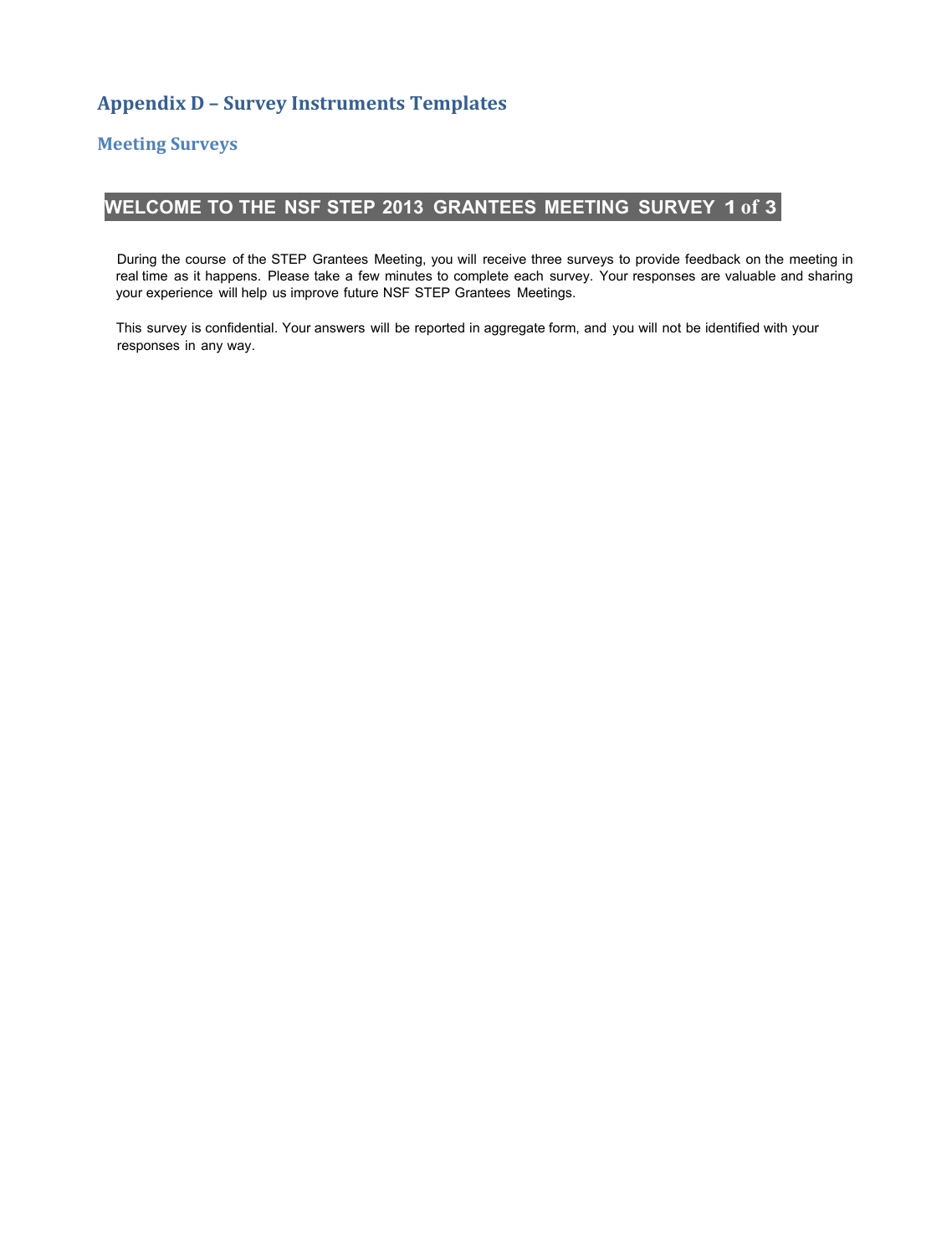# Appendix D – Survey Instruments Templates

## Meeting Surveys

### WELCOME TO THE NSF STEP 2013 GRANTEES MEETING SURVEY 1 of 3

During the course of the STEP Grantees Meeting, you will receive three surveys to provide feedback on the meeting in real time as it happens. Please take a few minutes to complete each survey. Your responses are valuable and sharing your experience will help us improve future NSF STEP Grantees Meetings.

This survey is confidential. Your answers will be reported in aggregate form, and you will not be identified with your responses in any way.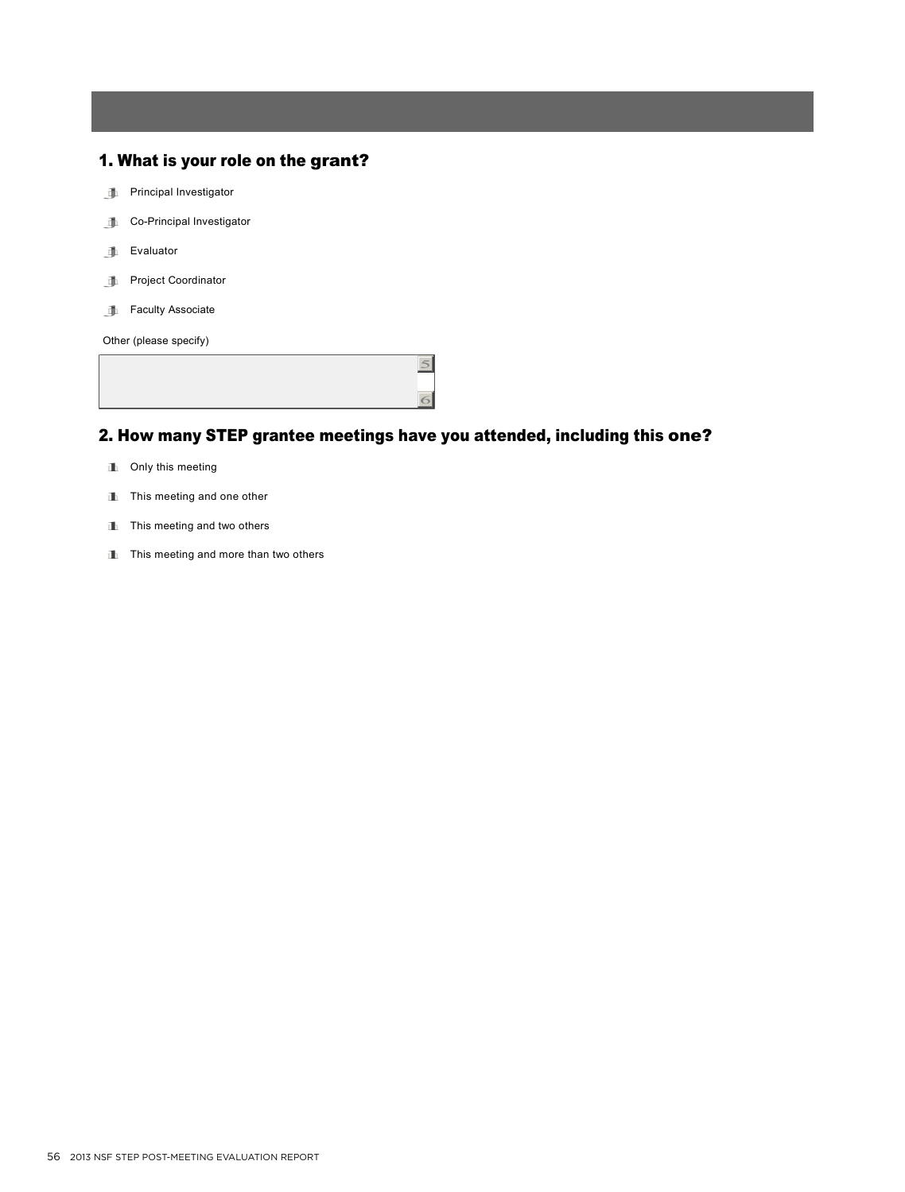## 1. What is your role on the grant?

- Principal Investigator
- Co-Principal Investigator
- Evaluator
- Project Coordinator
- Faculty Associate

Other (please specify)

## 2. How many STEP grantee meetings have you attended, including this one?

- Only this meeting
- This meeting and one other
- This meeting and two others
- This meeting and more than two others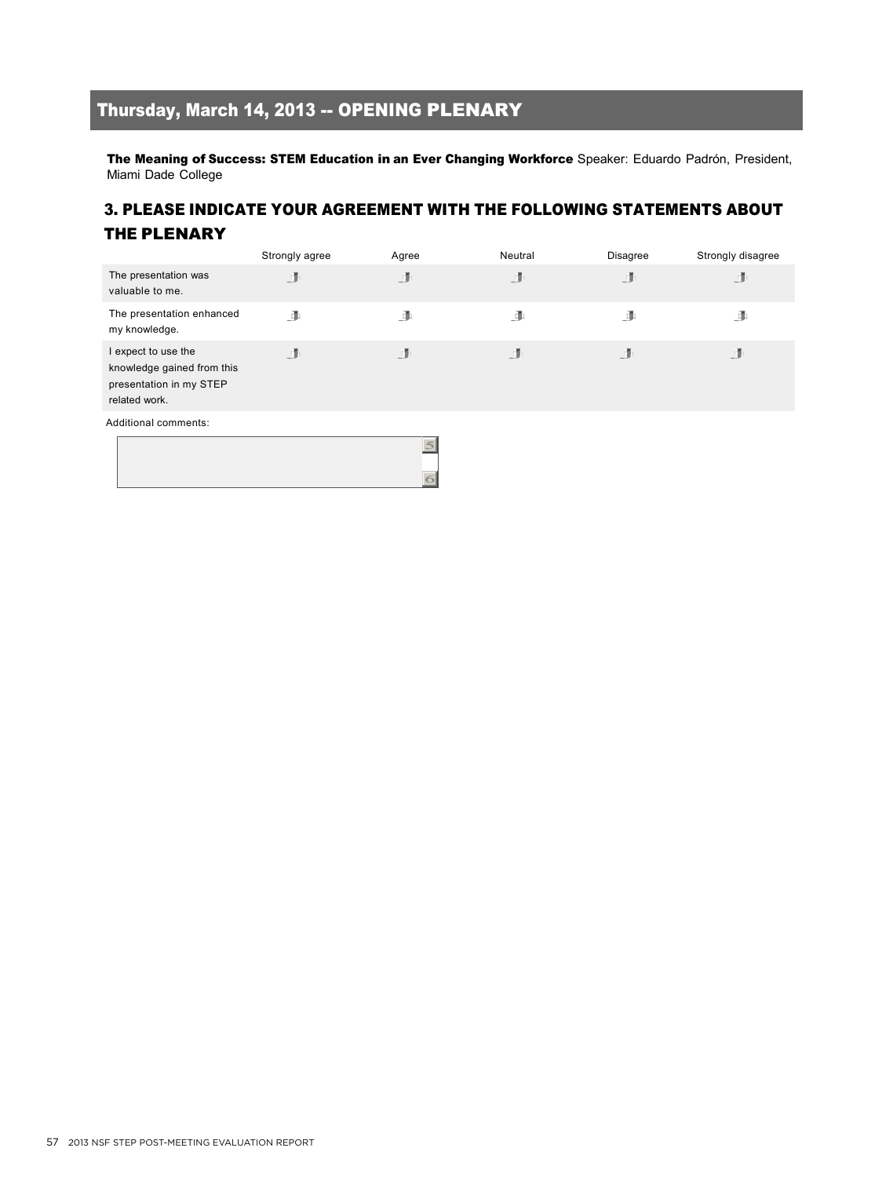# Thursday, March 14, 2013 -- OPENING PLENARY

**The Meaning of Success: STEM Education in an Ever Changing Workforce** Speaker: Eduardo Padrón, President, Miami Dade College

## 3. PLEASE INDICATE YOUR AGREEMENT WITH THE FOLLOWING STATEMENTS ABOUT THE PLENARY

| | Strongly agree | Agree | Neutral | Disagree | Strongly disagree |
|---|---|---|---|---|---|
| The presentation was valuable to me. | | | | | |
| The presentation enhanced my knowledge. | | | | | |
| I expect to use the knowledge gained from this presentation in my STEP related work. | | | | | |

Additional comments: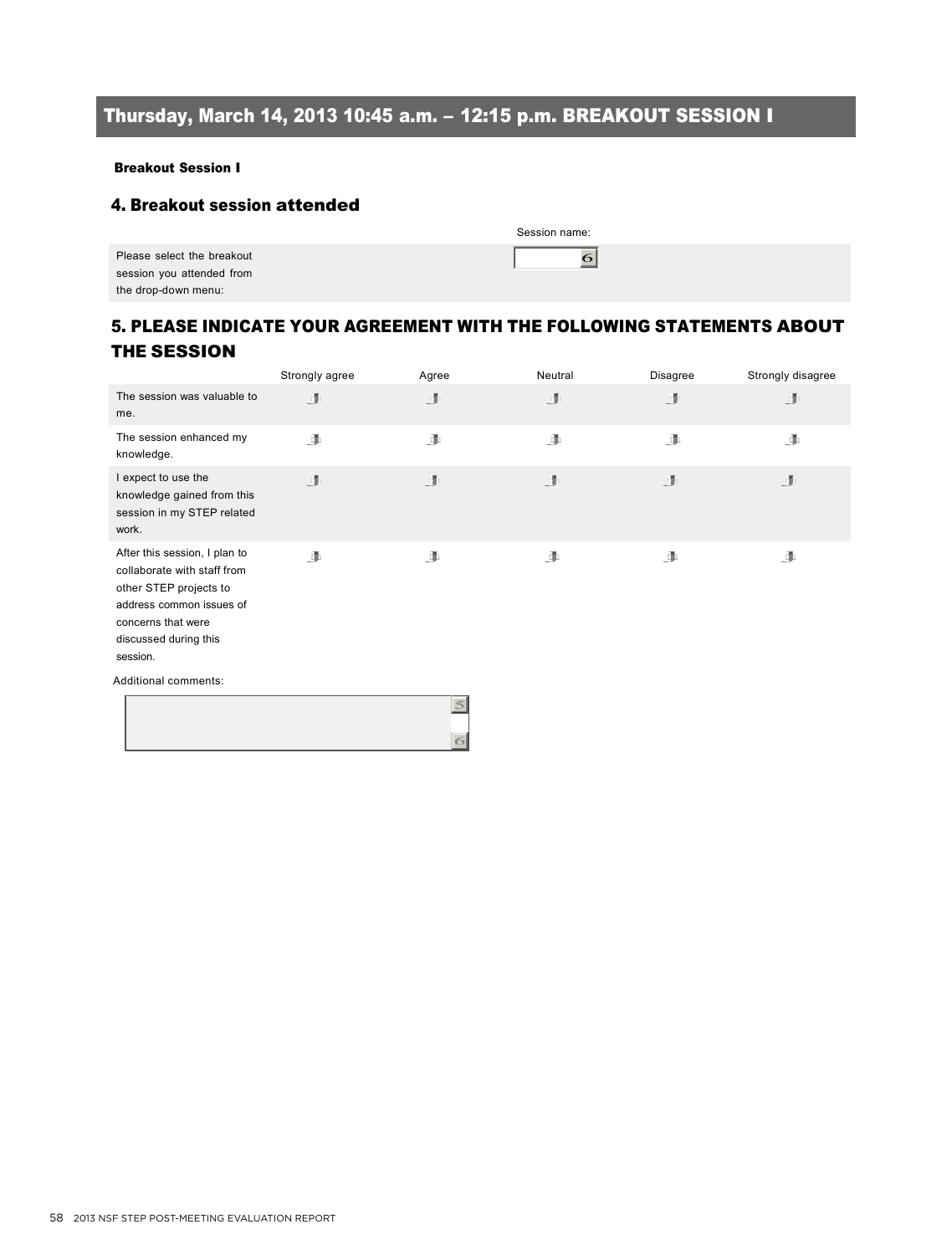## Thursday, March 14, 2013 10:45 a.m. – 12:15 p.m. BREAKOUT SESSION I

**Breakout Session I**

### 4. Breakout session attended

| | Session name: |
|---|---|
| Please select the breakout session you attended from the drop-down menu: | |

### 5. PLEASE INDICATE YOUR AGREEMENT WITH THE FOLLOWING STATEMENTS ABOUT THE SESSION

| | Strongly agree | Agree | Neutral | Disagree | Strongly disagree |
|---|---|---|---|---|---|
| The session was valuable to me. | | | | | |
| The session enhanced my knowledge. | | | | | |
| I expect to use the knowledge gained from this session in my STEP related work. | | | | | |
| After this session, I plan to collaborate with staff from other STEP projects to address common issues of concerns that were discussed during this session. | | | | | |

Additional comments: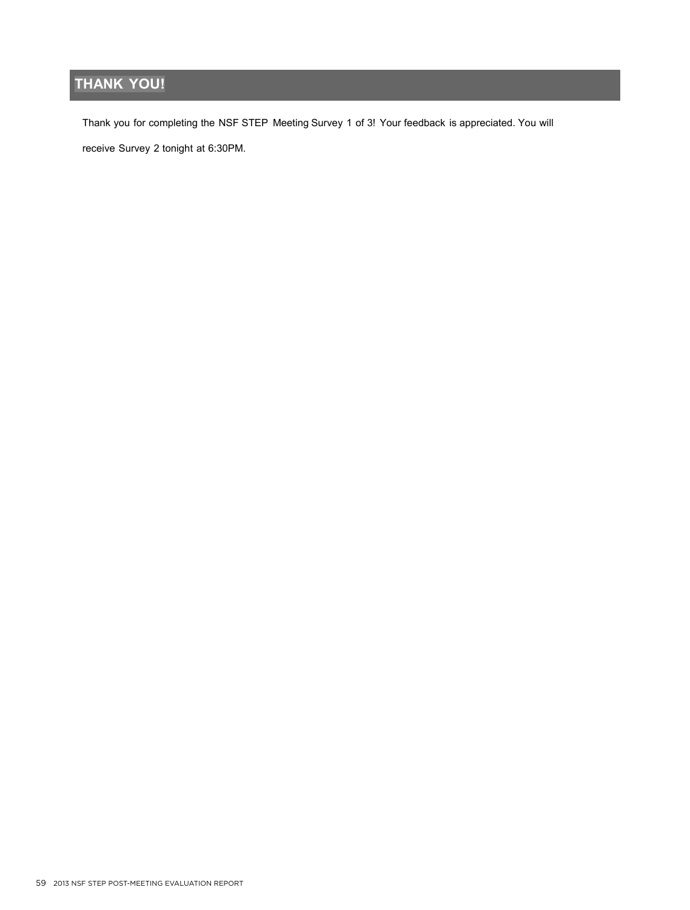## THANK YOU!

Thank you for completing the NSF STEP Meeting Survey 1 of 3! Your feedback is appreciated. You will receive Survey 2 tonight at 6:30PM.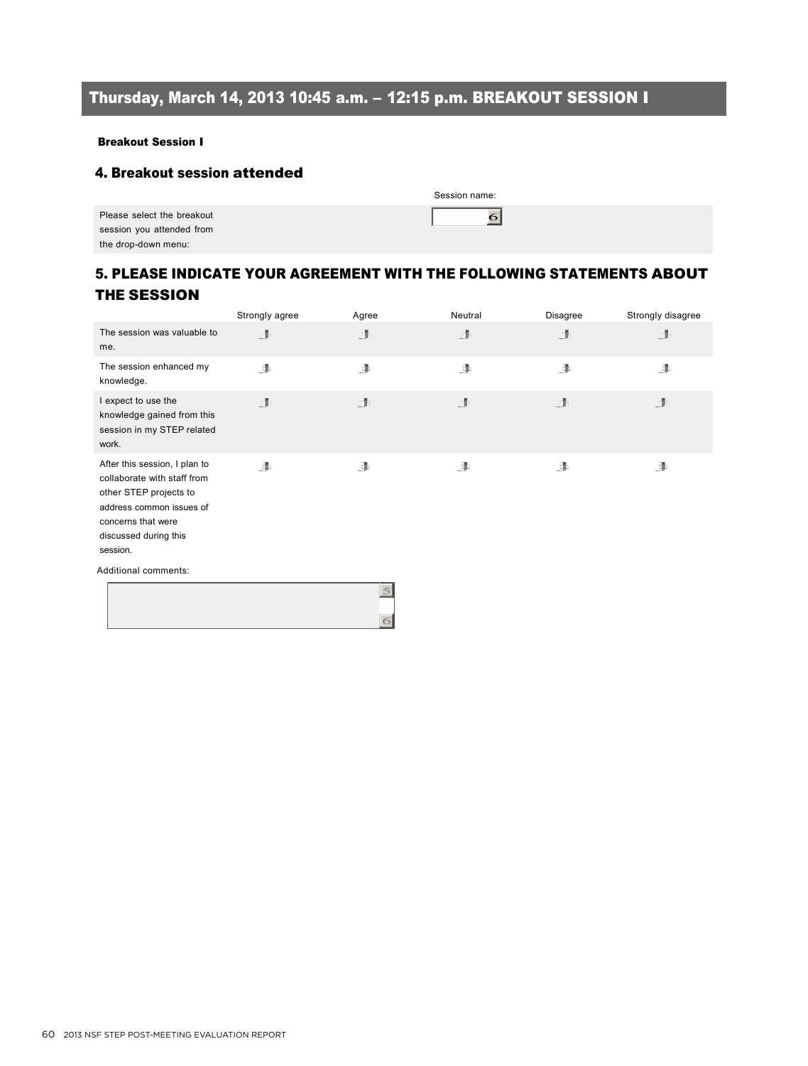## Thursday, March 14, 2013 10:45 a.m. – 12:15 p.m. BREAKOUT SESSION I

**Breakout Session I**

### 4. Breakout session attended

| | Session name: |
|---|---|
| Please select the breakout session you attended from the drop-down menu: | |

### 5. PLEASE INDICATE YOUR AGREEMENT WITH THE FOLLOWING STATEMENTS ABOUT THE SESSION

| | Strongly agree | Agree | Neutral | Disagree | Strongly disagree |
|---|---|---|---|---|---|
| The session was valuable to me. | | | | | |
| The session enhanced my knowledge. | | | | | |
| I expect to use the knowledge gained from this session in my STEP related work. | | | | | |
| After this session, I plan to collaborate with staff from other STEP projects to address common issues of concerns that were discussed during this session. | | | | | |

Additional comments: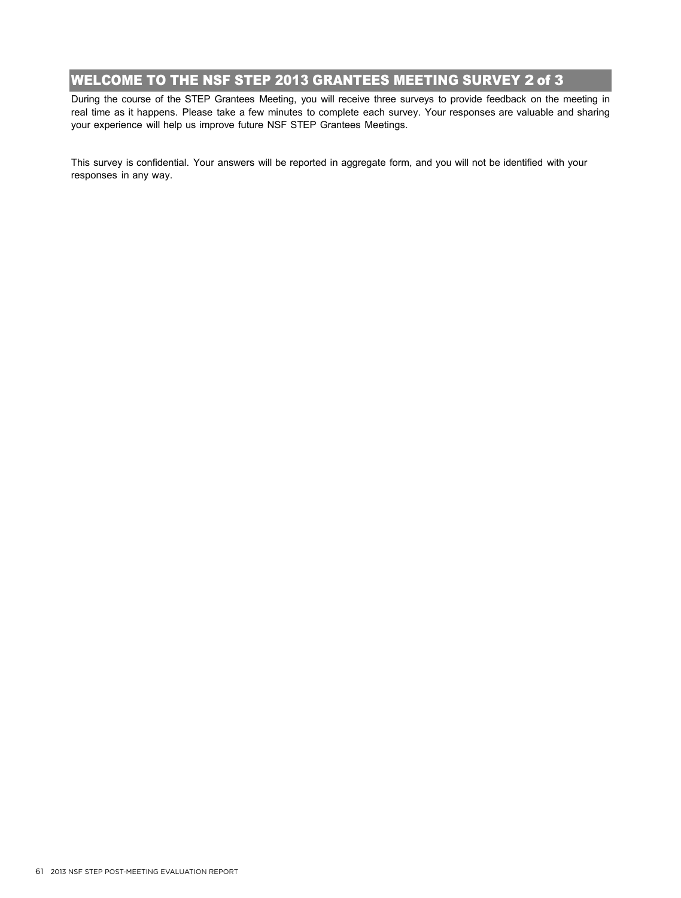## WELCOME TO THE NSF STEP 2013 GRANTEES MEETING SURVEY 2 of 3

During the course of the STEP Grantees Meeting, you will receive three surveys to provide feedback on the meeting in real time as it happens. Please take a few minutes to complete each survey. Your responses are valuable and sharing your experience will help us improve future NSF STEP Grantees Meetings.

This survey is confidential. Your answers will be reported in aggregate form, and you will not be identified with your responses in any way.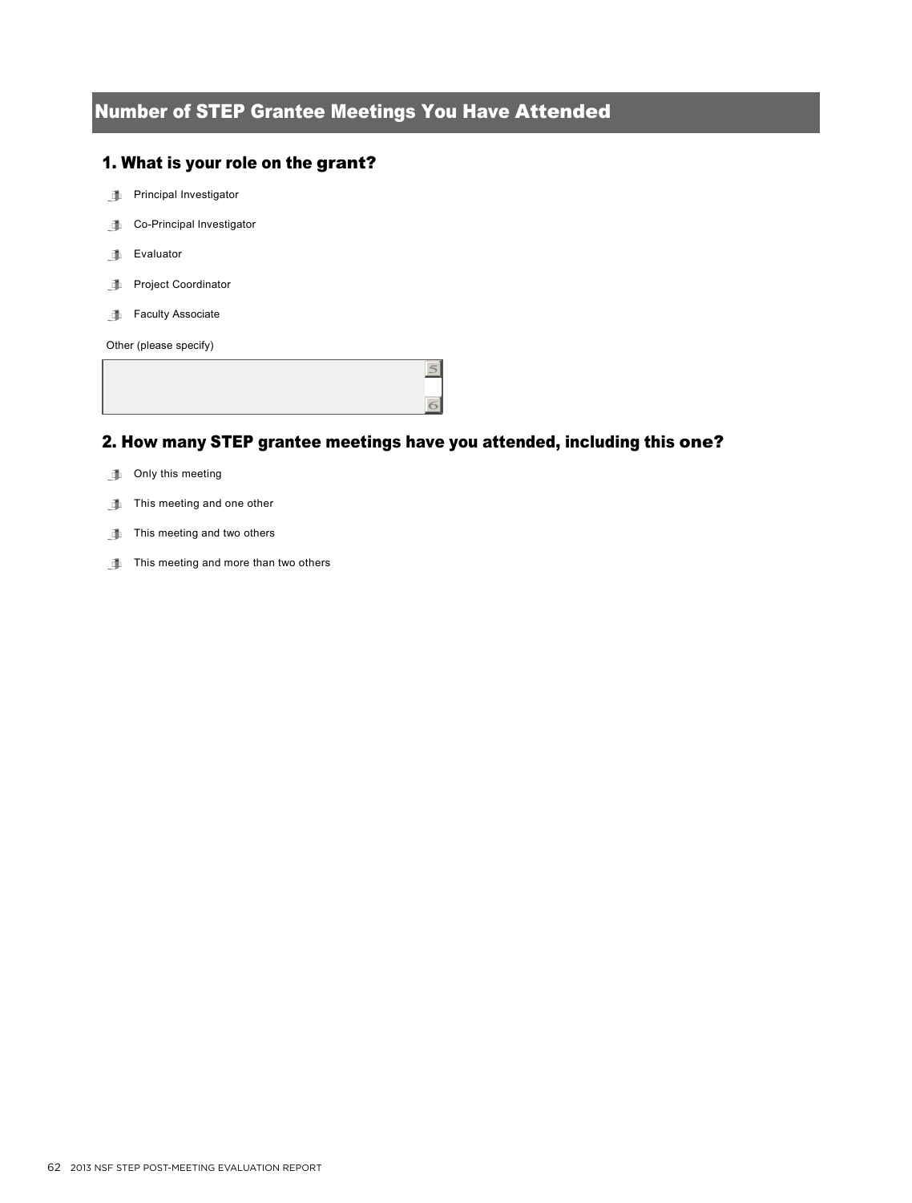## Number of STEP Grantee Meetings You Have Attended

### 1. What is your role on the grant?

- Principal Investigator
- Co-Principal Investigator
- Evaluator
- Project Coordinator
- Faculty Associate

Other (please specify)

### 2. How many STEP grantee meetings have you attended, including this one?

- Only this meeting
- This meeting and one other
- This meeting and two others
- This meeting and more than two others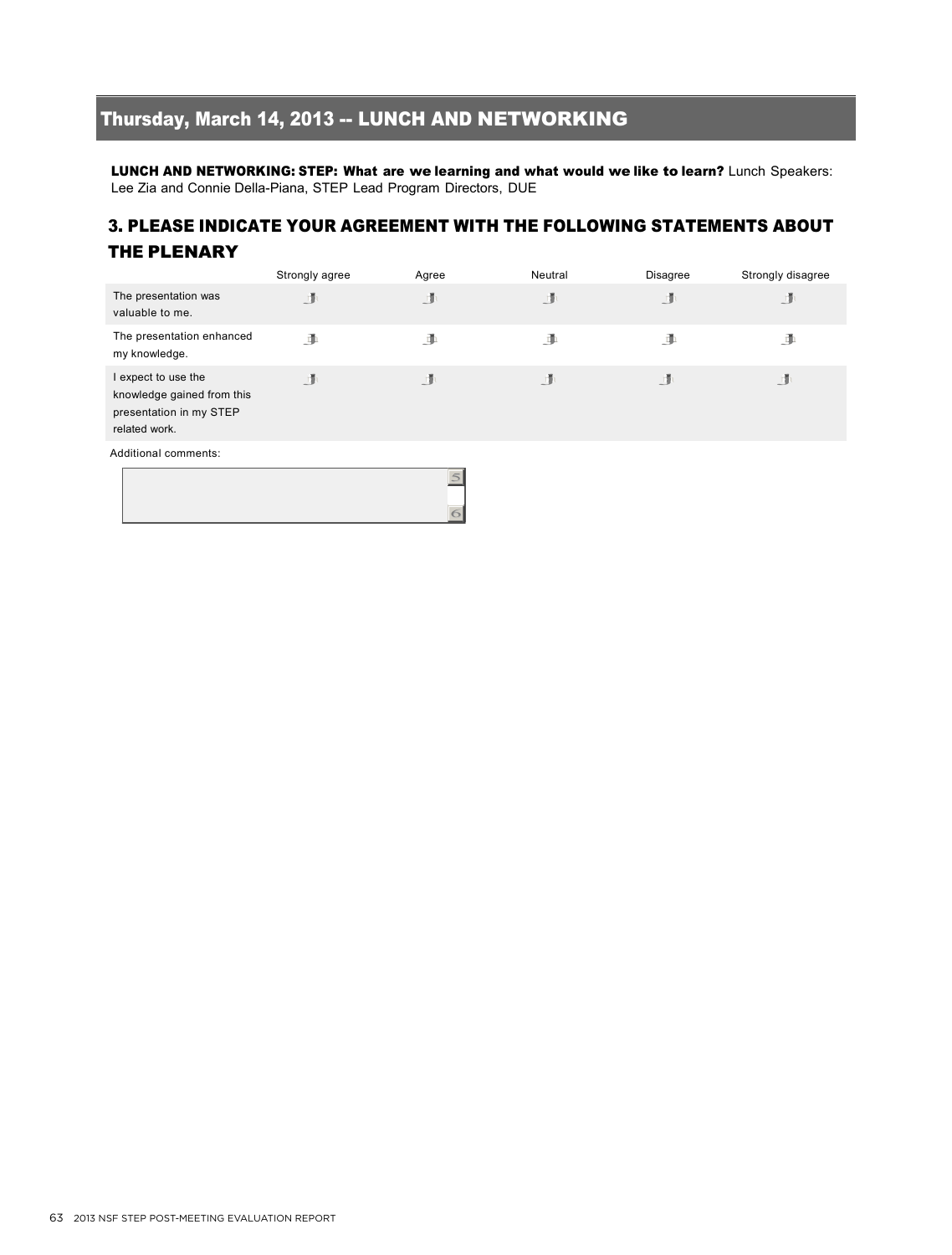## Thursday, March 14, 2013 -- LUNCH AND NETWORKING

**LUNCH AND NETWORKING: STEP: What are we learning and what would we like to learn?** Lunch Speakers: Lee Zia and Connie Della-Piana, STEP Lead Program Directors, DUE

### 3. PLEASE INDICATE YOUR AGREEMENT WITH THE FOLLOWING STATEMENTS ABOUT THE PLENARY

| | Strongly agree | Agree | Neutral | Disagree | Strongly disagree |
|---|---|---|---|---|---|
| The presentation was valuable to me. | | | | | |
| The presentation enhanced my knowledge. | | | | | |
| I expect to use the knowledge gained from this presentation in my STEP related work. | | | | | |

Additional comments: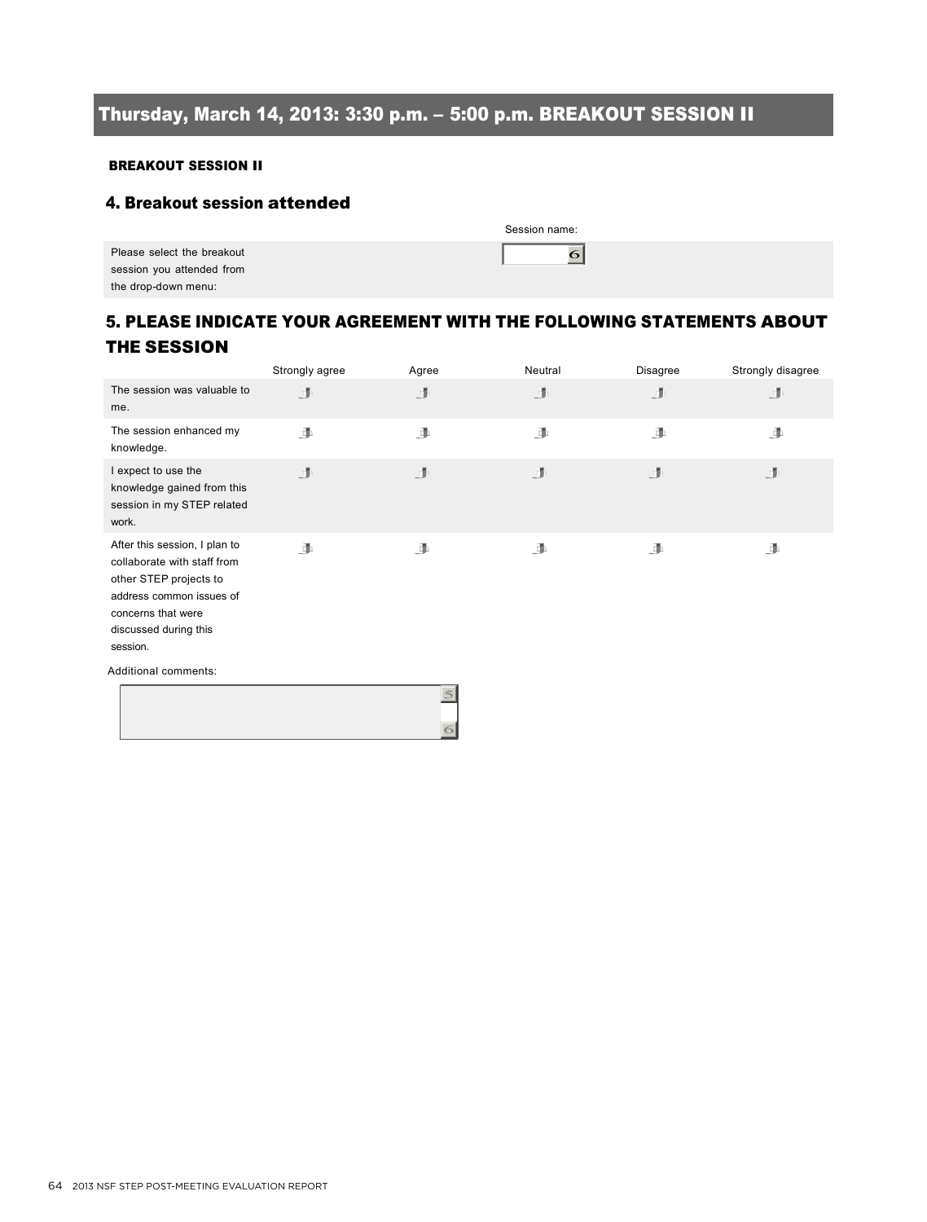## Thursday, March 14, 2013: 3:30 p.m. – 5:00 p.m. BREAKOUT SESSION II

**BREAKOUT SESSION II**

### 4. Breakout session attended

| | Session name: |
|---|---|
| Please select the breakout session you attended from the drop-down menu: | |

### 5. PLEASE INDICATE YOUR AGREEMENT WITH THE FOLLOWING STATEMENTS ABOUT THE SESSION

| | Strongly agree | Agree | Neutral | Disagree | Strongly disagree |
|---|---|---|---|---|---|
| The session was valuable to me. | | | | | |
| The session enhanced my knowledge. | | | | | |
| I expect to use the knowledge gained from this session in my STEP related work. | | | | | |
| After this session, I plan to collaborate with staff from other STEP projects to address common issues of concerns that were discussed during this session. | | | | | |

Additional comments: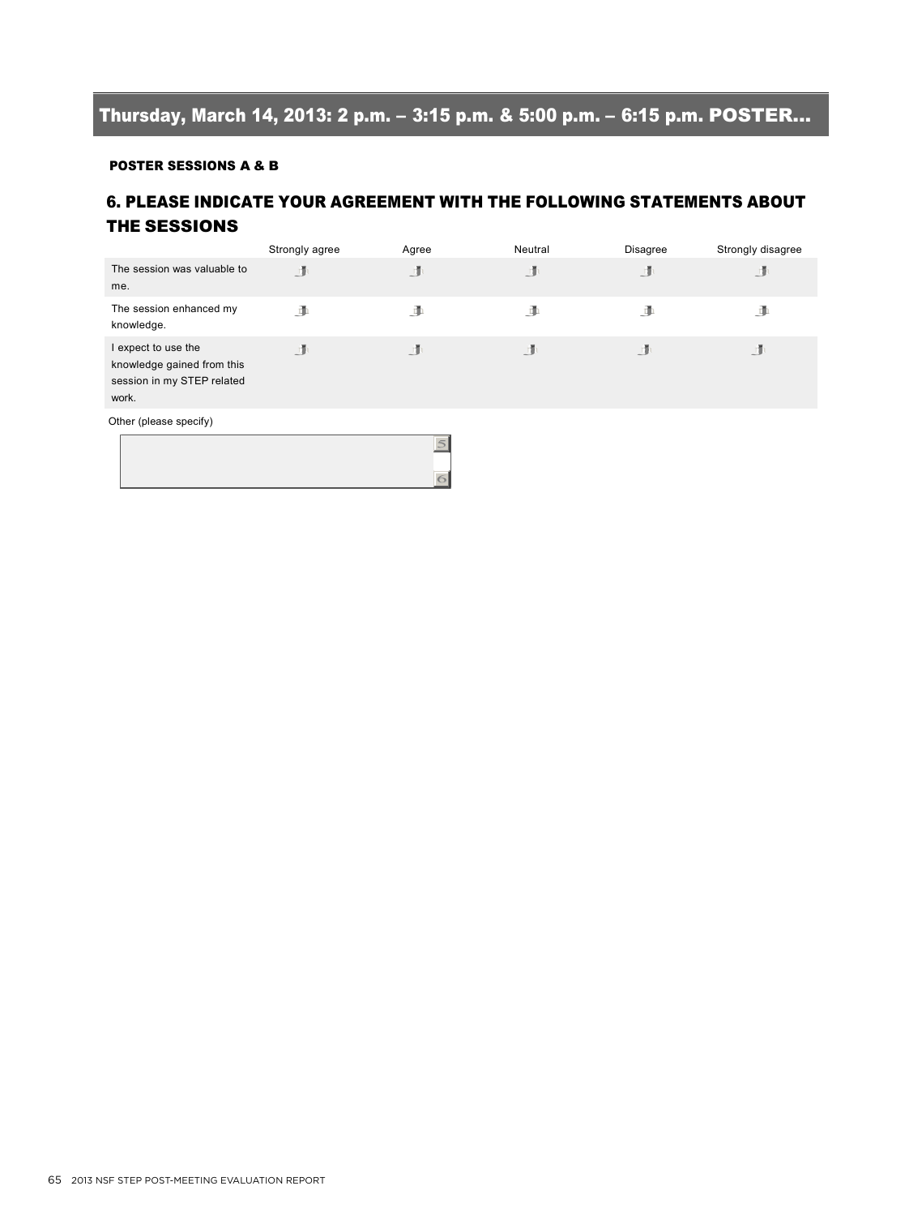# Thursday, March 14, 2013: 2 p.m. – 3:15 p.m. & 5:00 p.m. – 6:15 p.m. POSTER...

**POSTER SESSIONS A & B**

## 6. PLEASE INDICATE YOUR AGREEMENT WITH THE FOLLOWING STATEMENTS ABOUT THE SESSIONS

| | Strongly agree | Agree | Neutral | Disagree | Strongly disagree |
|---|---|---|---|---|---|
| The session was valuable to me. | | | | | |
| The session enhanced my knowledge. | | | | | |
| I expect to use the knowledge gained from this session in my STEP related work. | | | | | |

Other (please specify)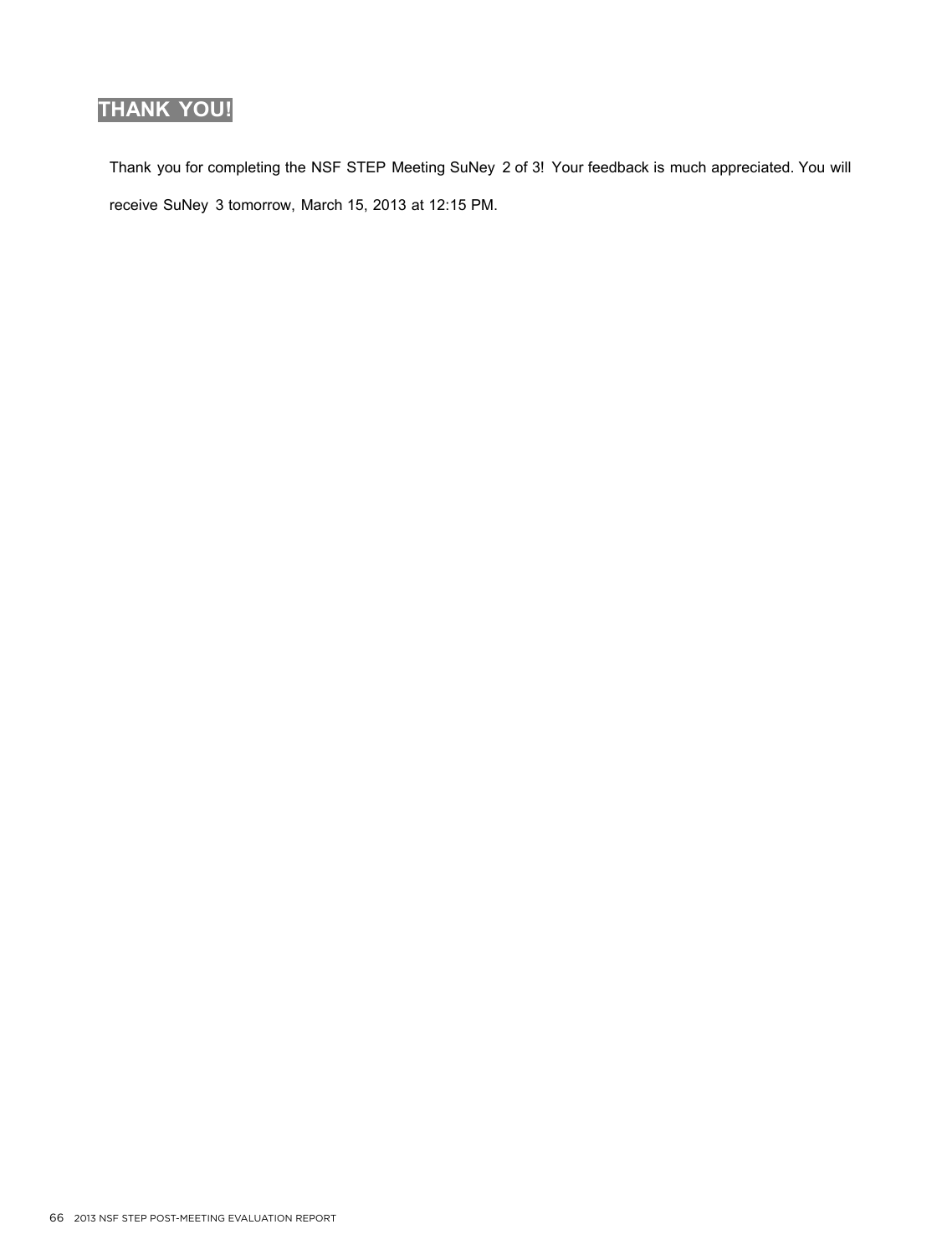## THANK YOU!

Thank you for completing the NSF STEP Meeting SuNey 2 of 3! Your feedback is much appreciated. You will receive SuNey 3 tomorrow, March 15, 2013 at 12:15 PM.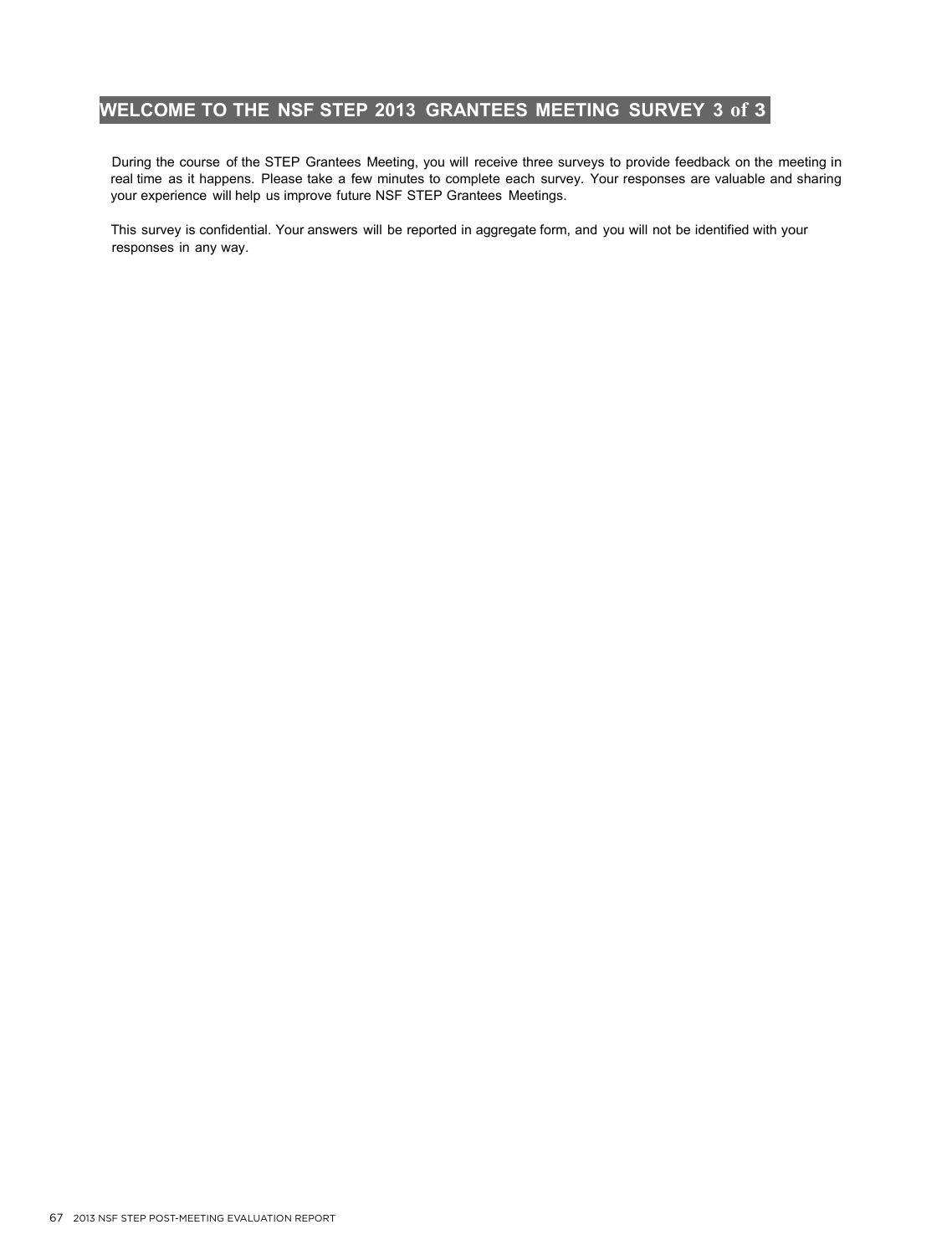# WELCOME TO THE NSF STEP 2013 GRANTEES MEETING SURVEY 3 of 3

During the course of the STEP Grantees Meeting, you will receive three surveys to provide feedback on the meeting in real time as it happens. Please take a few minutes to complete each survey. Your responses are valuable and sharing your experience will help us improve future NSF STEP Grantees Meetings.

This survey is confidential. Your answers will be reported in aggregate form, and you will not be identified with your responses in any way.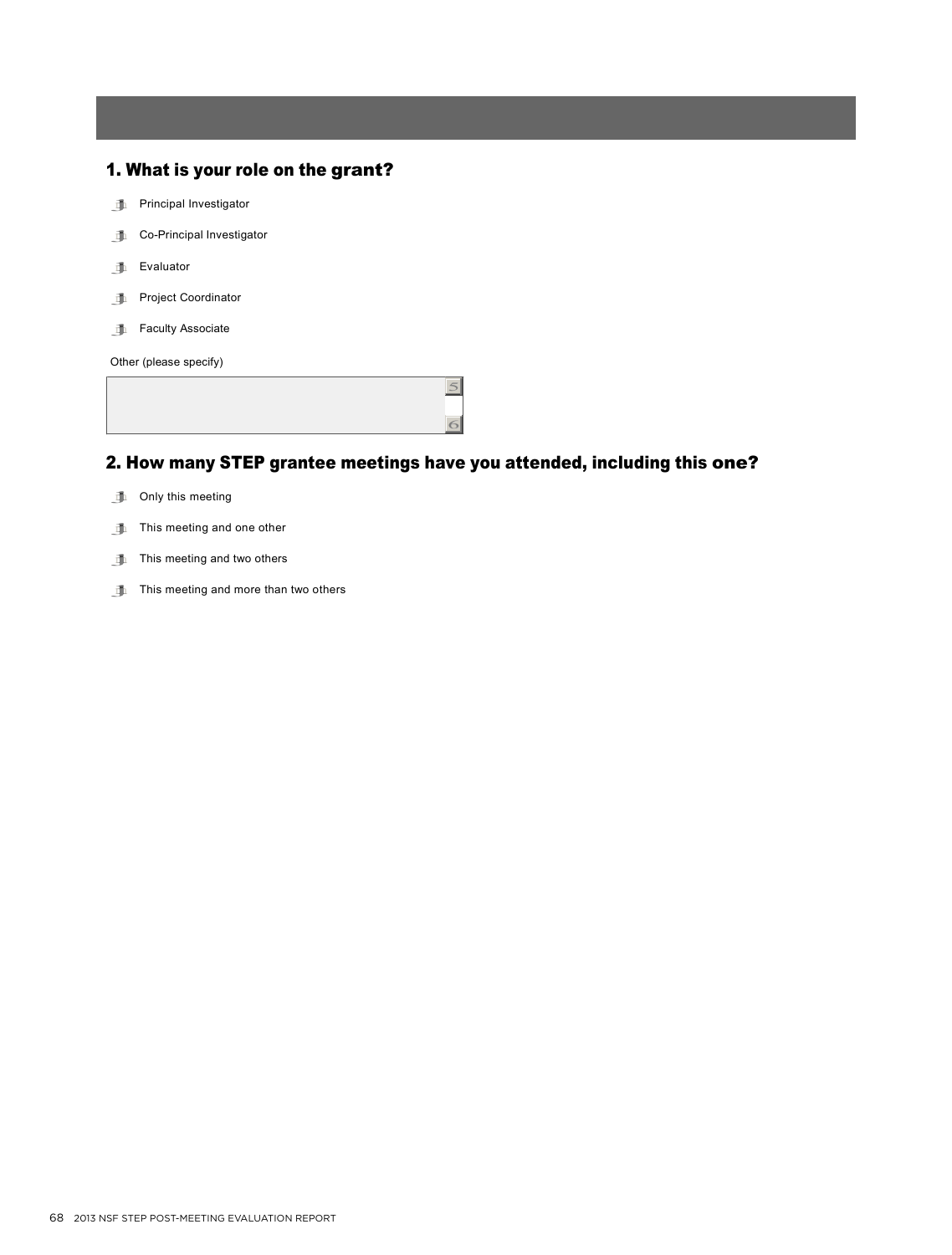## 1. What is your role on the grant?

- Principal Investigator
- Co-Principal Investigator
- Evaluator
- Project Coordinator
- Faculty Associate

Other (please specify)

## 2. How many STEP grantee meetings have you attended, including this one?

- Only this meeting
- This meeting and one other
- This meeting and two others
- This meeting and more than two others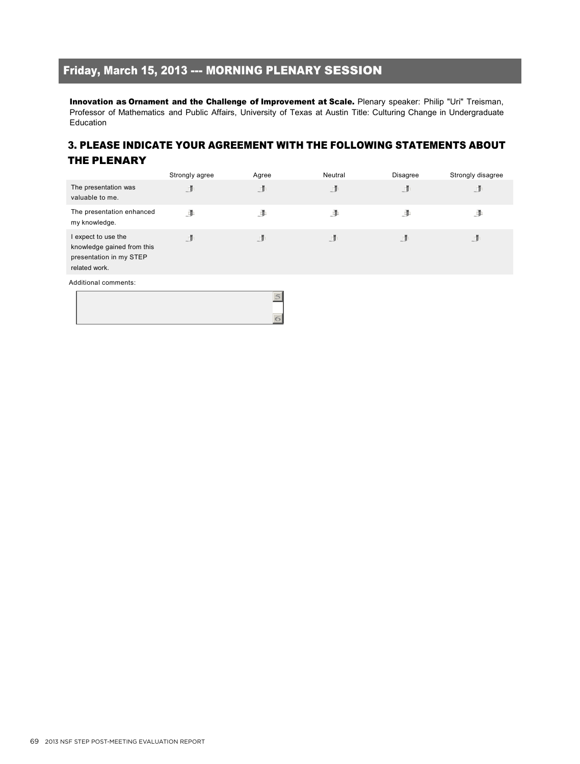## Friday, March 15, 2013 --- MORNING PLENARY SESSION

**Innovation as Ornament and the Challenge of Improvement at Scale.** Plenary speaker: Philip "Uri" Treisman, Professor of Mathematics and Public Affairs, University of Texas at Austin Title: Culturing Change in Undergraduate Education

### 3. PLEASE INDICATE YOUR AGREEMENT WITH THE FOLLOWING STATEMENTS ABOUT THE PLENARY

| | Strongly agree | Agree | Neutral | Disagree | Strongly disagree |
|---|---|---|---|---|---|
| The presentation was valuable to me. | | | | | |
| The presentation enhanced my knowledge. | | | | | |
| I expect to use the knowledge gained from this presentation in my STEP related work. | | | | | |

Additional comments: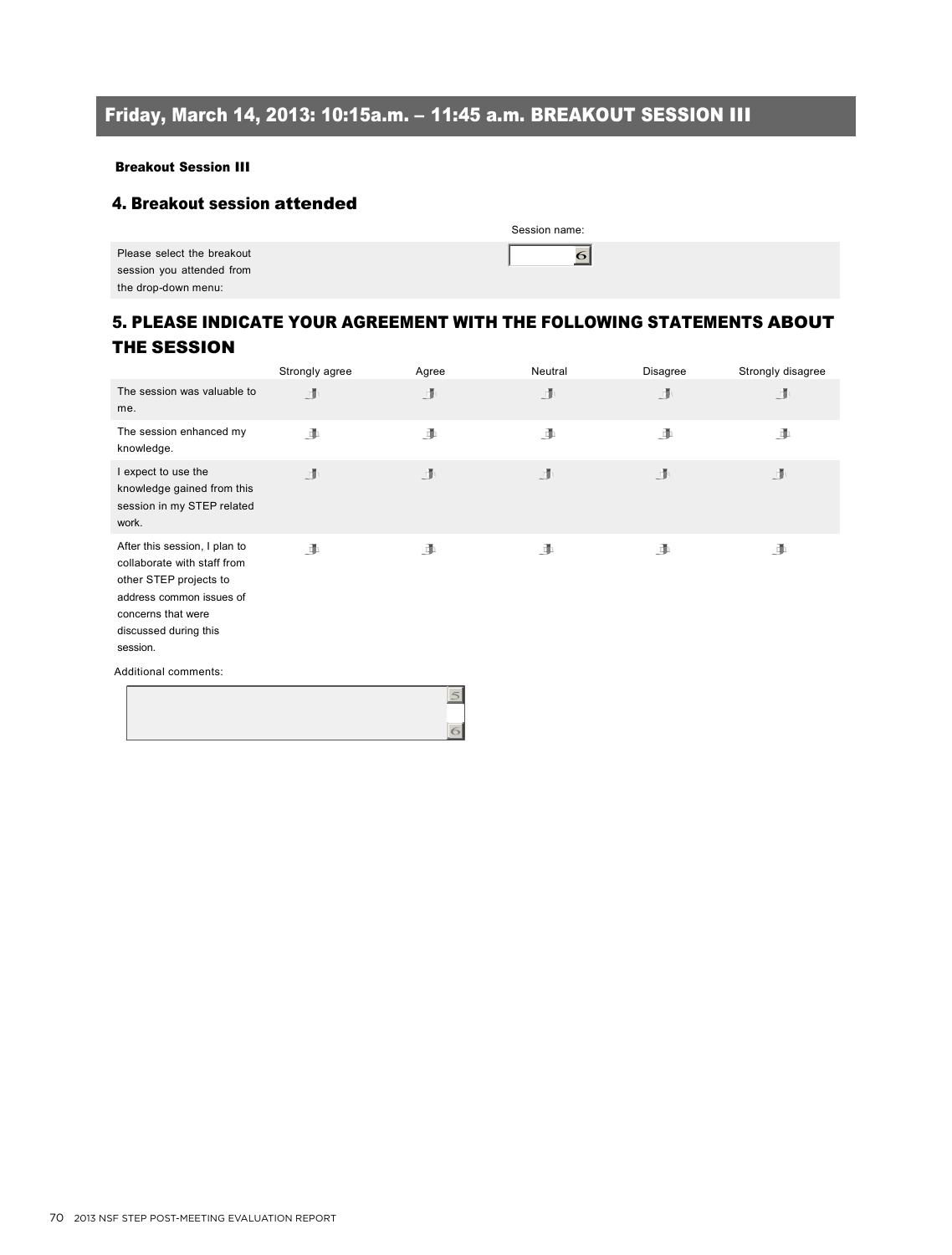# Friday, March 14, 2013: 10:15a.m. – 11:45 a.m. BREAKOUT SESSION III

**Breakout Session III**

## 4. Breakout session attended

| | Session name: |
|---|---|
| Please select the breakout session you attended from the drop-down menu: | |

## 5. PLEASE INDICATE YOUR AGREEMENT WITH THE FOLLOWING STATEMENTS ABOUT THE SESSION

| | Strongly agree | Agree | Neutral | Disagree | Strongly disagree |
|---|---|---|---|---|---|
| The session was valuable to me. | | | | | |
| The session enhanced my knowledge. | | | | | |
| I expect to use the knowledge gained from this session in my STEP related work. | | | | | |
| After this session, I plan to collaborate with staff from other STEP projects to address common issues of concerns that were discussed during this session. | | | | | |

Additional comments: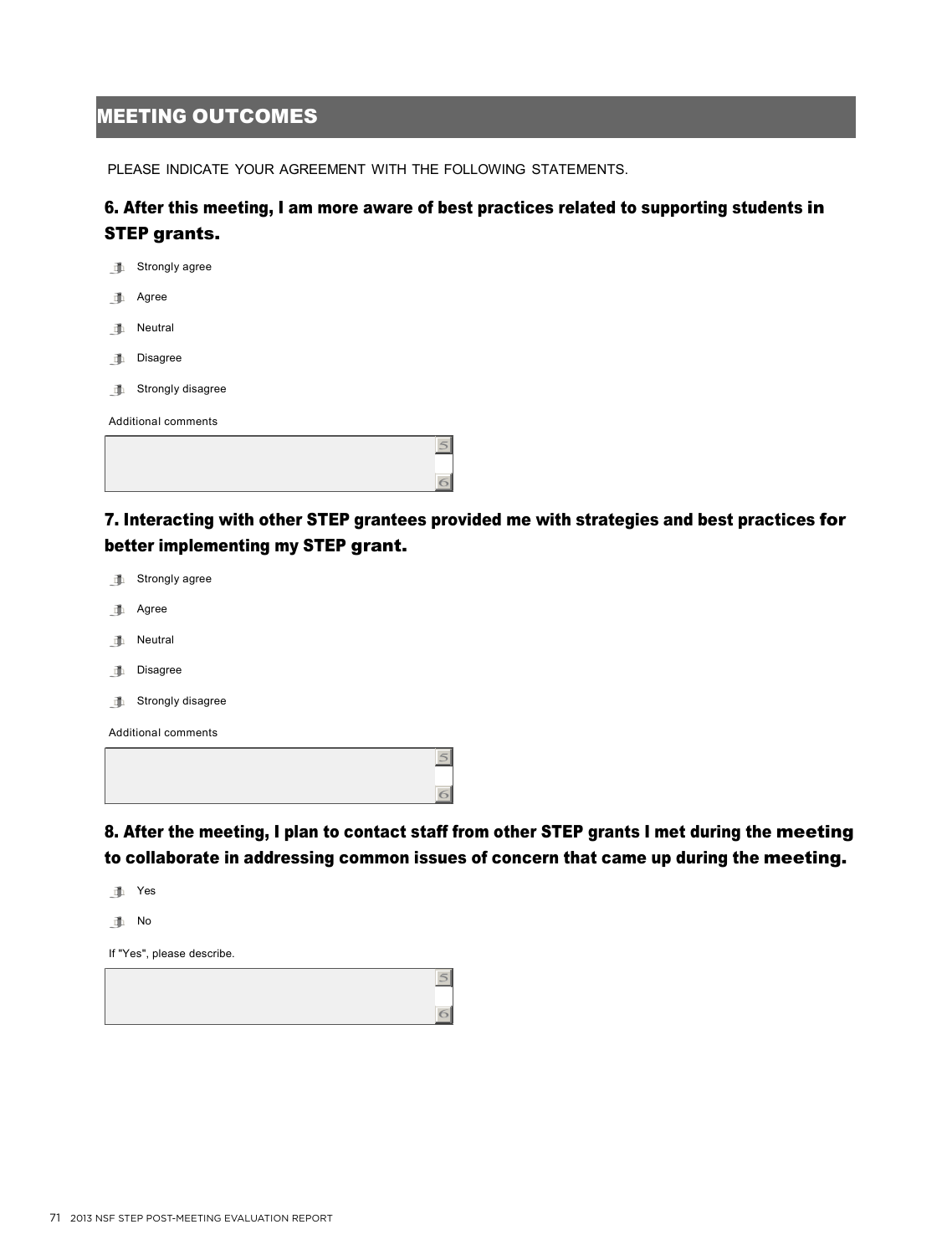## MEETING OUTCOMES

PLEASE INDICATE YOUR AGREEMENT WITH THE FOLLOWING STATEMENTS.

### 6. After this meeting, I am more aware of best practices related to supporting students in STEP grants.

- Strongly agree
- Agree
- Neutral
- Disagree
- Strongly disagree

Additional comments

### 7. Interacting with other STEP grantees provided me with strategies and best practices for better implementing my STEP grant.

- Strongly agree
- Agree
- Neutral
- Disagree
- Strongly disagree

Additional comments

### 8. After the meeting, I plan to contact staff from other STEP grants I met during the meeting to collaborate in addressing common issues of concern that came up during the meeting.

- Yes
- No

If "Yes", please describe.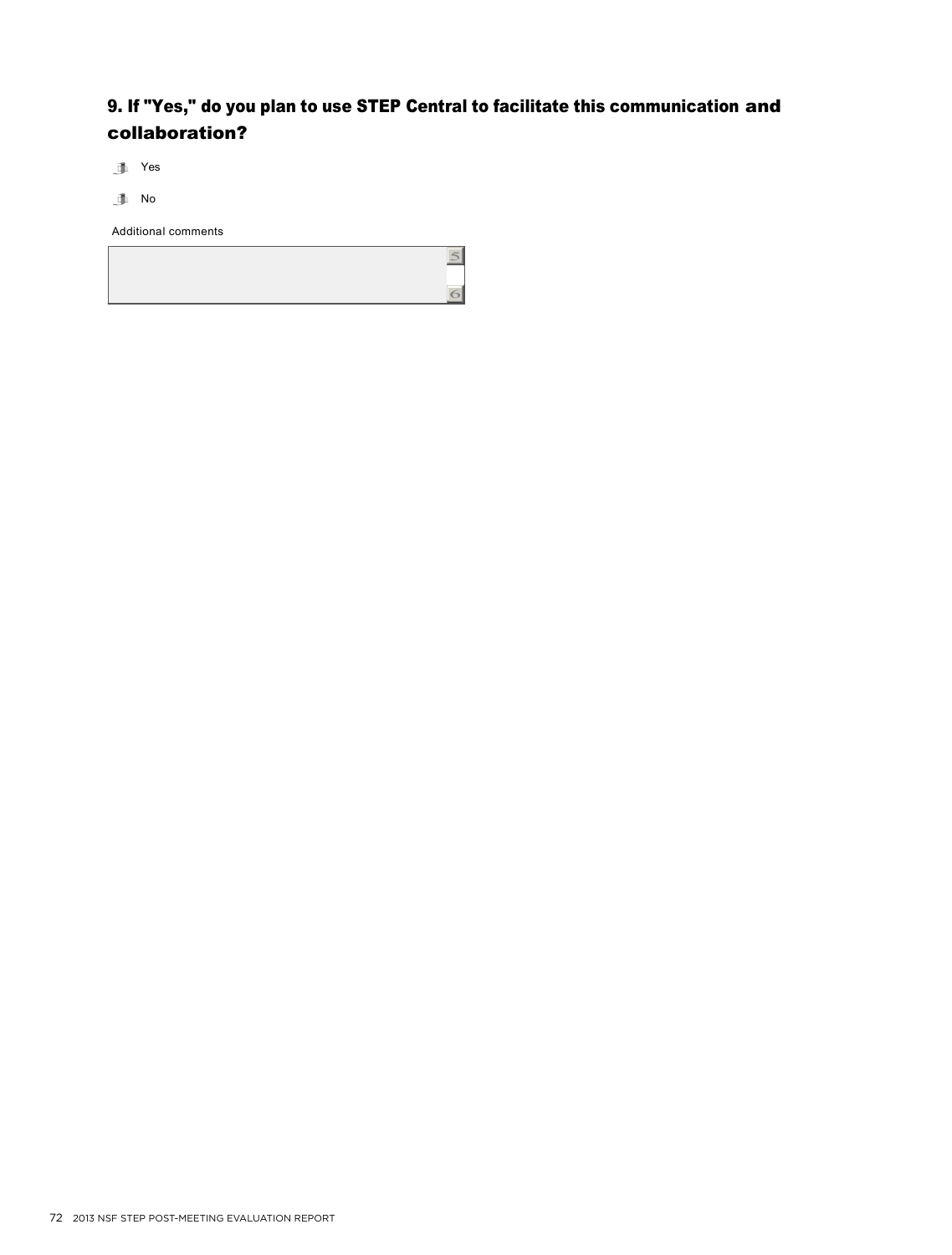### 9. If "Yes," do you plan to use STEP Central to facilitate this communication and collaboration?

- Yes
- No

Additional comments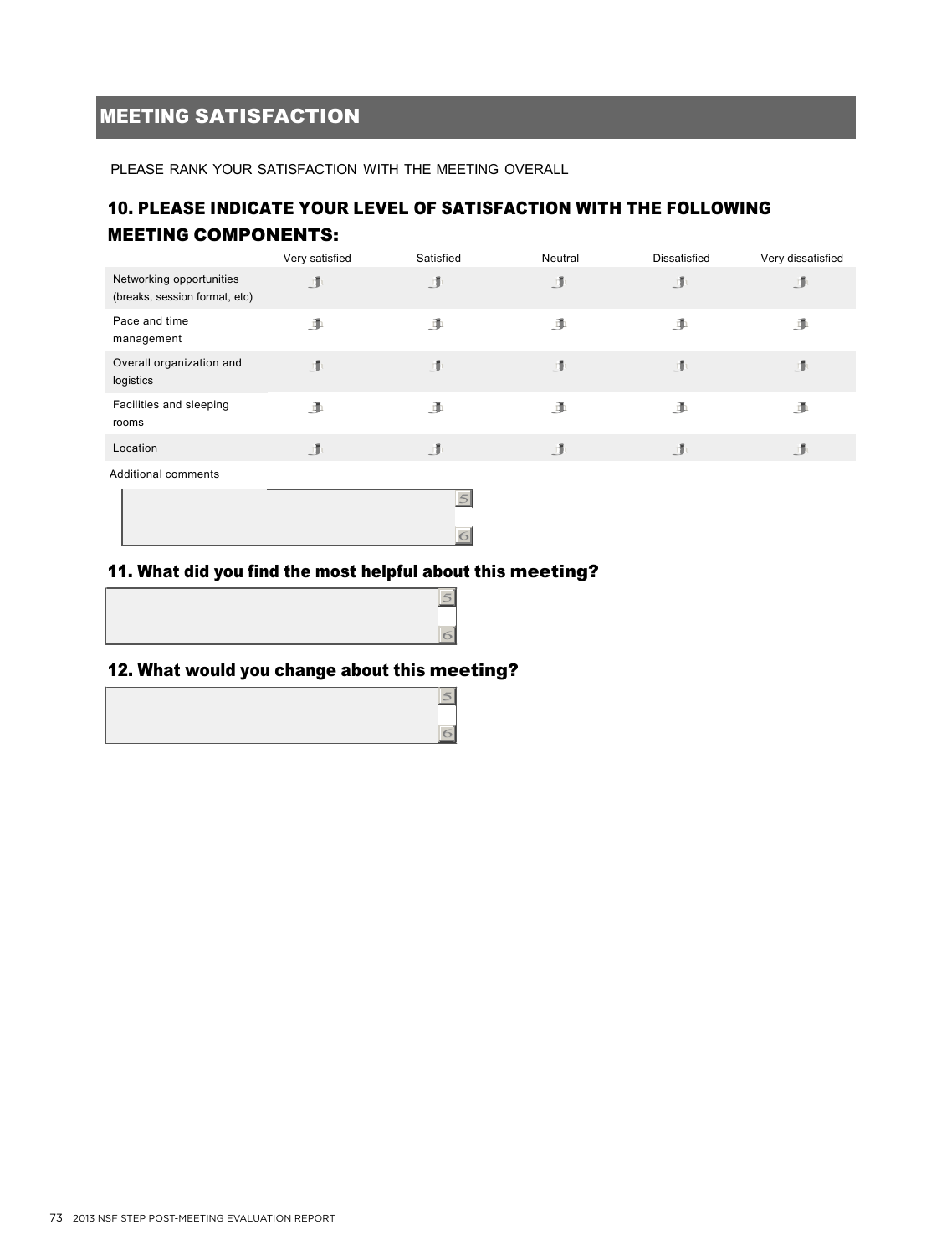## MEETING SATISFACTION

PLEASE RANK YOUR SATISFACTION WITH THE MEETING OVERALL

### 10. PLEASE INDICATE YOUR LEVEL OF SATISFACTION WITH THE FOLLOWING MEETING COMPONENTS:

| | Very satisfied | Satisfied | Neutral | Dissatisfied | Very dissatisfied |
|---|---|---|---|---|---|
| Networking opportunities (breaks, session format, etc) | | | | | |
| Pace and time management | | | | | |
| Overall organization and logistics | | | | | |
| Facilities and sleeping rooms | | | | | |
| Location | | | | | |

Additional comments

### 11. What did you find the most helpful about this meeting?

### 12. What would you change about this meeting?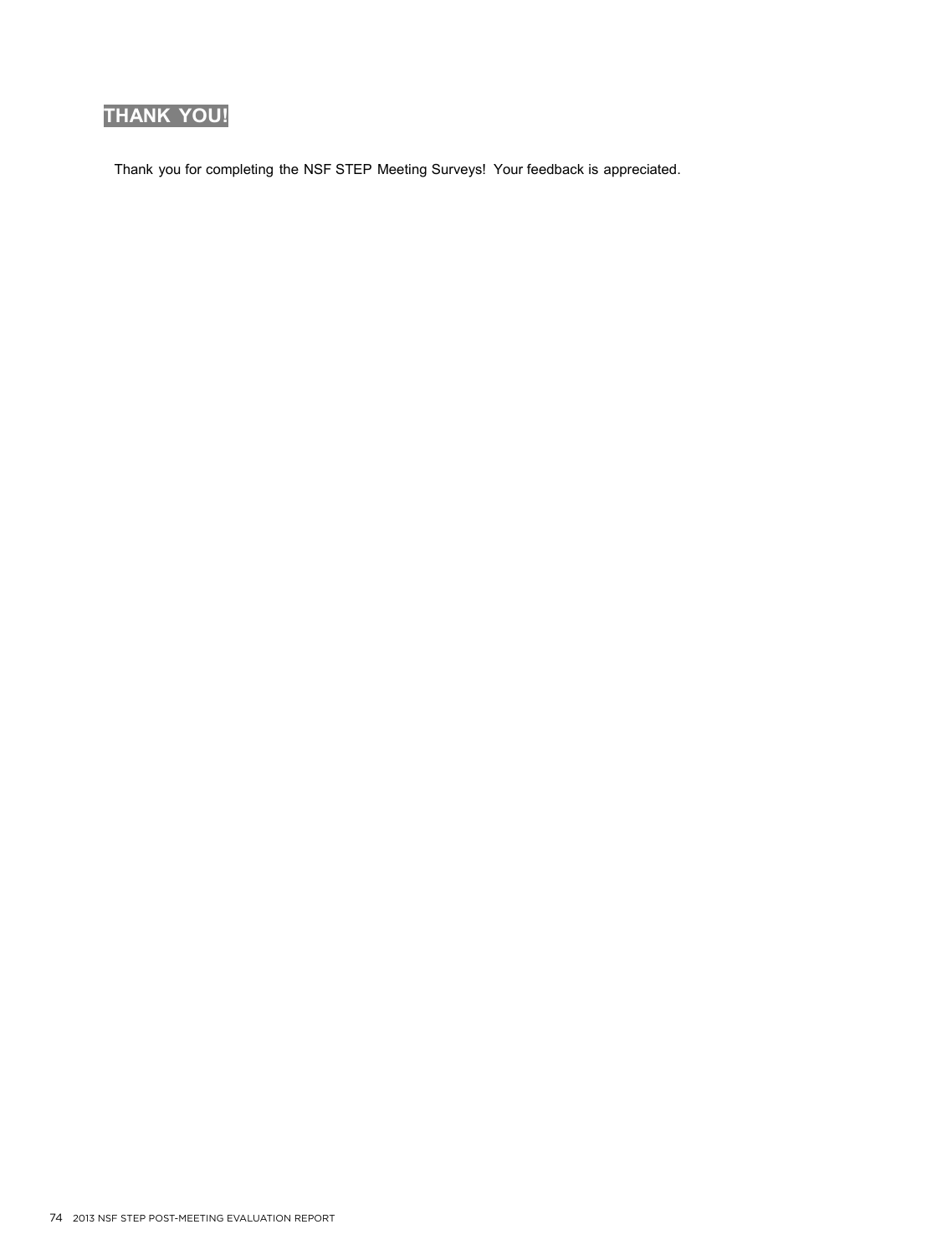## THANK YOU!

Thank you for completing the NSF STEP Meeting Surveys! Your feedback is appreciated.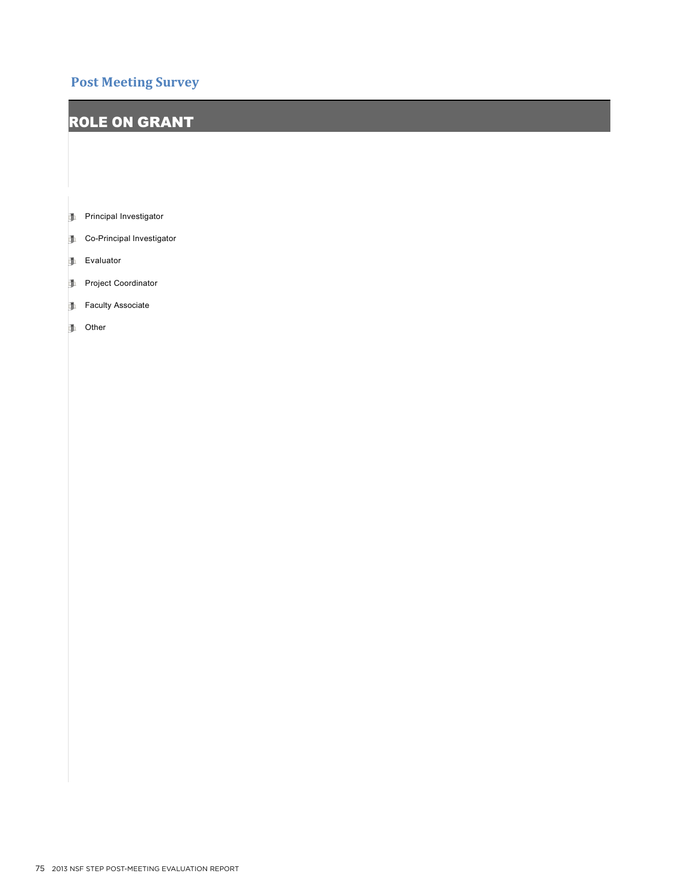## Post Meeting Survey

# ROLE ON GRANT

- Principal Investigator
- Co-Principal Investigator
- Evaluator
- Project Coordinator
- Faculty Associate
- Other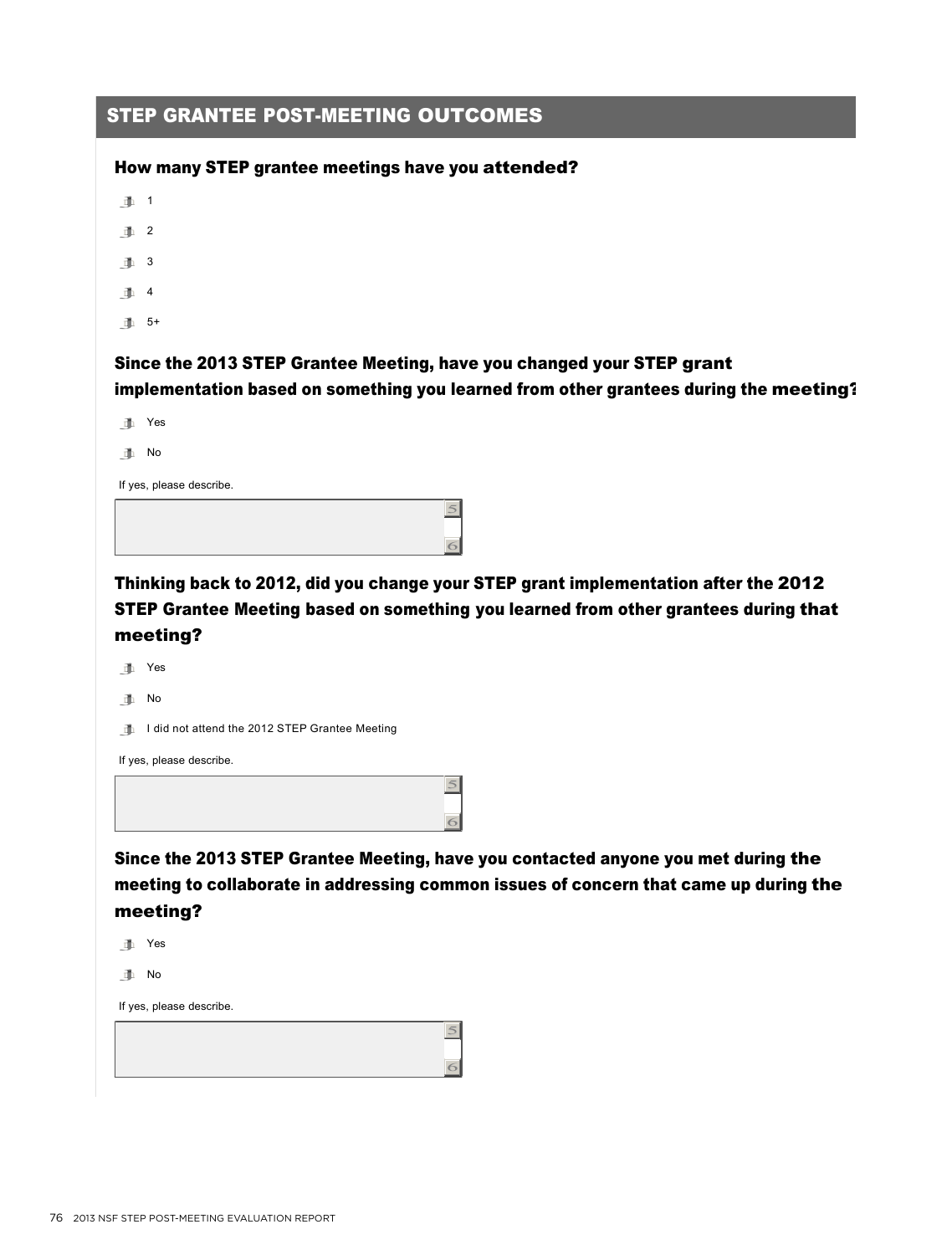## STEP GRANTEE POST-MEETING OUTCOMES

**How many STEP grantee meetings have you attended?**

- 1
- 2
- 3
- 4
- 5+

**Since the 2013 STEP Grantee Meeting, have you changed your STEP grant implementation based on something you learned from other grantees during the meeting?**

- Yes
- No

If yes, please describe.

**Thinking back to 2012, did you change your STEP grant implementation after the 2012 STEP Grantee Meeting based on something you learned from other grantees during that meeting?**

- Yes
- No
- I did not attend the 2012 STEP Grantee Meeting

If yes, please describe.

**Since the 2013 STEP Grantee Meeting, have you contacted anyone you met during the meeting to collaborate in addressing common issues of concern that came up during the meeting?**

- Yes
- No

If yes, please describe.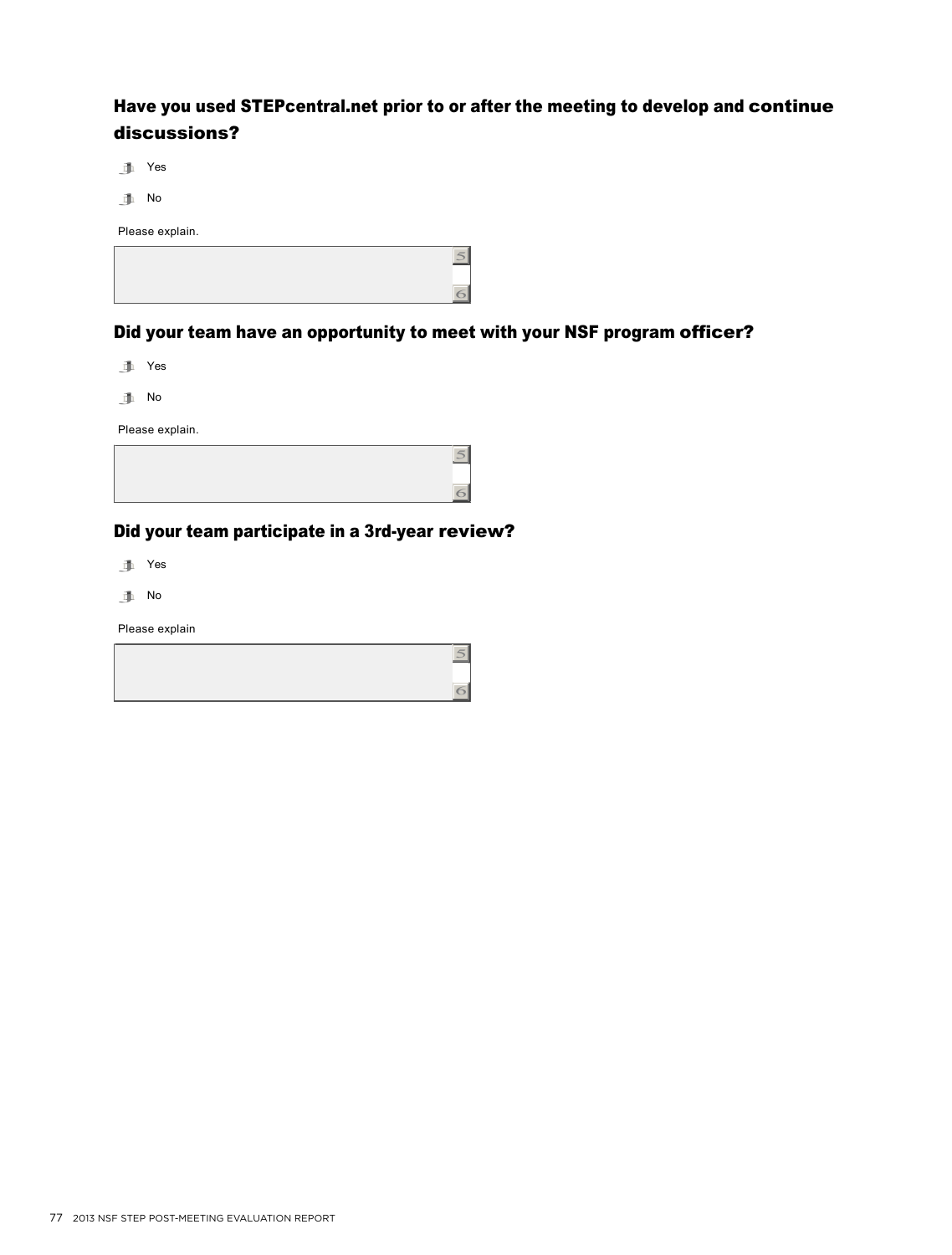### Have you used STEPcentral.net prior to or after the meeting to develop and continue discussions?

- Yes
- No

Please explain.

### Did your team have an opportunity to meet with your NSF program officer?

- Yes
- No

Please explain.

### Did your team participate in a 3rd-year review?

- Yes
- No

Please explain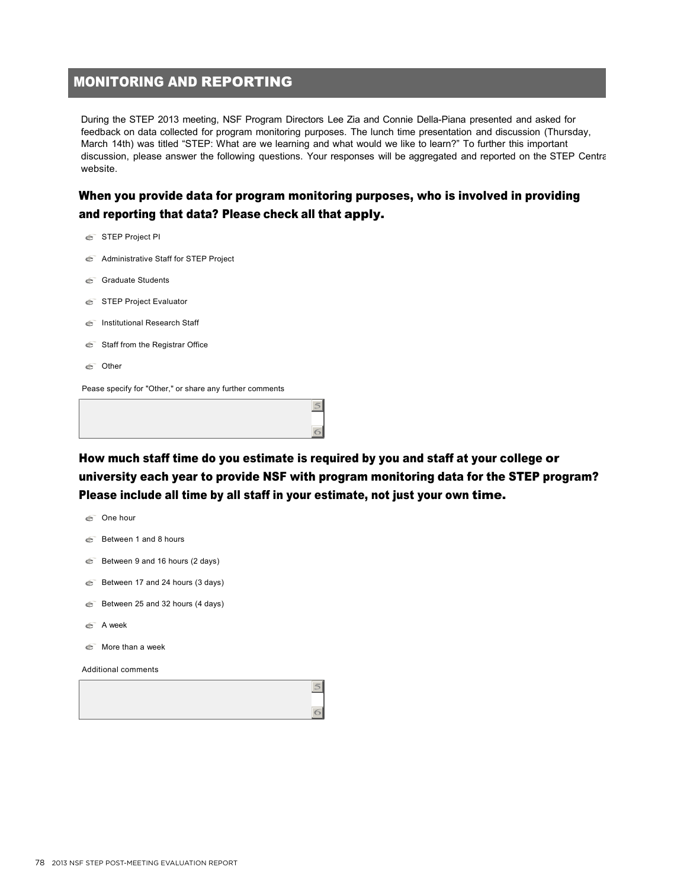## MONITORING AND REPORTING

During the STEP 2013 meeting, NSF Program Directors Lee Zia and Connie Della-Piana presented and asked for feedback on data collected for program monitoring purposes. The lunch time presentation and discussion (Thursday, March 14th) was titled "STEP: What are we learning and what would we like to learn?" To further this important discussion, please answer the following questions. Your responses will be aggregated and reported on the STEP Centra website.

### When you provide data for program monitoring purposes, who is involved in providing and reporting that data? Please check all that apply.

- STEP Project PI
- Administrative Staff for STEP Project
- Graduate Students
- STEP Project Evaluator
- Institutional Research Staff
- Staff from the Registrar Office
- Other

Pease specify for "Other," or share any further comments

### How much staff time do you estimate is required by you and staff at your college or university each year to provide NSF with program monitoring data for the STEP program? Please include all time by all staff in your estimate, not just your own time.

- One hour
- Between 1 and 8 hours
- Between 9 and 16 hours (2 days)
- Between 17 and 24 hours (3 days)
- Between 25 and 32 hours (4 days)
- A week
- More than a week

Additional comments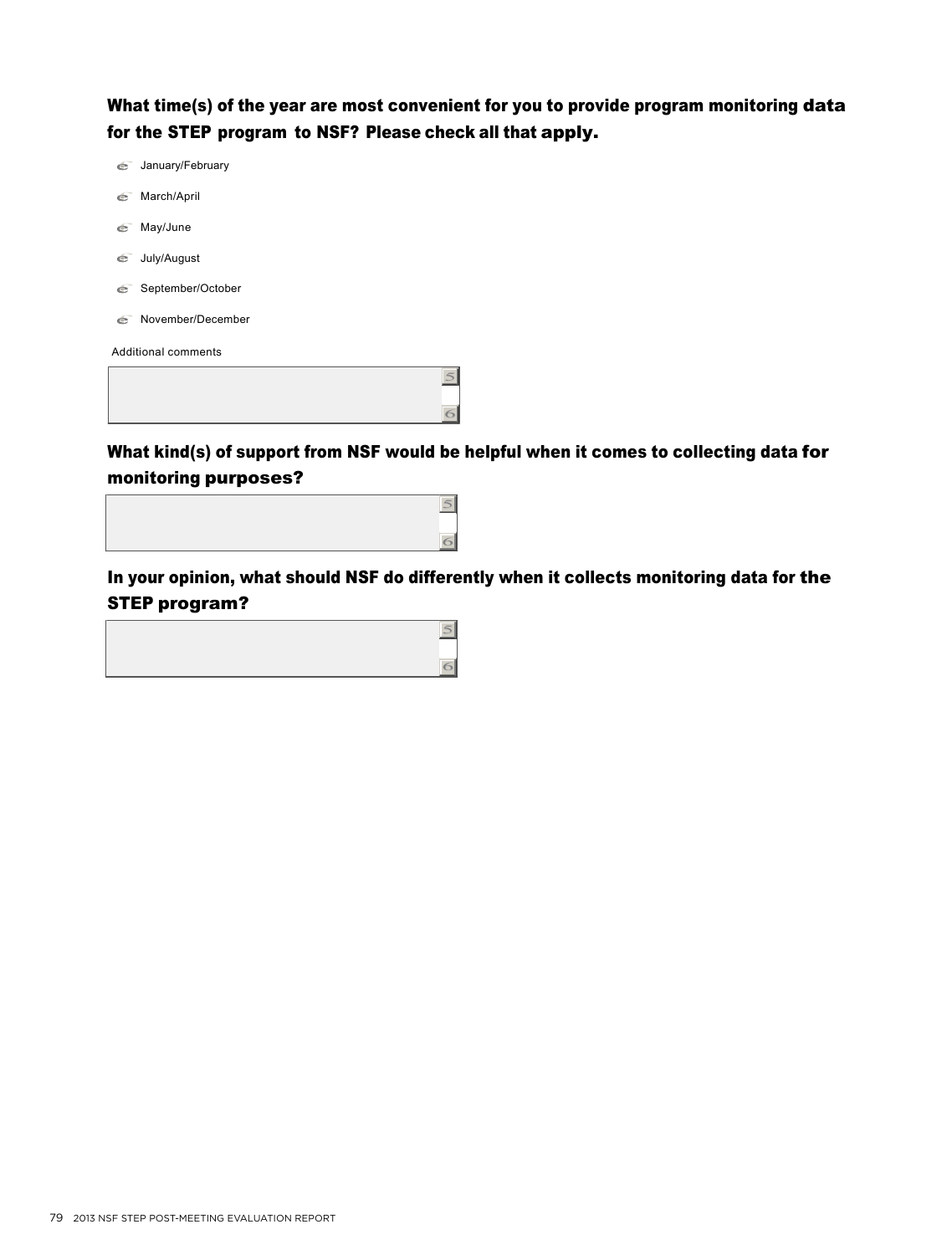**What time(s) of the year are most convenient for you to provide program monitoring data for the STEP program to NSF? Please check all that apply.**

- January/February
- March/April
- May/June
- July/August
- September/October
- November/December

Additional comments

**What kind(s) of support from NSF would be helpful when it comes to collecting data for monitoring purposes?**

**In your opinion, what should NSF do differently when it collects monitoring data for the STEP program?**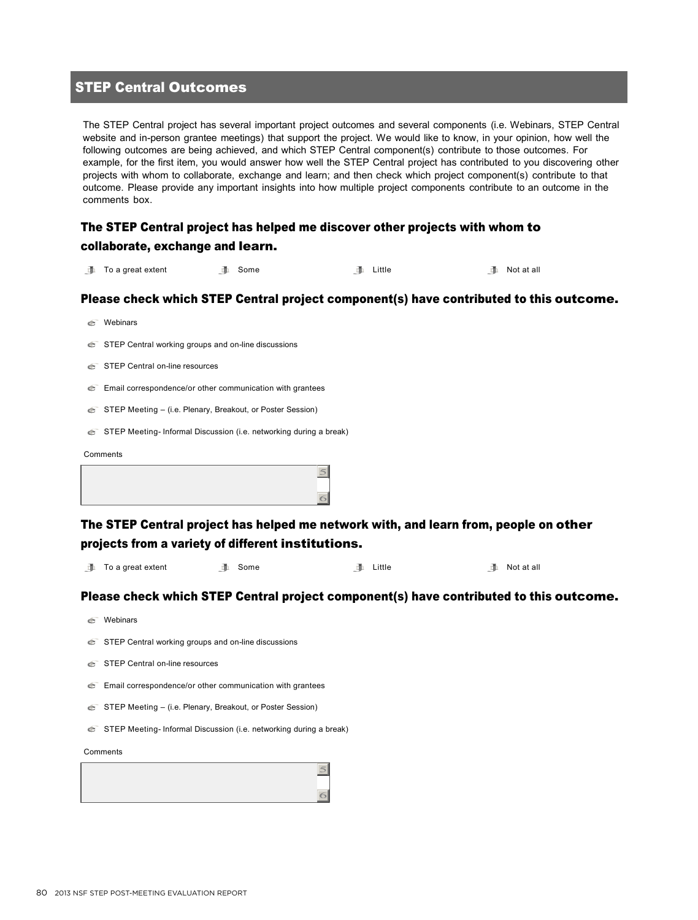## STEP Central Outcomes

The STEP Central project has several important project outcomes and several components (i.e. Webinars, STEP Central website and in-person grantee meetings) that support the project. We would like to know, in your opinion, how well the following outcomes are being achieved, and which STEP Central component(s) contribute to those outcomes. For example, for the first item, you would answer how well the STEP Central project has contributed to you discovering other projects with whom to collaborate, exchange and learn; and then check which project component(s) contribute to that outcome. Please provide any important insights into how multiple project components contribute to an outcome in the comments box.

### The STEP Central project has helped me discover other projects with whom to collaborate, exchange and learn.

- To a great extent
- Some
- Little
- Not at all

### Please check which STEP Central project component(s) have contributed to this outcome.

- Webinars
- STEP Central working groups and on-line discussions
- STEP Central on-line resources
- Email correspondence/or other communication with grantees
- STEP Meeting – (i.e. Plenary, Breakout, or Poster Session)
- STEP Meeting- Informal Discussion (i.e. networking during a break)

Comments

### The STEP Central project has helped me network with, and learn from, people on other projects from a variety of different institutions.

- To a great extent
- Some
- Little
- Not at all

### Please check which STEP Central project component(s) have contributed to this outcome.

- Webinars
- STEP Central working groups and on-line discussions
- STEP Central on-line resources
- Email correspondence/or other communication with grantees
- STEP Meeting – (i.e. Plenary, Breakout, or Poster Session)
- STEP Meeting- Informal Discussion (i.e. networking during a break)

Comments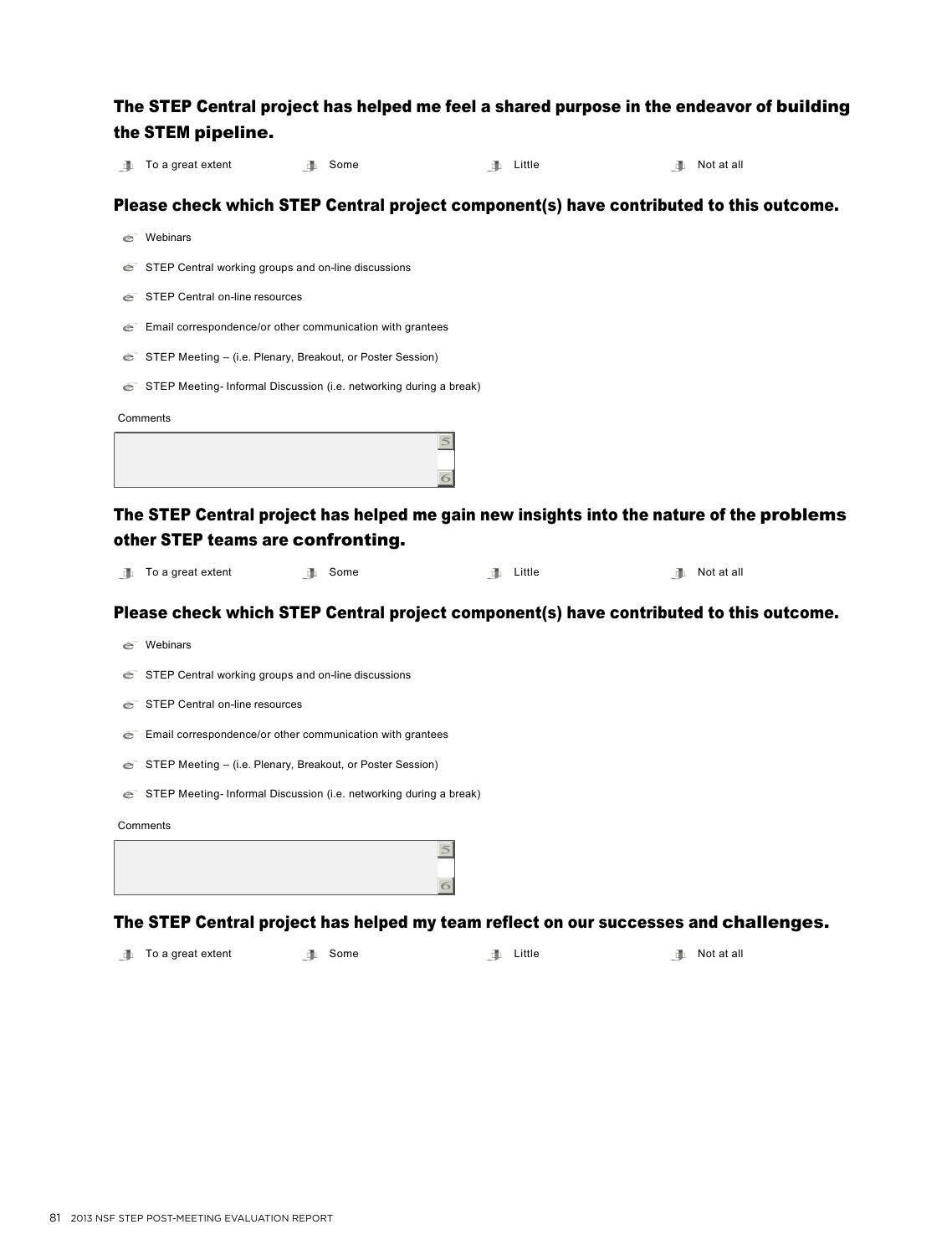### The STEP Central project has helped me feel a shared purpose in the endeavor of building the STEM pipeline.

- To a great extent
- Some
- Little
- Not at all

### Please check which STEP Central project component(s) have contributed to this outcome.

- Webinars
- STEP Central working groups and on-line discussions
- STEP Central on-line resources
- Email correspondence/or other communication with grantees
- STEP Meeting – (i.e. Plenary, Breakout, or Poster Session)
- STEP Meeting- Informal Discussion (i.e. networking during a break)

Comments

### The STEP Central project has helped me gain new insights into the nature of the problems other STEP teams are confronting.

- To a great extent
- Some
- Little
- Not at all

### Please check which STEP Central project component(s) have contributed to this outcome.

- Webinars
- STEP Central working groups and on-line discussions
- STEP Central on-line resources
- Email correspondence/or other communication with grantees
- STEP Meeting – (i.e. Plenary, Breakout, or Poster Session)
- STEP Meeting- Informal Discussion (i.e. networking during a break)

Comments

### The STEP Central project has helped my team reflect on our successes and challenges.

- To a great extent
- Some
- Little
- Not at all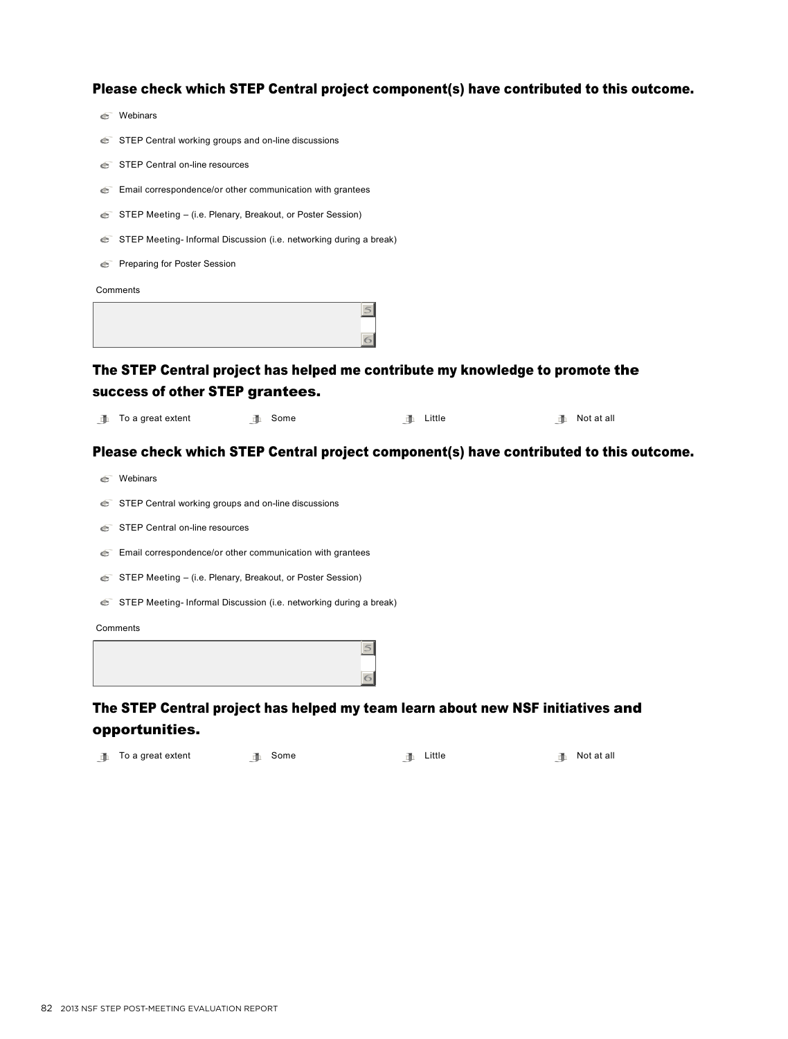### Please check which STEP Central project component(s) have contributed to this outcome.

- Webinars
- STEP Central working groups and on-line discussions
- STEP Central on-line resources
- Email correspondence/or other communication with grantees
- STEP Meeting – (i.e. Plenary, Breakout, or Poster Session)
- STEP Meeting- Informal Discussion (i.e. networking during a break)
- Preparing for Poster Session

Comments

### The STEP Central project has helped me contribute my knowledge to promote the success of other STEP grantees.

- To a great extent
- Some
- Little
- Not at all

### Please check which STEP Central project component(s) have contributed to this outcome.

- Webinars
- STEP Central working groups and on-line discussions
- STEP Central on-line resources
- Email correspondence/or other communication with grantees
- STEP Meeting – (i.e. Plenary, Breakout, or Poster Session)
- STEP Meeting- Informal Discussion (i.e. networking during a break)

Comments

### The STEP Central project has helped my team learn about new NSF initiatives and opportunities.

- To a great extent
- Some
- Little
- Not at all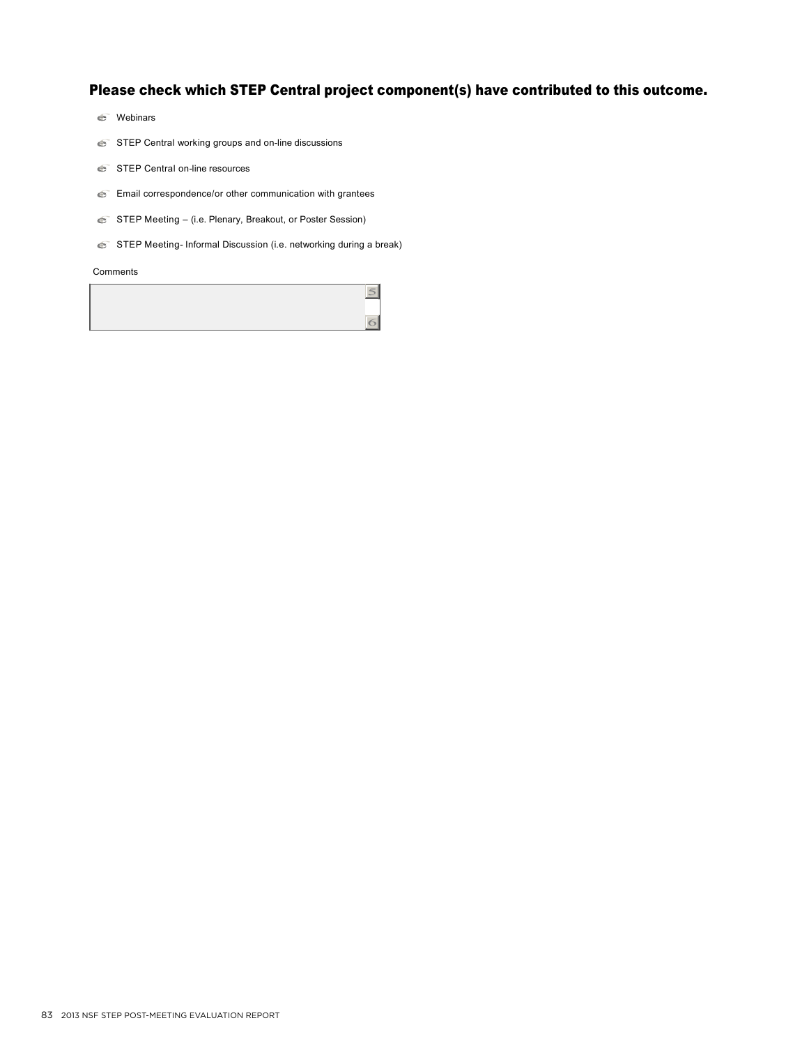### Please check which STEP Central project component(s) have contributed to this outcome.

- Webinars
- STEP Central working groups and on-line discussions
- STEP Central on-line resources
- Email correspondence/or other communication with grantees
- STEP Meeting – (i.e. Plenary, Breakout, or Poster Session)
- STEP Meeting- Informal Discussion (i.e. networking during a break)

Comments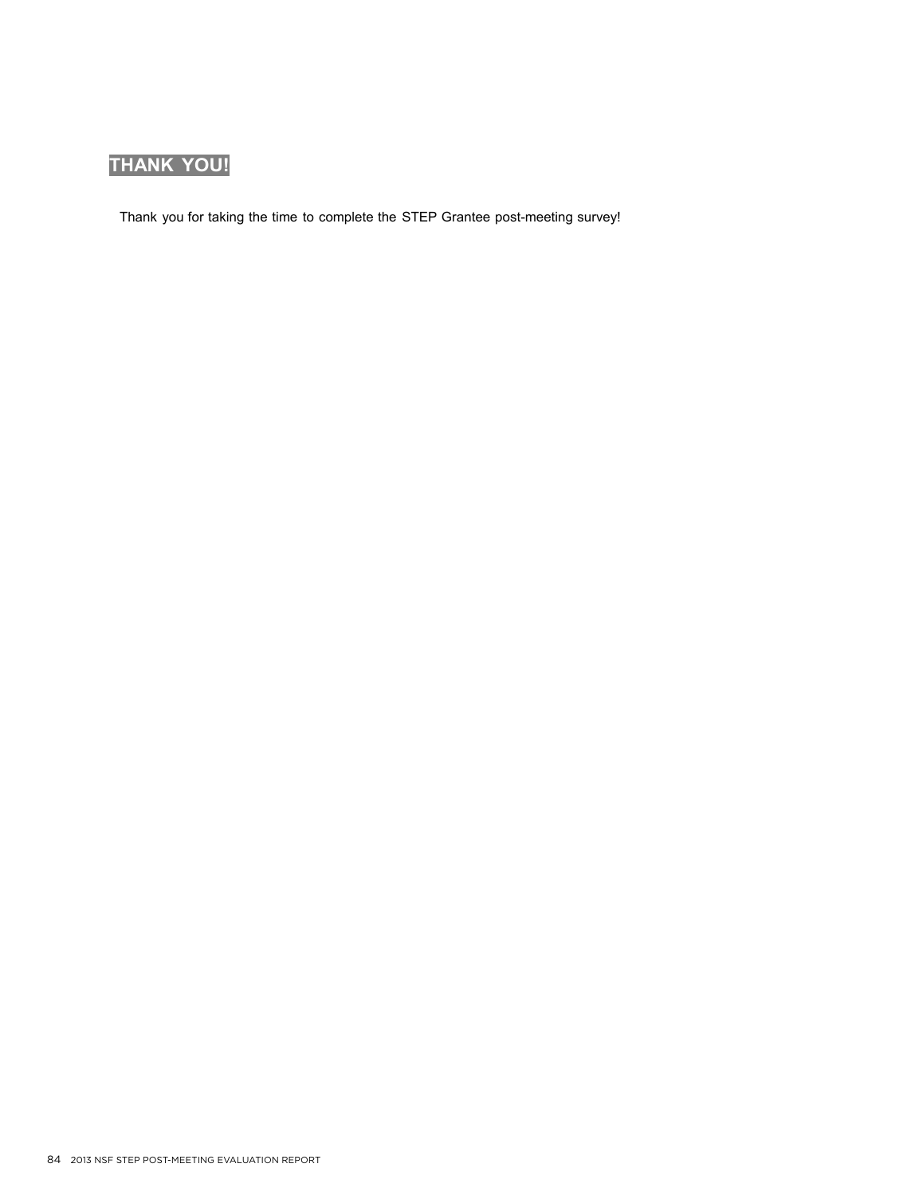## THANK YOU!

Thank you for taking the time to complete the STEP Grantee post-meeting survey!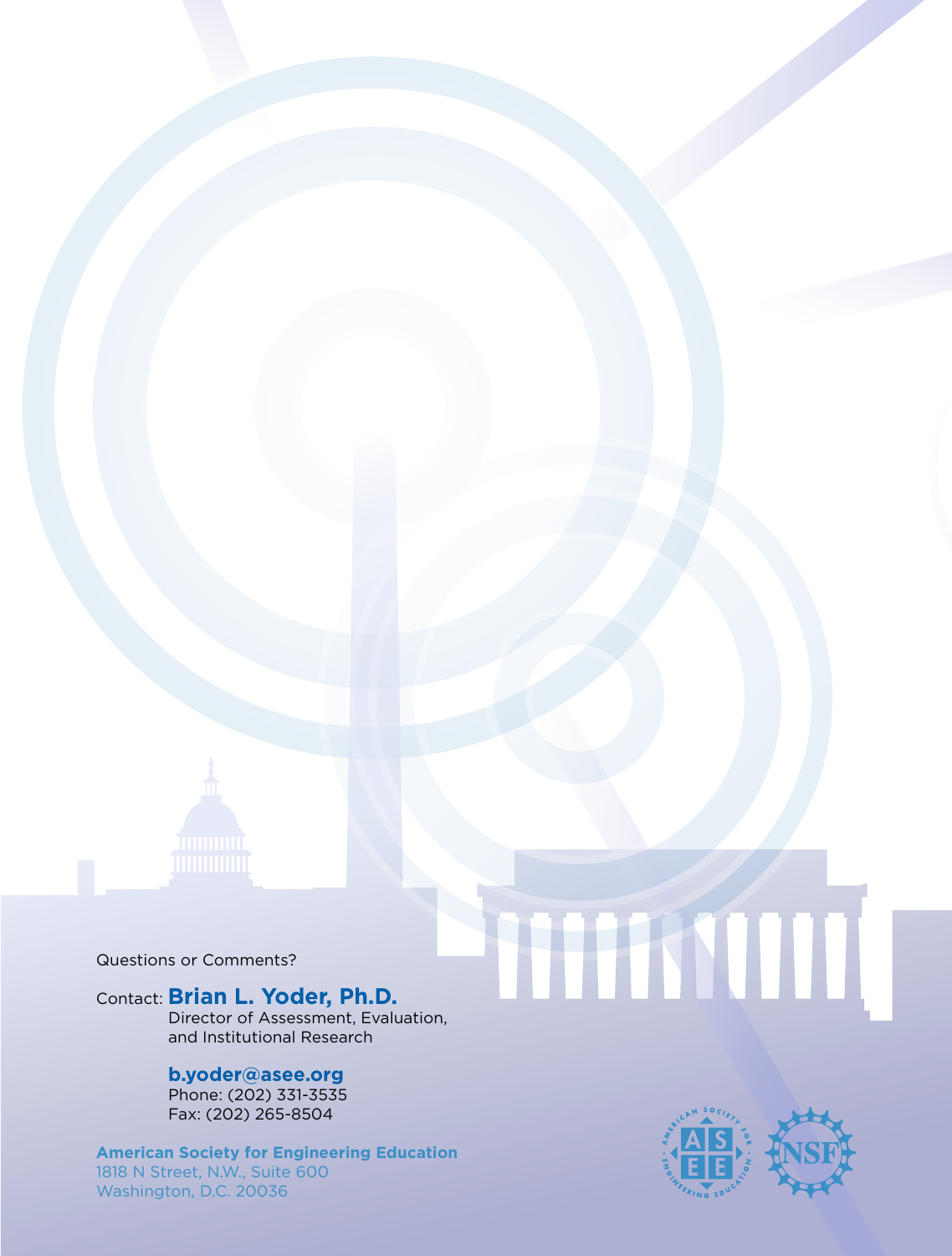Questions or Comments?

Contact: **Brian L. Yoder, Ph.D.**
Director of Assessment, Evaluation, and Institutional Research

**b.yoder@asee.org**
Phone: (202) 331-3535
Fax: (202) 265-8504

**American Society for Engineering Education**
1818 N Street, N.W., Suite 600
Washington, D.C. 20036